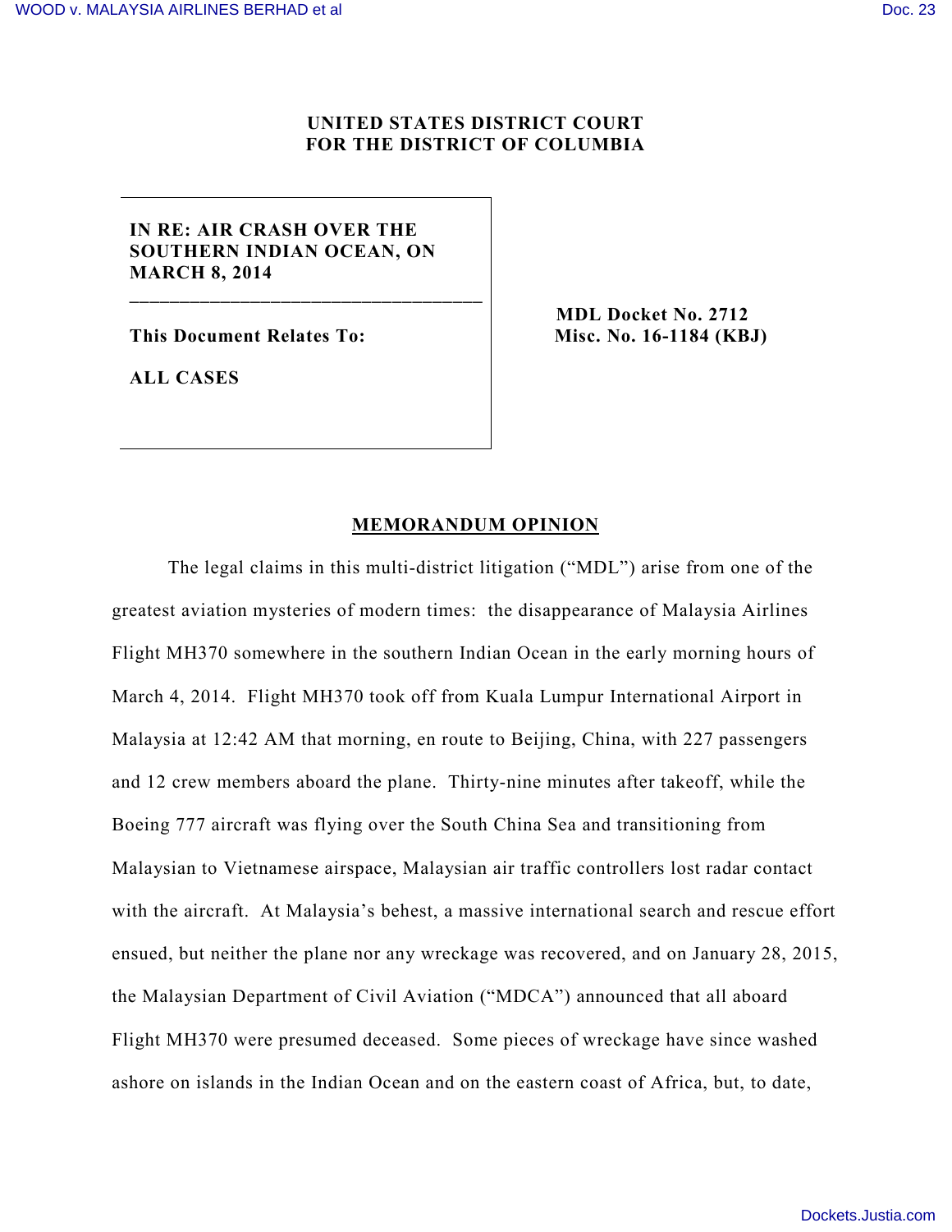UNITED STATES DISTRICT COURT
FOR THE DISTRICT OF COLUMBIA

IN RE: AIR CRASH OVER THE SOUTHERN INDIAN OCEAN, ON MARCH 8, 2014

This Document Relates To:

ALL CASES

MDL Docket No. 2712
Misc. No. 16-1184 (KBJ)

## MEMORANDUM OPINION

The legal claims in this multi-district litigation ("MDL") arise from one of the greatest aviation mysteries of modern times: the disappearance of Malaysia Airlines Flight MH370 somewhere in the southern Indian Ocean in the early morning hours of March 4, 2014. Flight MH370 took off from Kuala Lumpur International Airport in Malaysia at 12:42 AM that morning, en route to Beijing, China, with 227 passengers and 12 crew members aboard the plane. Thirty-nine minutes after takeoff, while the Boeing 777 aircraft was flying over the South China Sea and transitioning from Malaysian to Vietnamese airspace, Malaysian air traffic controllers lost radar contact with the aircraft. At Malaysia's behest, a massive international search and rescue effort ensued, but neither the plane nor any wreckage was recovered, and on January 28, 2015, the Malaysian Department of Civil Aviation ("MDCA") announced that all aboard Flight MH370 were presumed deceased. Some pieces of wreckage have since washed ashore on islands in the Indian Ocean and on the eastern coast of Africa, but, to date,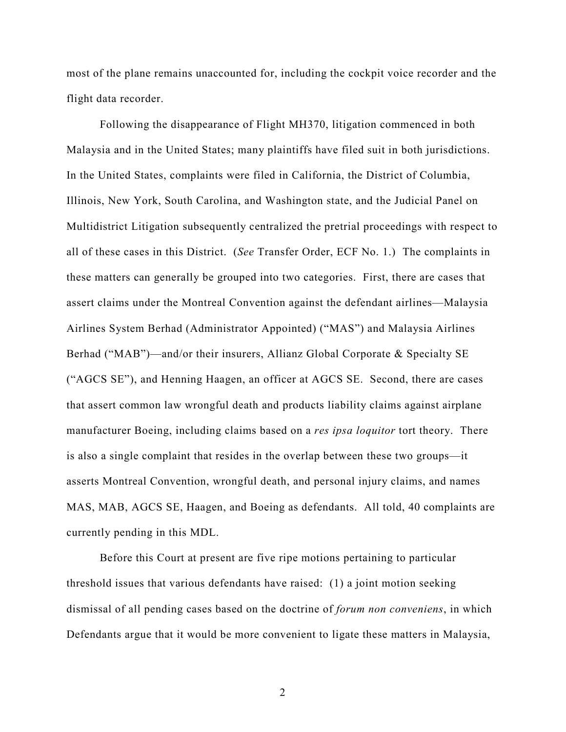most of the plane remains unaccounted for, including the cockpit voice recorder and the flight data recorder.

Following the disappearance of Flight MH370, litigation commenced in both Malaysia and in the United States; many plaintiffs have filed suit in both jurisdictions. In the United States, complaints were filed in California, the District of Columbia, Illinois, New York, South Carolina, and Washington state, and the Judicial Panel on Multidistrict Litigation subsequently centralized the pretrial proceedings with respect to all of these cases in this District. (*See* Transfer Order, ECF No. 1.) The complaints in these matters can generally be grouped into two categories. First, there are cases that assert claims under the Montreal Convention against the defendant airlines—Malaysia Airlines System Berhad (Administrator Appointed) ("MAS") and Malaysia Airlines Berhad ("MAB")—and/or their insurers, Allianz Global Corporate & Specialty SE ("AGCS SE"), and Henning Haagen, an officer at AGCS SE. Second, there are cases that assert common law wrongful death and products liability claims against airplane manufacturer Boeing, including claims based on a *res ipsa loquitor* tort theory. There is also a single complaint that resides in the overlap between these two groups—it asserts Montreal Convention, wrongful death, and personal injury claims, and names MAS, MAB, AGCS SE, Haagen, and Boeing as defendants. All told, 40 complaints are currently pending in this MDL.

Before this Court at present are five ripe motions pertaining to particular threshold issues that various defendants have raised: (1) a joint motion seeking dismissal of all pending cases based on the doctrine of *forum non conveniens*, in which Defendants argue that it would be more convenient to ligate these matters in Malaysia,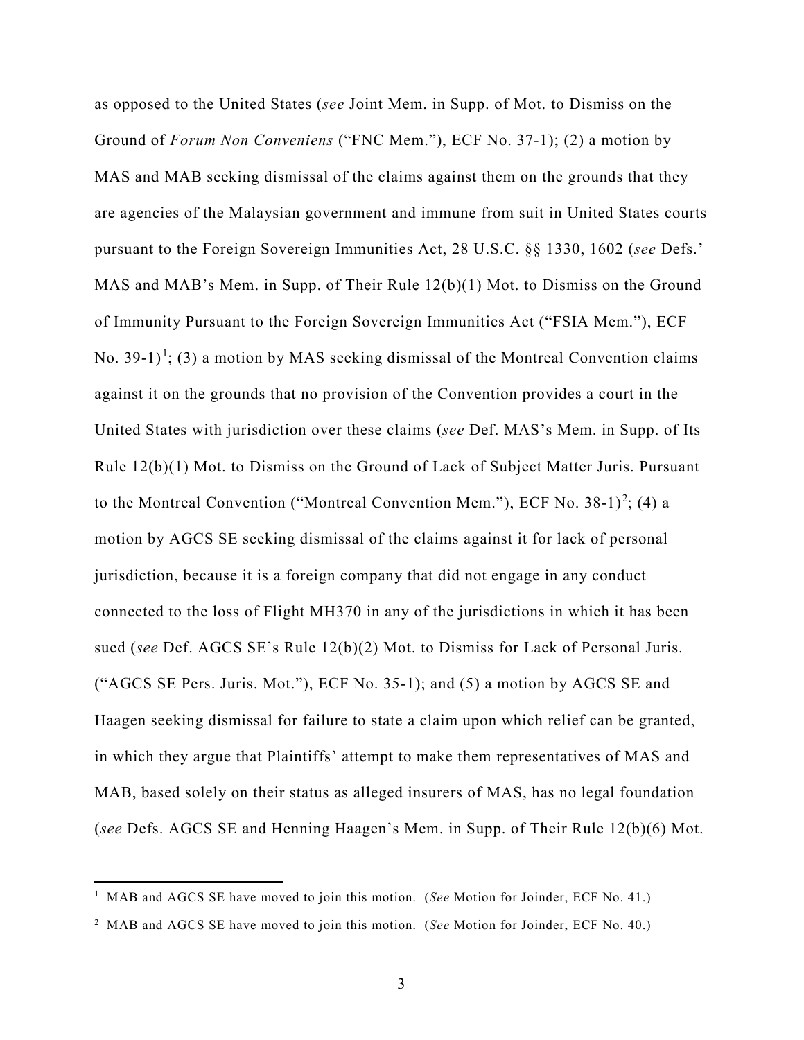as opposed to the United States (*see* Joint Mem. in Supp. of Mot. to Dismiss on the Ground of *Forum Non Conveniens* ("FNC Mem."), ECF No. 37-1); (2) a motion by MAS and MAB seeking dismissal of the claims against them on the grounds that they are agencies of the Malaysian government and immune from suit in United States courts pursuant to the Foreign Sovereign Immunities Act, 28 U.S.C. §§ 1330, 1602 (*see* Defs.' MAS and MAB's Mem. in Supp. of Their Rule 12(b)(1) Mot. to Dismiss on the Ground of Immunity Pursuant to the Foreign Sovereign Immunities Act ("FSIA Mem."), ECF No. 39-1)[1]; (3) a motion by MAS seeking dismissal of the Montreal Convention claims against it on the grounds that no provision of the Convention provides a court in the United States with jurisdiction over these claims (*see* Def. MAS's Mem. in Supp. of Its Rule 12(b)(1) Mot. to Dismiss on the Ground of Lack of Subject Matter Juris. Pursuant to the Montreal Convention ("Montreal Convention Mem."), ECF No. 38-1)[2]; (4) a motion by AGCS SE seeking dismissal of the claims against it for lack of personal jurisdiction, because it is a foreign company that did not engage in any conduct connected to the loss of Flight MH370 in any of the jurisdictions in which it has been sued (*see* Def. AGCS SE's Rule 12(b)(2) Mot. to Dismiss for Lack of Personal Juris. ("AGCS SE Pers. Juris. Mot."), ECF No. 35-1); and (5) a motion by AGCS SE and Haagen seeking dismissal for failure to state a claim upon which relief can be granted, in which they argue that Plaintiffs' attempt to make them representatives of MAS and MAB, based solely on their status as alleged insurers of MAS, has no legal foundation (*see* Defs. AGCS SE and Henning Haagen's Mem. in Supp. of Their Rule 12(b)(6) Mot.

---

[1] MAB and AGCS SE have moved to join this motion. (*See* Motion for Joinder, ECF No. 41.)

[2] MAB and AGCS SE have moved to join this motion. (*See* Motion for Joinder, ECF No. 40.)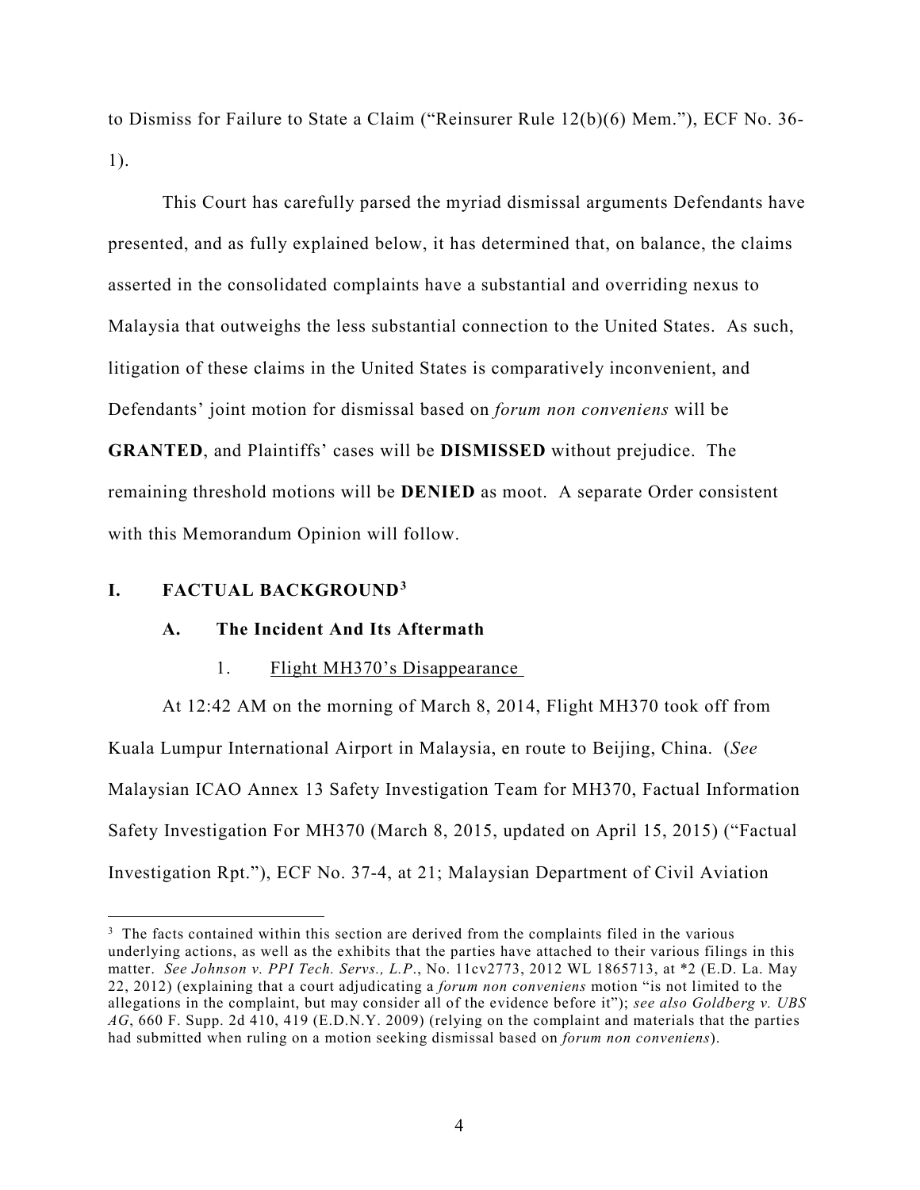to Dismiss for Failure to State a Claim ("Reinsurer Rule 12(b)(6) Mem."), ECF No. 36-1).

This Court has carefully parsed the myriad dismissal arguments Defendants have presented, and as fully explained below, it has determined that, on balance, the claims asserted in the consolidated complaints have a substantial and overriding nexus to Malaysia that outweighs the less substantial connection to the United States. As such, litigation of these claims in the United States is comparatively inconvenient, and Defendants' joint motion for dismissal based on *forum non conveniens* will be **GRANTED**, and Plaintiffs' cases will be **DISMISSED** without prejudice. The remaining threshold motions will be **DENIED** as moot. A separate Order consistent with this Memorandum Opinion will follow.

## I. FACTUAL BACKGROUND[3]

### A. The Incident And Its Aftermath

#### 1. Flight MH370's Disappearance

At 12:42 AM on the morning of March 8, 2014, Flight MH370 took off from Kuala Lumpur International Airport in Malaysia, en route to Beijing, China. (*See* Malaysian ICAO Annex 13 Safety Investigation Team for MH370, Factual Information Safety Investigation For MH370 (March 8, 2015, updated on April 15, 2015) ("Factual Investigation Rpt."), ECF No. 37-4, at 21; Malaysian Department of Civil Aviation

---

[3] The facts contained within this section are derived from the complaints filed in the various underlying actions, as well as the exhibits that the parties have attached to their various filings in this matter. *See Johnson v. PPI Tech. Servs., L.P.*, No. 11cv2773, 2012 WL 1865713, at *2 (E.D. La. May 22, 2012) (explaining that a court adjudicating a *forum non conveniens* motion "is not limited to the allegations in the complaint, but may consider all of the evidence before it"); *see also Goldberg v. UBS AG*, 660 F. Supp. 2d 410, 419 (E.D.N.Y. 2009) (relying on the complaint and materials that the parties had submitted when ruling on a motion seeking dismissal based on *forum non conveniens*).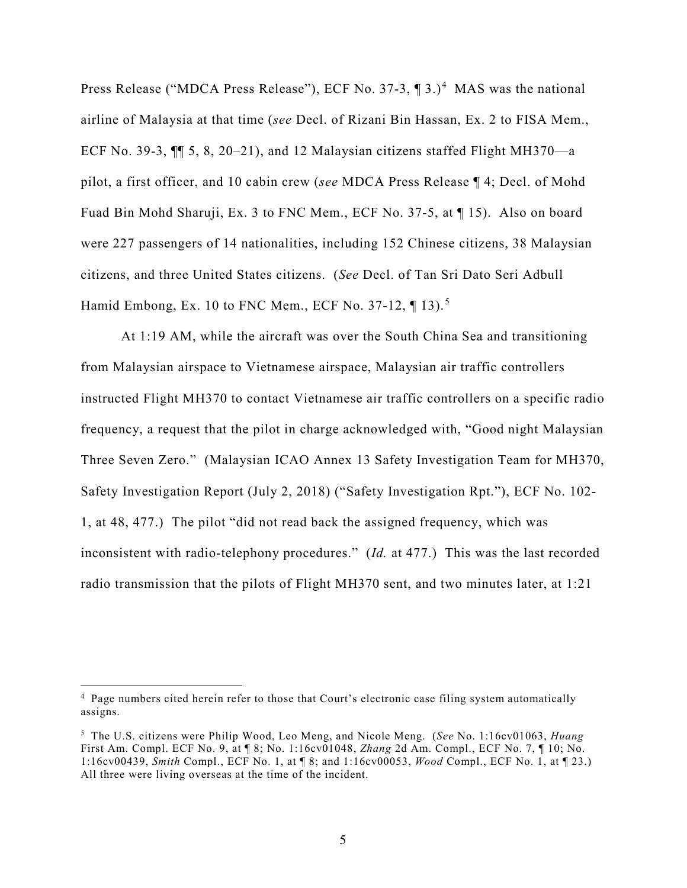Press Release ("MDCA Press Release"), ECF No. 37-3, ¶ 3.)[4] MAS was the national airline of Malaysia at that time (*see* Decl. of Rizani Bin Hassan, Ex. 2 to FISA Mem., ECF No. 39-3, ¶¶ 5, 8, 20–21), and 12 Malaysian citizens staffed Flight MH370—a pilot, a first officer, and 10 cabin crew (*see* MDCA Press Release ¶ 4; Decl. of Mohd Fuad Bin Mohd Sharuji, Ex. 3 to FNC Mem., ECF No. 37-5, at ¶ 15). Also on board were 227 passengers of 14 nationalities, including 152 Chinese citizens, 38 Malaysian citizens, and three United States citizens. (*See* Decl. of Tan Sri Dato Seri Adbull Hamid Embong, Ex. 10 to FNC Mem., ECF No. 37-12, ¶ 13).[5]

At 1:19 AM, while the aircraft was over the South China Sea and transitioning from Malaysian airspace to Vietnamese airspace, Malaysian air traffic controllers instructed Flight MH370 to contact Vietnamese air traffic controllers on a specific radio frequency, a request that the pilot in charge acknowledged with, "Good night Malaysian Three Seven Zero." (Malaysian ICAO Annex 13 Safety Investigation Team for MH370, Safety Investigation Report (July 2, 2018) ("Safety Investigation Rpt."), ECF No. 102-1, at 48, 477.) The pilot "did not read back the assigned frequency, which was inconsistent with radio-telephony procedures." (*Id.* at 477.) This was the last recorded radio transmission that the pilots of Flight MH370 sent, and two minutes later, at 1:21

---

[4] Page numbers cited herein refer to those that Court's electronic case filing system automatically assigns.

[5] The U.S. citizens were Philip Wood, Leo Meng, and Nicole Meng. (*See* No. 1:16cv01063, *Huang* First Am. Compl. ECF No. 9, at ¶ 8; No. 1:16cv01048, *Zhang* 2d Am. Compl., ECF No. 7, ¶ 10; No. 1:16cv00439, *Smith* Compl., ECF No. 1, at ¶ 8; and 1:16cv00053, *Wood* Compl., ECF No. 1, at ¶ 23.) All three were living overseas at the time of the incident.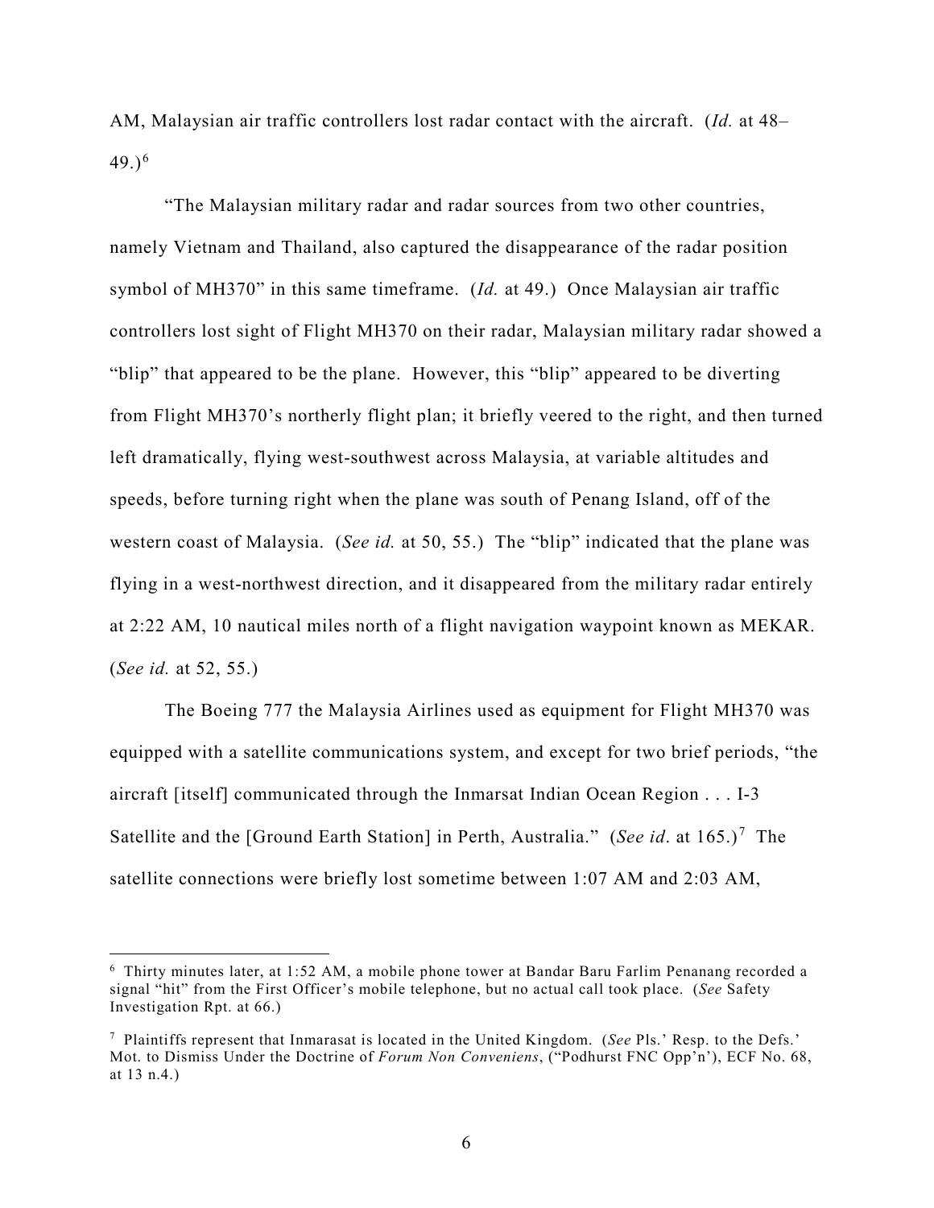AM, Malaysian air traffic controllers lost radar contact with the aircraft. (*Id.* at 48–49.)[6]

"The Malaysian military radar and radar sources from two other countries, namely Vietnam and Thailand, also captured the disappearance of the radar position symbol of MH370" in this same timeframe. (*Id.* at 49.) Once Malaysian air traffic controllers lost sight of Flight MH370 on their radar, Malaysian military radar showed a "blip" that appeared to be the plane. However, this "blip" appeared to be diverting from Flight MH370's northerly flight plan; it briefly veered to the right, and then turned left dramatically, flying west-southwest across Malaysia, at variable altitudes and speeds, before turning right when the plane was south of Penang Island, off of the western coast of Malaysia. (*See id.* at 50, 55.) The "blip" indicated that the plane was flying in a west-northwest direction, and it disappeared from the military radar entirely at 2:22 AM, 10 nautical miles north of a flight navigation waypoint known as MEKAR. (*See id.* at 52, 55.)

The Boeing 777 the Malaysia Airlines used as equipment for Flight MH370 was equipped with a satellite communications system, and except for two brief periods, "the aircraft [itself] communicated through the Inmarsat Indian Ocean Region . . . I-3 Satellite and the [Ground Earth Station] in Perth, Australia." (*See id*. at 165.)[7] The satellite connections were briefly lost sometime between 1:07 AM and 2:03 AM,

---

[6] Thirty minutes later, at 1:52 AM, a mobile phone tower at Bandar Baru Farlim Penanang recorded a signal "hit" from the First Officer's mobile telephone, but no actual call took place. (*See* Safety Investigation Rpt. at 66.)

[7] Plaintiffs represent that Inmarasat is located in the United Kingdom. (*See* Pls.' Resp. to the Defs.' Mot. to Dismiss Under the Doctrine of *Forum Non Conveniens*, ("Podhurst FNC Opp'n'), ECF No. 68, at 13 n.4.)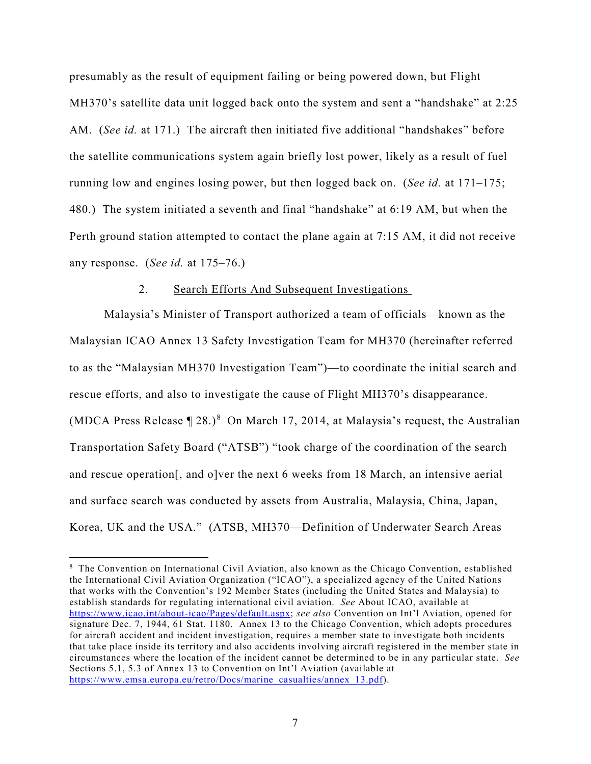presumably as the result of equipment failing or being powered down, but Flight MH370's satellite data unit logged back onto the system and sent a "handshake" at 2:25 AM. (*See id.* at 171.) The aircraft then initiated five additional "handshakes" before the satellite communications system again briefly lost power, likely as a result of fuel running low and engines losing power, but then logged back on. (*See id.* at 171–175; 480.) The system initiated a seventh and final "handshake" at 6:19 AM, but when the Perth ground station attempted to contact the plane again at 7:15 AM, it did not receive any response. (*See id.* at 175–76.)

2. <u>Search Efforts And Subsequent Investigations</u>

Malaysia's Minister of Transport authorized a team of officials—known as the Malaysian ICAO Annex 13 Safety Investigation Team for MH370 (hereinafter referred to as the "Malaysian MH370 Investigation Team")—to coordinate the initial search and rescue efforts, and also to investigate the cause of Flight MH370's disappearance. (MDCA Press Release ¶ 28.)[8] On March 17, 2014, at Malaysia's request, the Australian Transportation Safety Board ("ATSB") "took charge of the coordination of the search and rescue operation[, and o]ver the next 6 weeks from 18 March, an intensive aerial and surface search was conducted by assets from Australia, Malaysia, China, Japan, Korea, UK and the USA." (ATSB, MH370—Definition of Underwater Search Areas

---

[8] The Convention on International Civil Aviation, also known as the Chicago Convention, established the International Civil Aviation Organization ("ICAO"), a specialized agency of the United Nations that works with the Convention's 192 Member States (including the United States and Malaysia) to establish standards for regulating international civil aviation. *See* About ICAO, available at https://www.icao.int/about-icao/Pages/default.aspx; *see also* Convention on Int'l Aviation, opened for signature Dec. 7, 1944, 61 Stat. 1180. Annex 13 to the Chicago Convention, which adopts procedures for aircraft accident and incident investigation, requires a member state to investigate both incidents that take place inside its territory and also accidents involving aircraft registered in the member state in circumstances where the location of the incident cannot be determined to be in any particular state. *See* Sections 5.1, 5.3 of Annex 13 to Convention on Int'l Aviation (available at https://www.emsa.europa.eu/retro/Docs/marine_casualties/annex_13.pdf).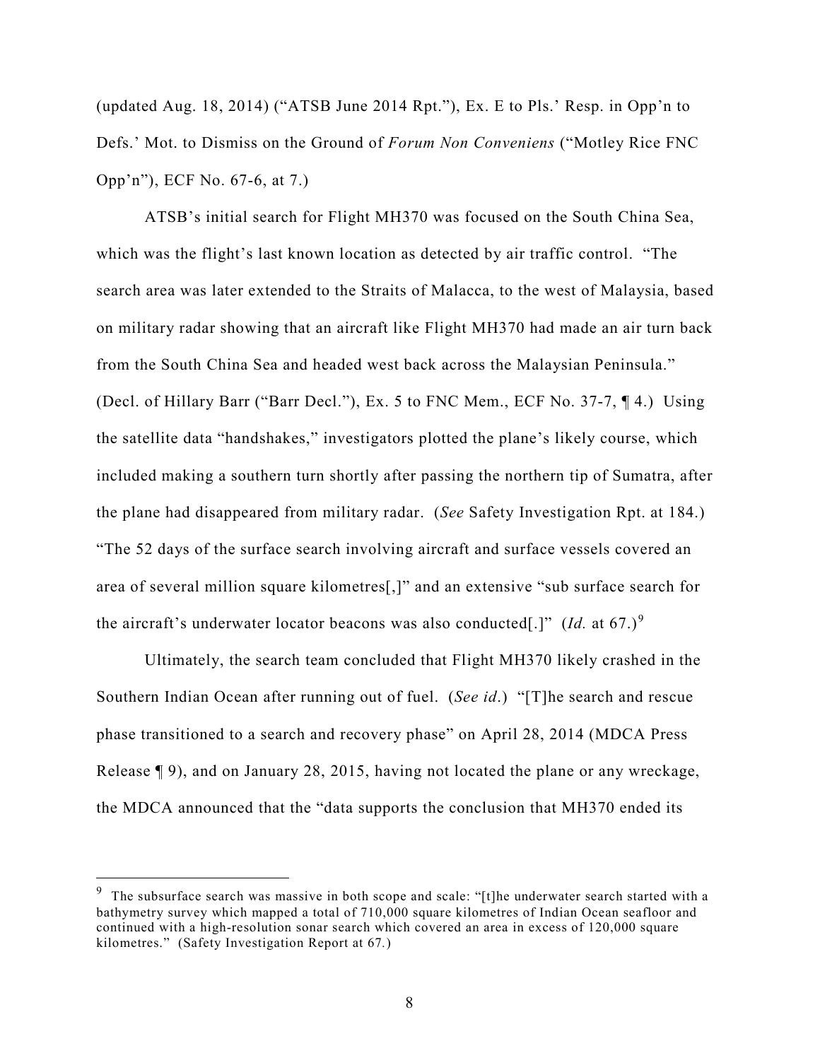(updated Aug. 18, 2014) ("ATSB June 2014 Rpt."), Ex. E to Pls.' Resp. in Opp'n to Defs.' Mot. to Dismiss on the Ground of *Forum Non Conveniens* ("Motley Rice FNC Opp'n"), ECF No. 67-6, at 7.)

ATSB's initial search for Flight MH370 was focused on the South China Sea, which was the flight's last known location as detected by air traffic control. "The search area was later extended to the Straits of Malacca, to the west of Malaysia, based on military radar showing that an aircraft like Flight MH370 had made an air turn back from the South China Sea and headed west back across the Malaysian Peninsula." (Decl. of Hillary Barr ("Barr Decl."), Ex. 5 to FNC Mem., ECF No. 37-7, ¶ 4.) Using the satellite data "handshakes," investigators plotted the plane's likely course, which included making a southern turn shortly after passing the northern tip of Sumatra, after the plane had disappeared from military radar. (*See* Safety Investigation Rpt. at 184.) "The 52 days of the surface search involving aircraft and surface vessels covered an area of several million square kilometres[,]" and an extensive "sub surface search for the aircraft's underwater locator beacons was also conducted[.]" (*Id.* at 67.)[9]

Ultimately, the search team concluded that Flight MH370 likely crashed in the Southern Indian Ocean after running out of fuel. (*See id*.) "[T]he search and rescue phase transitioned to a search and recovery phase" on April 28, 2014 (MDCA Press Release ¶ 9), and on January 28, 2015, having not located the plane or any wreckage, the MDCA announced that the "data supports the conclusion that MH370 ended its

---

[9] The subsurface search was massive in both scope and scale: "[t]he underwater search started with a bathymetry survey which mapped a total of 710,000 square kilometres of Indian Ocean seafloor and continued with a high-resolution sonar search which covered an area in excess of 120,000 square kilometres." (Safety Investigation Report at 67.)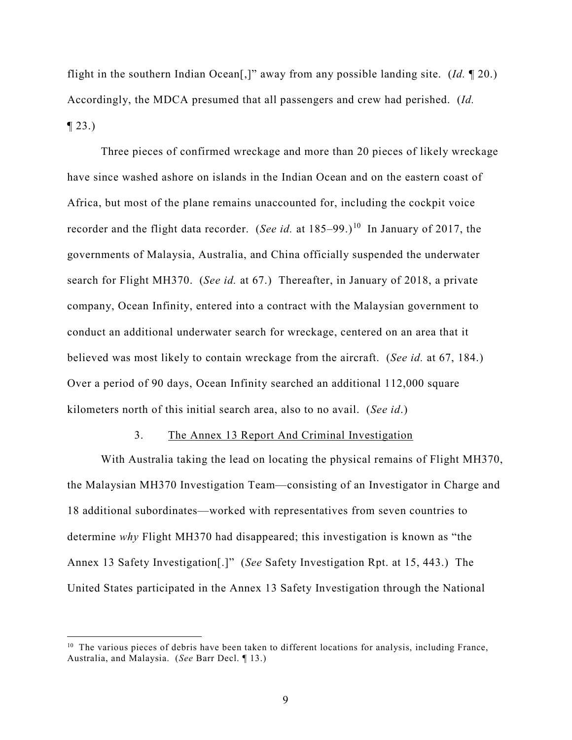flight in the southern Indian Ocean[,]" away from any possible landing site. (*Id.* ¶ 20.) Accordingly, the MDCA presumed that all passengers and crew had perished. (*Id.* ¶ 23.)

Three pieces of confirmed wreckage and more than 20 pieces of likely wreckage have since washed ashore on islands in the Indian Ocean and on the eastern coast of Africa, but most of the plane remains unaccounted for, including the cockpit voice recorder and the flight data recorder. (*See id.* at 185–99.)[10] In January of 2017, the governments of Malaysia, Australia, and China officially suspended the underwater search for Flight MH370. (*See id.* at 67.) Thereafter, in January of 2018, a private company, Ocean Infinity, entered into a contract with the Malaysian government to conduct an additional underwater search for wreckage, centered on an area that it believed was most likely to contain wreckage from the aircraft. (*See id.* at 67, 184.) Over a period of 90 days, Ocean Infinity searched an additional 112,000 square kilometers north of this initial search area, also to no avail. (*See id*.)

### 3. The Annex 13 Report And Criminal Investigation

With Australia taking the lead on locating the physical remains of Flight MH370, the Malaysian MH370 Investigation Team—consisting of an Investigator in Charge and 18 additional subordinates—worked with representatives from seven countries to determine *why* Flight MH370 had disappeared; this investigation is known as "the Annex 13 Safety Investigation[.]" (*See* Safety Investigation Rpt. at 15, 443.) The United States participated in the Annex 13 Safety Investigation through the National

---

[10] The various pieces of debris have been taken to different locations for analysis, including France, Australia, and Malaysia. (*See* Barr Decl. ¶ 13.)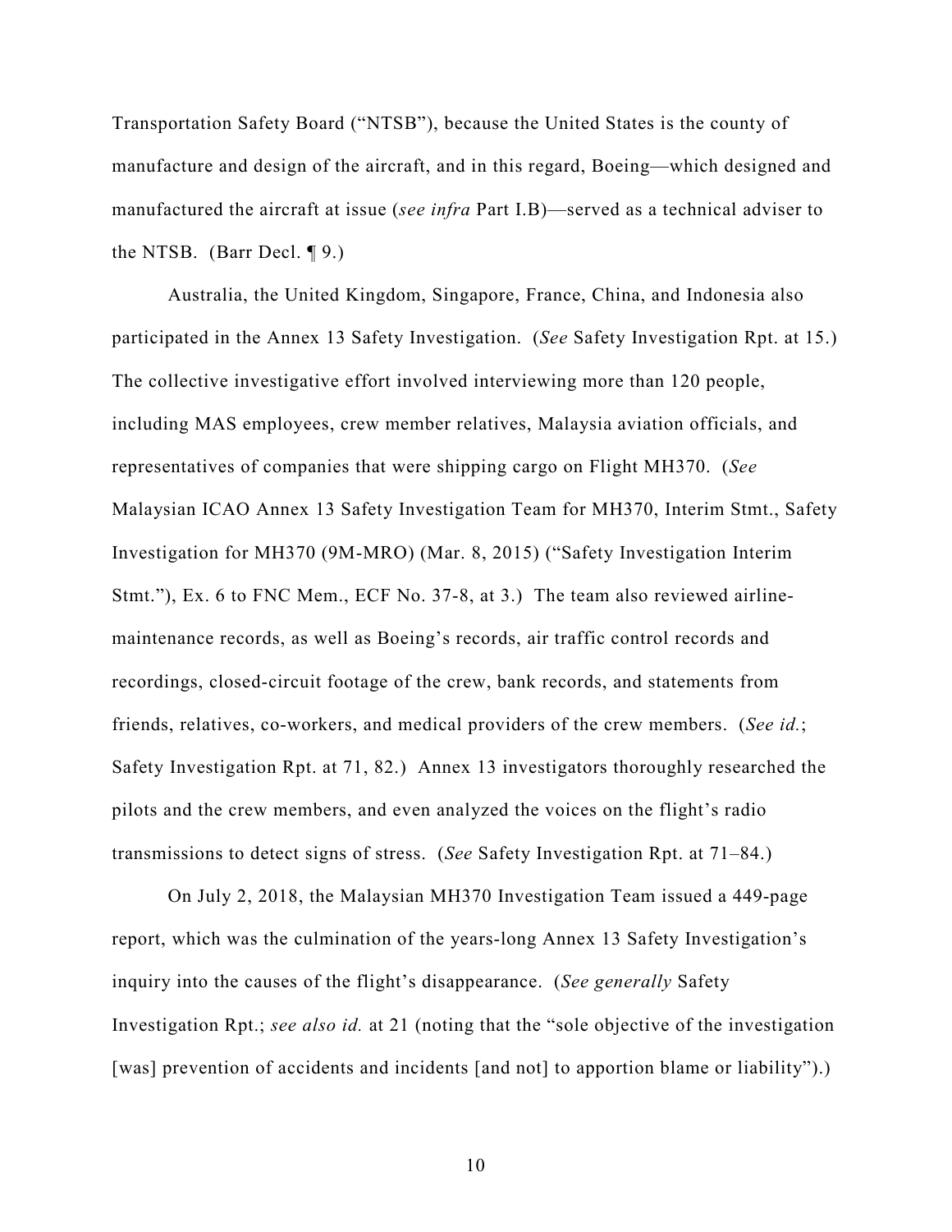Transportation Safety Board ("NTSB"), because the United States is the county of manufacture and design of the aircraft, and in this regard, Boeing—which designed and manufactured the aircraft at issue (*see infra* Part I.B)—served as a technical adviser to the NTSB. (Barr Decl. ¶ 9.)

Australia, the United Kingdom, Singapore, France, China, and Indonesia also participated in the Annex 13 Safety Investigation. (*See* Safety Investigation Rpt. at 15.) The collective investigative effort involved interviewing more than 120 people, including MAS employees, crew member relatives, Malaysia aviation officials, and representatives of companies that were shipping cargo on Flight MH370. (*See* Malaysian ICAO Annex 13 Safety Investigation Team for MH370, Interim Stmt., Safety Investigation for MH370 (9M-MRO) (Mar. 8, 2015) ("Safety Investigation Interim Stmt."), Ex. 6 to FNC Mem., ECF No. 37-8, at 3.) The team also reviewed airline-maintenance records, as well as Boeing's records, air traffic control records and recordings, closed-circuit footage of the crew, bank records, and statements from friends, relatives, co-workers, and medical providers of the crew members. (*See id.*; Safety Investigation Rpt. at 71, 82.) Annex 13 investigators thoroughly researched the pilots and the crew members, and even analyzed the voices on the flight's radio transmissions to detect signs of stress. (*See* Safety Investigation Rpt. at 71–84.)

On July 2, 2018, the Malaysian MH370 Investigation Team issued a 449-page report, which was the culmination of the years-long Annex 13 Safety Investigation's inquiry into the causes of the flight's disappearance. (*See generally* Safety Investigation Rpt.; *see also id.* at 21 (noting that the "sole objective of the investigation [was] prevention of accidents and incidents [and not] to apportion blame or liability").)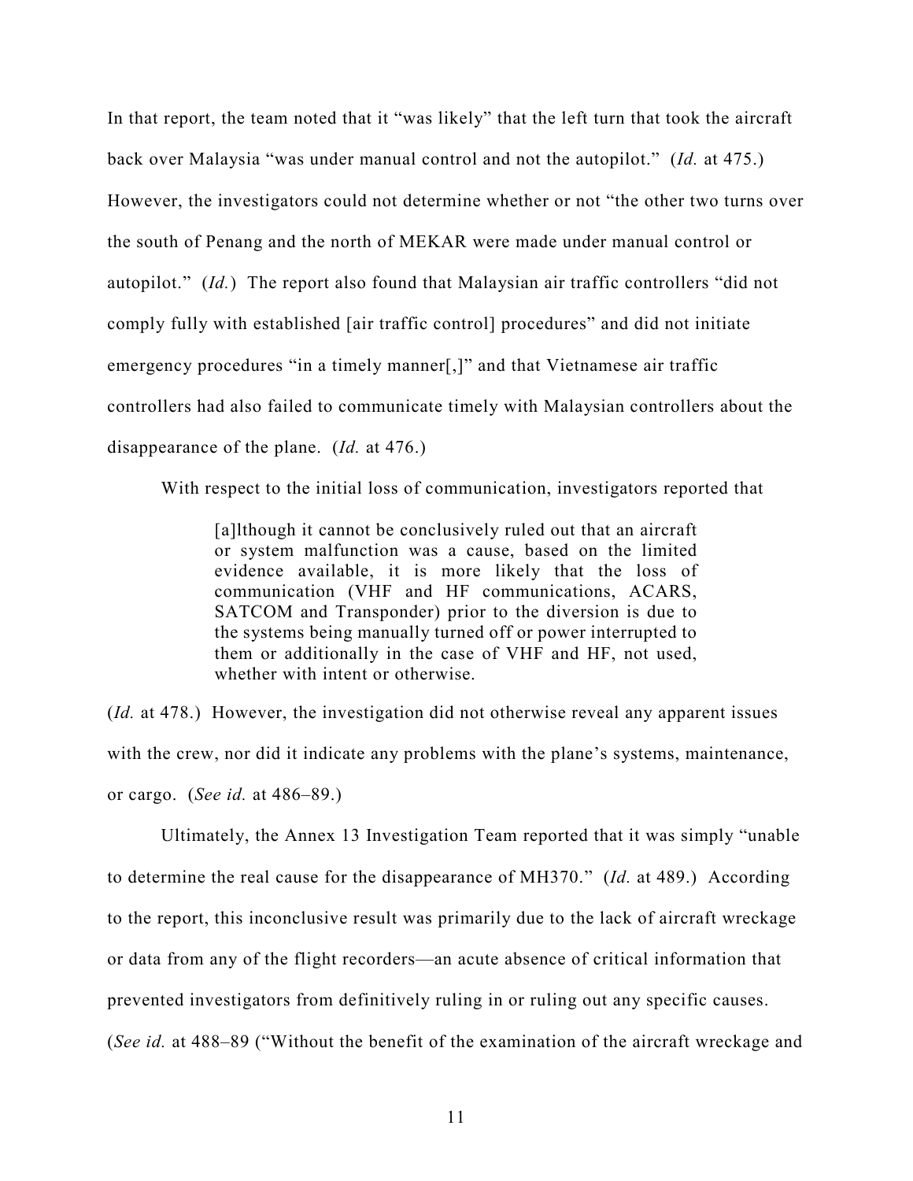In that report, the team noted that it "was likely" that the left turn that took the aircraft back over Malaysia "was under manual control and not the autopilot." (*Id.* at 475.) However, the investigators could not determine whether or not "the other two turns over the south of Penang and the north of MEKAR were made under manual control or autopilot." (*Id.*) The report also found that Malaysian air traffic controllers "did not comply fully with established [air traffic control] procedures" and did not initiate emergency procedures "in a timely manner[,]" and that Vietnamese air traffic controllers had also failed to communicate timely with Malaysian controllers about the disappearance of the plane. (*Id.* at 476.)

With respect to the initial loss of communication, investigators reported that

> [a]lthough it cannot be conclusively ruled out that an aircraft or system malfunction was a cause, based on the limited evidence available, it is more likely that the loss of communication (VHF and HF communications, ACARS, SATCOM and Transponder) prior to the diversion is due to the systems being manually turned off or power interrupted to them or additionally in the case of VHF and HF, not used, whether with intent or otherwise.

(*Id.* at 478.) However, the investigation did not otherwise reveal any apparent issues with the crew, nor did it indicate any problems with the plane's systems, maintenance, or cargo. (*See id.* at 486–89.)

Ultimately, the Annex 13 Investigation Team reported that it was simply "unable to determine the real cause for the disappearance of MH370." (*Id.* at 489.) According to the report, this inconclusive result was primarily due to the lack of aircraft wreckage or data from any of the flight recorders—an acute absence of critical information that prevented investigators from definitively ruling in or ruling out any specific causes. (*See id.* at 488–89 ("Without the benefit of the examination of the aircraft wreckage and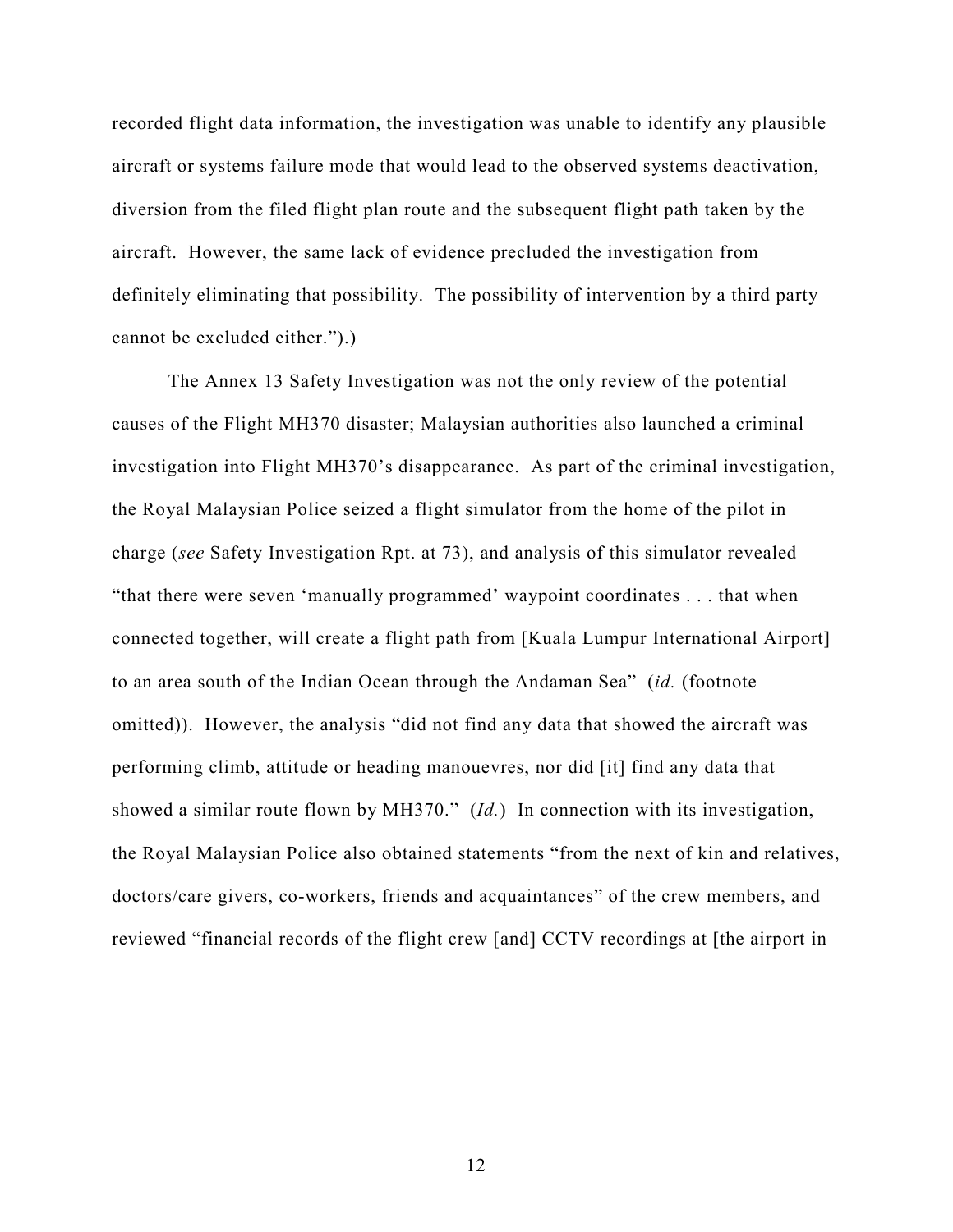recorded flight data information, the investigation was unable to identify any plausible aircraft or systems failure mode that would lead to the observed systems deactivation, diversion from the filed flight plan route and the subsequent flight path taken by the aircraft. However, the same lack of evidence precluded the investigation from definitely eliminating that possibility. The possibility of intervention by a third party cannot be excluded either.").)

The Annex 13 Safety Investigation was not the only review of the potential causes of the Flight MH370 disaster; Malaysian authorities also launched a criminal investigation into Flight MH370's disappearance. As part of the criminal investigation, the Royal Malaysian Police seized a flight simulator from the home of the pilot in charge (*see* Safety Investigation Rpt. at 73), and analysis of this simulator revealed "that there were seven 'manually programmed' waypoint coordinates . . . that when connected together, will create a flight path from [Kuala Lumpur International Airport] to an area south of the Indian Ocean through the Andaman Sea" (*id.* (footnote omitted)). However, the analysis "did not find any data that showed the aircraft was performing climb, attitude or heading manouevres, nor did [it] find any data that showed a similar route flown by MH370." (*Id.*) In connection with its investigation, the Royal Malaysian Police also obtained statements "from the next of kin and relatives, doctors/care givers, co-workers, friends and acquaintances" of the crew members, and reviewed "financial records of the flight crew [and] CCTV recordings at [the airport in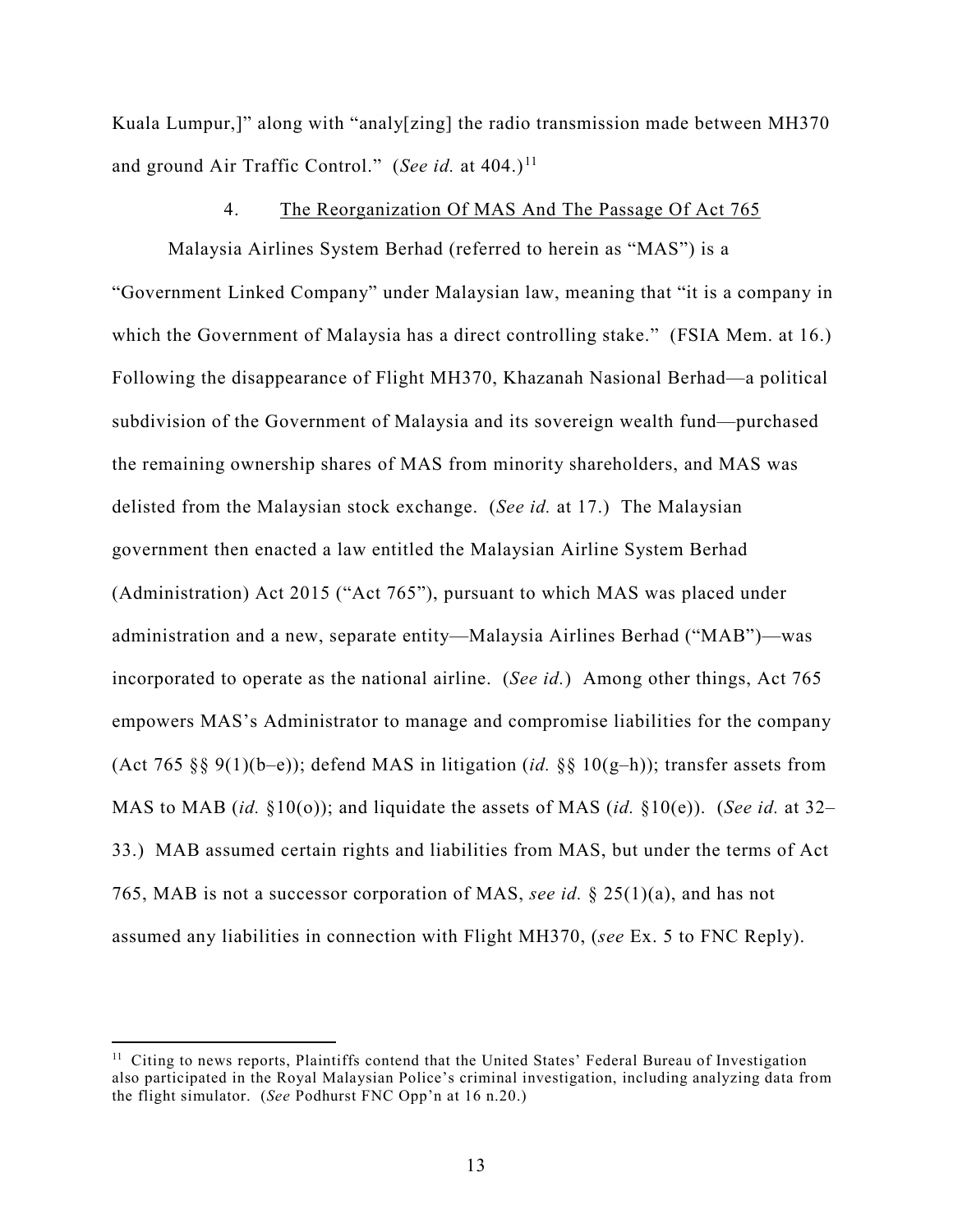Kuala Lumpur,]" along with "analy[zing] the radio transmission made between MH370 and ground Air Traffic Control." (*See id.* at 404.)[11]

4. The Reorganization Of MAS And The Passage Of Act 765

Malaysia Airlines System Berhad (referred to herein as "MAS") is a "Government Linked Company" under Malaysian law, meaning that "it is a company in which the Government of Malaysia has a direct controlling stake." (FSIA Mem. at 16.) Following the disappearance of Flight MH370, Khazanah Nasional Berhad—a political subdivision of the Government of Malaysia and its sovereign wealth fund—purchased the remaining ownership shares of MAS from minority shareholders, and MAS was delisted from the Malaysian stock exchange. (*See id.* at 17.) The Malaysian government then enacted a law entitled the Malaysian Airline System Berhad (Administration) Act 2015 ("Act 765"), pursuant to which MAS was placed under administration and a new, separate entity—Malaysia Airlines Berhad ("MAB")—was incorporated to operate as the national airline. (*See id.*) Among other things, Act 765 empowers MAS's Administrator to manage and compromise liabilities for the company (Act 765 §§ 9(1)(b–e)); defend MAS in litigation (*id.* §§ 10(g–h)); transfer assets from MAS to MAB (*id.* §10(o)); and liquidate the assets of MAS (*id.* §10(e)). (*See id.* at 32–33.) MAB assumed certain rights and liabilities from MAS, but under the terms of Act 765, MAB is not a successor corporation of MAS, *see id.* § 25(1)(a), and has not assumed any liabilities in connection with Flight MH370, (*see* Ex. 5 to FNC Reply).

---

[11] Citing to news reports, Plaintiffs contend that the United States' Federal Bureau of Investigation also participated in the Royal Malaysian Police's criminal investigation, including analyzing data from the flight simulator. (*See* Podhurst FNC Opp'n at 16 n.20.)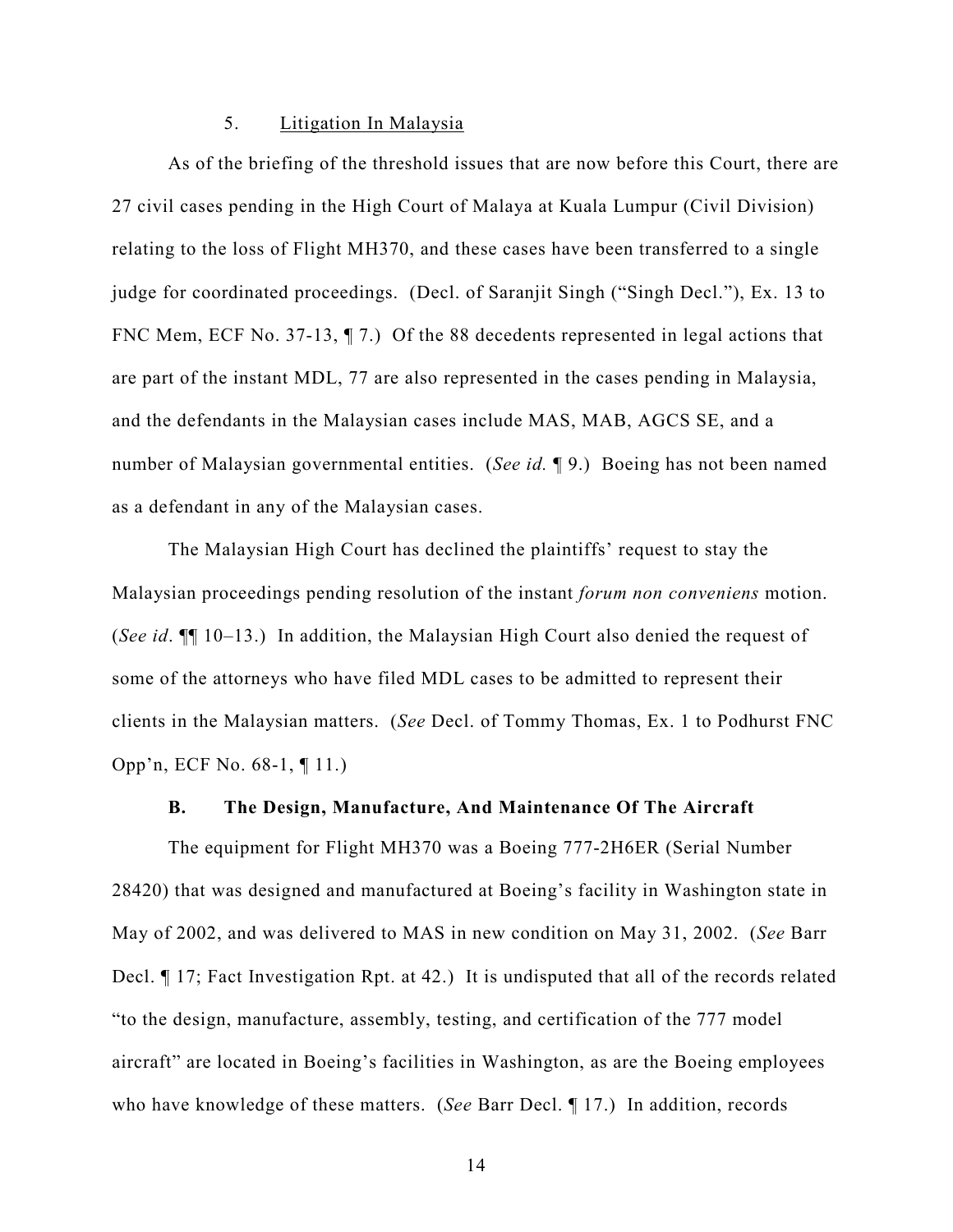#### 5. Litigation In Malaysia

As of the briefing of the threshold issues that are now before this Court, there are 27 civil cases pending in the High Court of Malaya at Kuala Lumpur (Civil Division) relating to the loss of Flight MH370, and these cases have been transferred to a single judge for coordinated proceedings. (Decl. of Saranjit Singh ("Singh Decl."), Ex. 13 to FNC Mem, ECF No. 37-13, ¶ 7.) Of the 88 decedents represented in legal actions that are part of the instant MDL, 77 are also represented in the cases pending in Malaysia, and the defendants in the Malaysian cases include MAS, MAB, AGCS SE, and a number of Malaysian governmental entities. (*See id.* ¶ 9.) Boeing has not been named as a defendant in any of the Malaysian cases.

The Malaysian High Court has declined the plaintiffs' request to stay the Malaysian proceedings pending resolution of the instant *forum non conveniens* motion. (*See id*. ¶¶ 10–13.) In addition, the Malaysian High Court also denied the request of some of the attorneys who have filed MDL cases to be admitted to represent their clients in the Malaysian matters. (*See* Decl. of Tommy Thomas, Ex. 1 to Podhurst FNC Opp'n, ECF No. 68-1, ¶ 11.)

### B. The Design, Manufacture, And Maintenance Of The Aircraft

The equipment for Flight MH370 was a Boeing 777-2H6ER (Serial Number 28420) that was designed and manufactured at Boeing's facility in Washington state in May of 2002, and was delivered to MAS in new condition on May 31, 2002. (*See* Barr Decl. ¶ 17; Fact Investigation Rpt. at 42.) It is undisputed that all of the records related "to the design, manufacture, assembly, testing, and certification of the 777 model aircraft" are located in Boeing's facilities in Washington, as are the Boeing employees who have knowledge of these matters. (*See* Barr Decl. ¶ 17.) In addition, records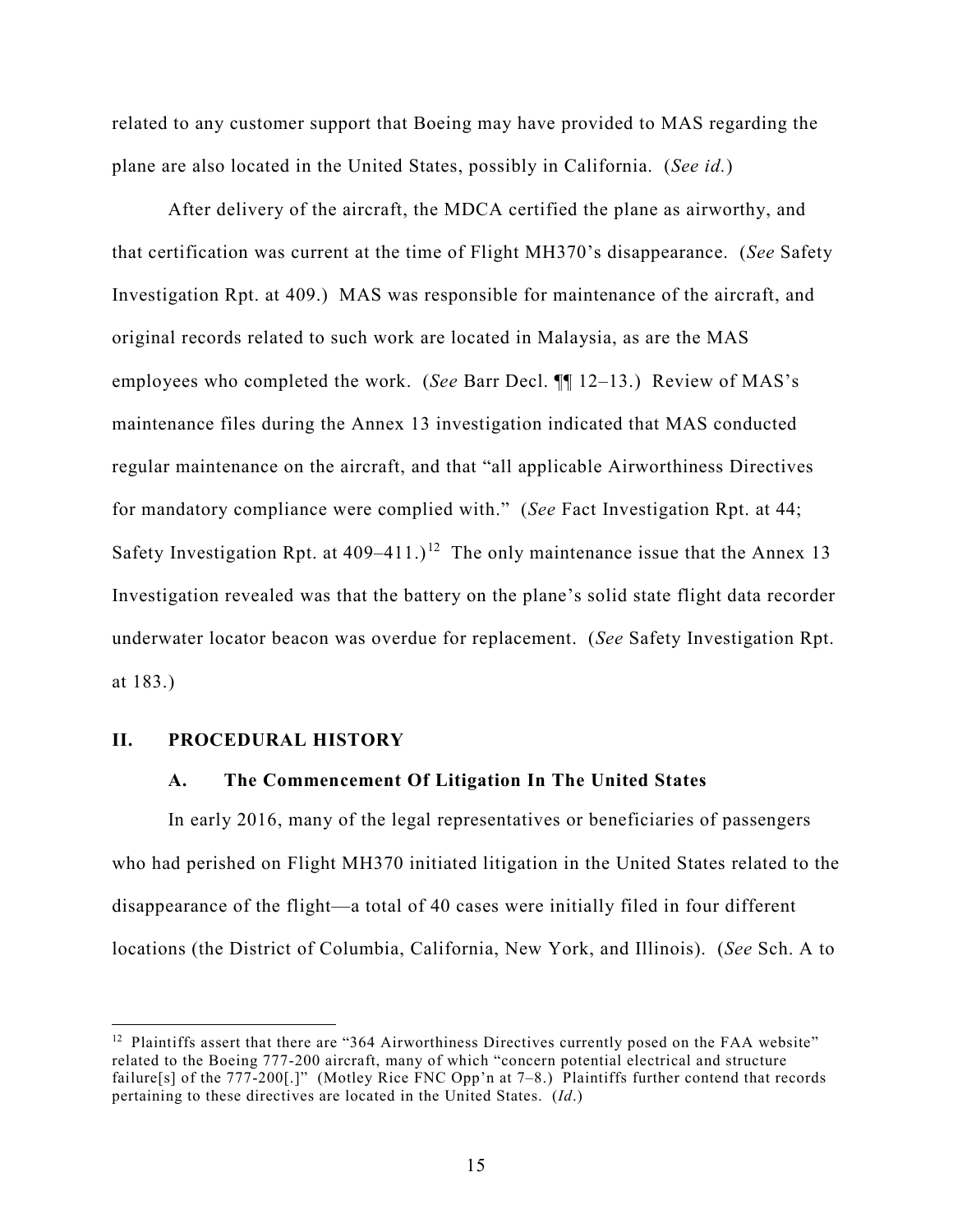related to any customer support that Boeing may have provided to MAS regarding the plane are also located in the United States, possibly in California. (*See id.*)

After delivery of the aircraft, the MDCA certified the plane as airworthy, and that certification was current at the time of Flight MH370's disappearance. (*See* Safety Investigation Rpt. at 409.) MAS was responsible for maintenance of the aircraft, and original records related to such work are located in Malaysia, as are the MAS employees who completed the work. (*See* Barr Decl. ¶¶ 12–13.) Review of MAS's maintenance files during the Annex 13 investigation indicated that MAS conducted regular maintenance on the aircraft, and that "all applicable Airworthiness Directives for mandatory compliance were complied with." (*See* Fact Investigation Rpt. at 44; Safety Investigation Rpt. at 409–411.)[12] The only maintenance issue that the Annex 13 Investigation revealed was that the battery on the plane's solid state flight data recorder underwater locator beacon was overdue for replacement. (*See* Safety Investigation Rpt. at 183.)

## II. PROCEDURAL HISTORY

### A. The Commencement Of Litigation In The United States

In early 2016, many of the legal representatives or beneficiaries of passengers who had perished on Flight MH370 initiated litigation in the United States related to the disappearance of the flight—a total of 40 cases were initially filed in four different locations (the District of Columbia, California, New York, and Illinois). (*See* Sch. A to

---

[12] Plaintiffs assert that there are "364 Airworthiness Directives currently posed on the FAA website" related to the Boeing 777-200 aircraft, many of which "concern potential electrical and structure failure[s] of the 777-200[.]" (Motley Rice FNC Opp'n at 7–8.) Plaintiffs further contend that records pertaining to these directives are located in the United States. (*Id*.)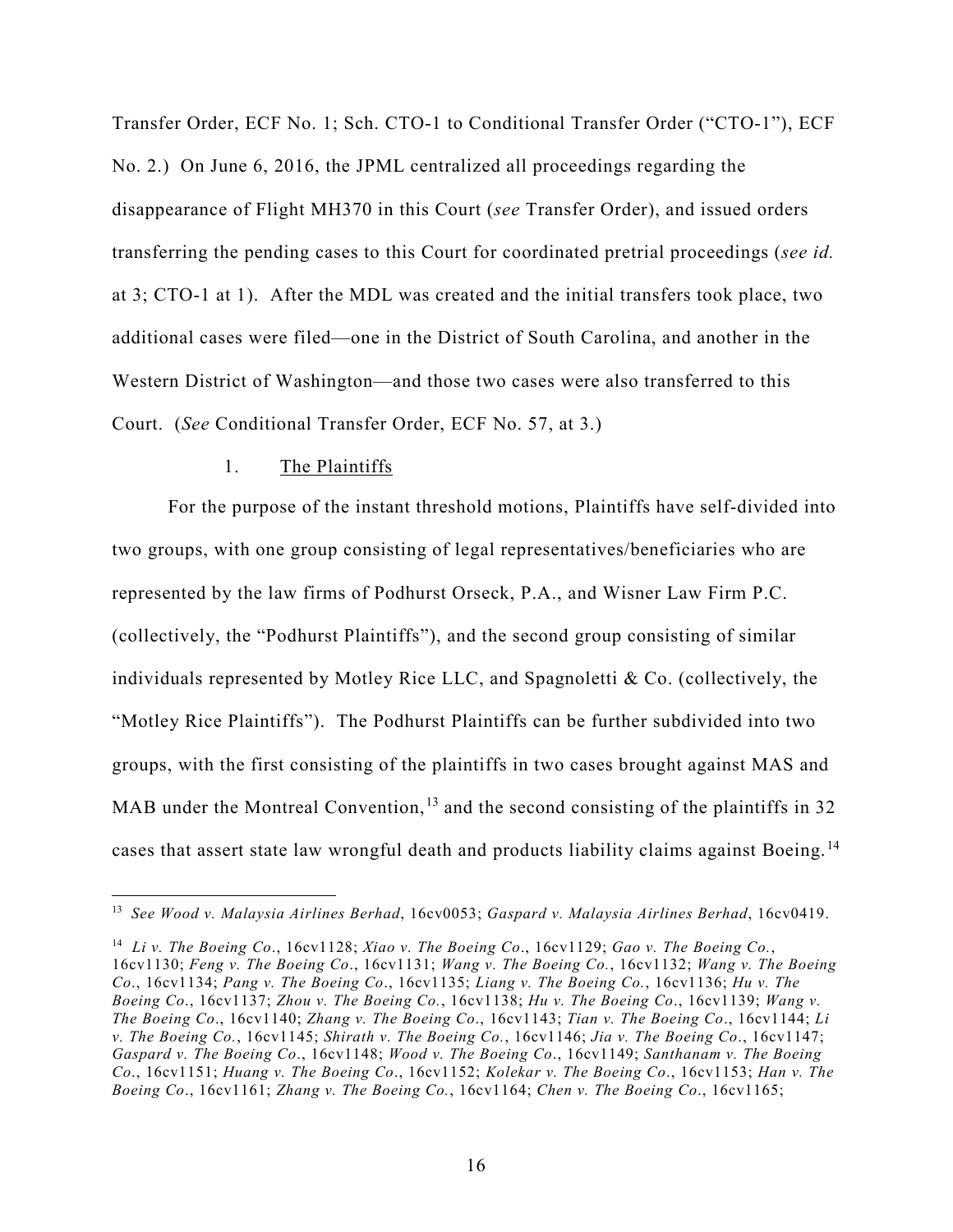Transfer Order, ECF No. 1; Sch. CTO-1 to Conditional Transfer Order ("CTO-1"), ECF No. 2.) On June 6, 2016, the JPML centralized all proceedings regarding the disappearance of Flight MH370 in this Court (*see* Transfer Order), and issued orders transferring the pending cases to this Court for coordinated pretrial proceedings (*see id.* at 3; CTO-1 at 1). After the MDL was created and the initial transfers took place, two additional cases were filed—one in the District of South Carolina, and another in the Western District of Washington—and those two cases were also transferred to this Court. (*See* Conditional Transfer Order, ECF No. 57, at 3.)

1. <u>The Plaintiffs</u>

For the purpose of the instant threshold motions, Plaintiffs have self-divided into two groups, with one group consisting of legal representatives/beneficiaries who are represented by the law firms of Podhurst Orseck, P.A., and Wisner Law Firm P.C. (collectively, the "Podhurst Plaintiffs"), and the second group consisting of similar individuals represented by Motley Rice LLC, and Spagnoletti & Co. (collectively, the "Motley Rice Plaintiffs"). The Podhurst Plaintiffs can be further subdivided into two groups, with the first consisting of the plaintiffs in two cases brought against MAS and MAB under the Montreal Convention,[13] and the second consisting of the plaintiffs in 32 cases that assert state law wrongful death and products liability claims against Boeing.[14]

---

[13] *See Wood v. Malaysia Airlines Berhad*, 16cv0053; *Gaspard v. Malaysia Airlines Berhad*, 16cv0419.

[14] *Li v. The Boeing Co*., 16cv1128; *Xiao v. The Boeing Co*., 16cv1129; *Gao v. The Boeing Co.*, 16cv1130; *Feng v. The Boeing Co*., 16cv1131; *Wang v. The Boeing Co.*, 16cv1132; *Wang v. The Boeing Co*., 16cv1134; *Pang v. The Boeing Co*., 16cv1135; *Liang v. The Boeing Co.*, 16cv1136; *Hu v. The Boeing Co*., 16cv1137; *Zhou v. The Boeing Co.*, 16cv1138; *Hu v. The Boeing Co*., 16cv1139; *Wang v. The Boeing Co*., 16cv1140; *Zhang v. The Boeing Co*., 16cv1143; *Tian v. The Boeing Co*., 16cv1144; *Li v. The Boeing Co.*, 16cv1145; *Shirath v. The Boeing Co.*, 16cv1146; *Jia v. The Boeing Co*., 16cv1147; *Gaspard v. The Boeing Co*., 16cv1148; *Wood v. The Boeing Co*., 16cv1149; *Santhanam v. The Boeing Co*., 16cv1151; *Huang v. The Boeing Co*., 16cv1152; *Kolekar v. The Boeing Co*., 16cv1153; *Han v. The Boeing Co*., 16cv1161; *Zhang v. The Boeing Co.*, 16cv1164; *Chen v. The Boeing Co*., 16cv1165;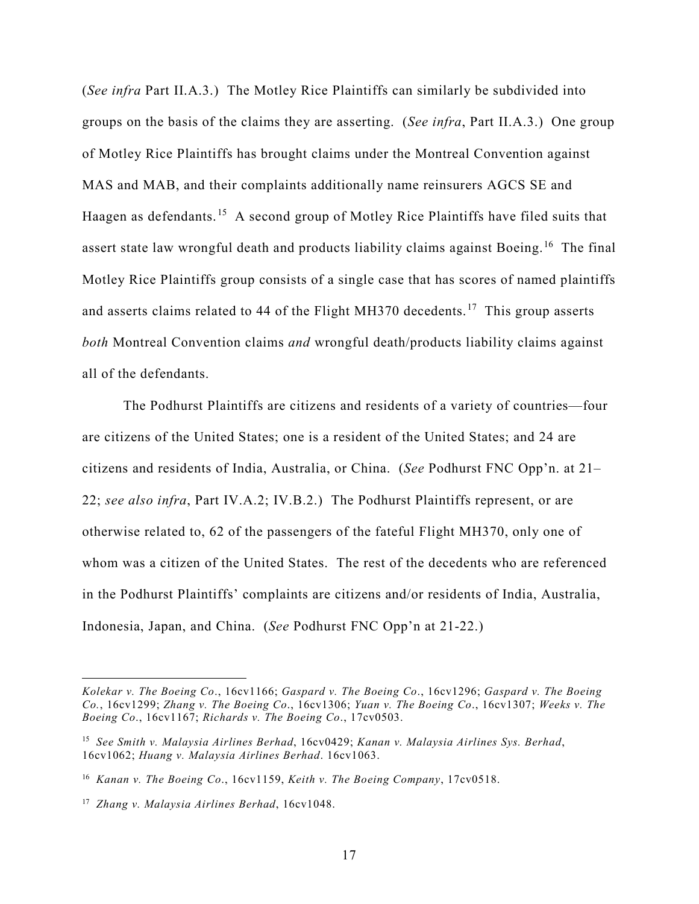(*See infra* Part II.A.3.) The Motley Rice Plaintiffs can similarly be subdivided into groups on the basis of the claims they are asserting. (*See infra*, Part II.A.3.) One group of Motley Rice Plaintiffs has brought claims under the Montreal Convention against MAS and MAB, and their complaints additionally name reinsurers AGCS SE and Haagen as defendants.[15] A second group of Motley Rice Plaintiffs have filed suits that assert state law wrongful death and products liability claims against Boeing.[16] The final Motley Rice Plaintiffs group consists of a single case that has scores of named plaintiffs and asserts claims related to 44 of the Flight MH370 decedents.[17] This group asserts *both* Montreal Convention claims *and* wrongful death/products liability claims against all of the defendants.

The Podhurst Plaintiffs are citizens and residents of a variety of countries—four are citizens of the United States; one is a resident of the United States; and 24 are citizens and residents of India, Australia, or China. (*See* Podhurst FNC Opp'n. at 21–22; *see also infra*, Part IV.A.2; IV.B.2.) The Podhurst Plaintiffs represent, or are otherwise related to, 62 of the passengers of the fateful Flight MH370, only one of whom was a citizen of the United States. The rest of the decedents who are referenced in the Podhurst Plaintiffs' complaints are citizens and/or residents of India, Australia, Indonesia, Japan, and China. (*See* Podhurst FNC Opp'n at 21-22.)

---

*Kolekar v. The Boeing Co*., 16cv1166; *Gaspard v. The Boeing Co*., 16cv1296; *Gaspard v. The Boeing Co.*, 16cv1299; *Zhang v. The Boeing Co*., 16cv1306; *Yuan v. The Boeing Co*., 16cv1307; *Weeks v. The Boeing Co*., 16cv1167; *Richards v. The Boeing Co*., 17cv0503.

[15] *See Smith v. Malaysia Airlines Berhad*, 16cv0429; *Kanan v. Malaysia Airlines Sys. Berhad*, 16cv1062; *Huang v. Malaysia Airlines Berhad*. 16cv1063.

[16] *Kanan v. The Boeing Co*., 16cv1159, *Keith v. The Boeing Company*, 17cv0518.

[17] *Zhang v. Malaysia Airlines Berhad*, 16cv1048.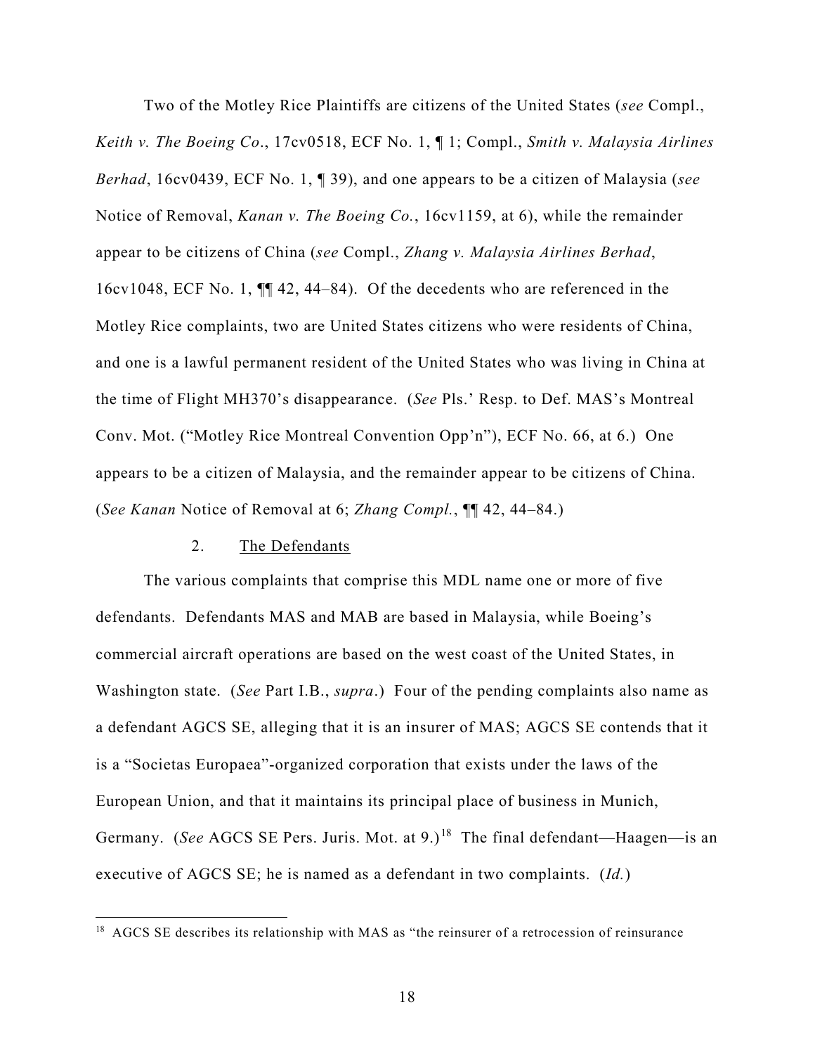Two of the Motley Rice Plaintiffs are citizens of the United States (*see* Compl., *Keith v. The Boeing Co*., 17cv0518, ECF No. 1, ¶ 1; Compl., *Smith v. Malaysia Airlines Berhad*, 16cv0439, ECF No. 1, ¶ 39), and one appears to be a citizen of Malaysia (*see* Notice of Removal, *Kanan v. The Boeing Co.*, 16cv1159, at 6), while the remainder appear to be citizens of China (*see* Compl., *Zhang v. Malaysia Airlines Berhad*, 16cv1048, ECF No. 1, ¶¶ 42, 44–84). Of the decedents who are referenced in the Motley Rice complaints, two are United States citizens who were residents of China, and one is a lawful permanent resident of the United States who was living in China at the time of Flight MH370's disappearance. (*See* Pls.' Resp. to Def. MAS's Montreal Conv. Mot. ("Motley Rice Montreal Convention Opp'n"), ECF No. 66, at 6.) One appears to be a citizen of Malaysia, and the remainder appear to be citizens of China. (*See Kanan* Notice of Removal at 6; *Zhang Compl.*, ¶¶ 42, 44–84.)

### 2. The Defendants

The various complaints that comprise this MDL name one or more of five defendants. Defendants MAS and MAB are based in Malaysia, while Boeing's commercial aircraft operations are based on the west coast of the United States, in Washington state. (*See* Part I.B., *supra*.) Four of the pending complaints also name as a defendant AGCS SE, alleging that it is an insurer of MAS; AGCS SE contends that it is a "Societas Europaea"-organized corporation that exists under the laws of the European Union, and that it maintains its principal place of business in Munich, Germany. (*See* AGCS SE Pers. Juris. Mot. at 9.)[18] The final defendant—Haagen—is an executive of AGCS SE; he is named as a defendant in two complaints. (*Id.*)

[18] AGCS SE describes its relationship with MAS as "the reinsurer of a retrocession of reinsurance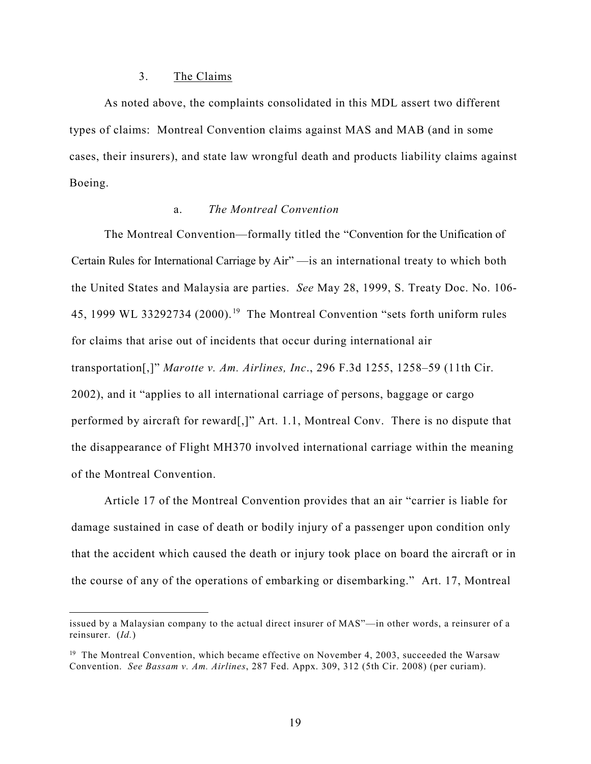### 3. The Claims

As noted above, the complaints consolidated in this MDL assert two different types of claims: Montreal Convention claims against MAS and MAB (and in some cases, their insurers), and state law wrongful death and products liability claims against Boeing.

#### a. *The Montreal Convention*

The Montreal Convention—formally titled the "Convention for the Unification of Certain Rules for International Carriage by Air" —is an international treaty to which both the United States and Malaysia are parties. *See* May 28, 1999, S. Treaty Doc. No. 106-45, 1999 WL 33292734 (2000).[19] The Montreal Convention "sets forth uniform rules for claims that arise out of incidents that occur during international air transportation[,]" *Marotte v. Am. Airlines, Inc*., 296 F.3d 1255, 1258–59 (11th Cir. 2002), and it "applies to all international carriage of persons, baggage or cargo performed by aircraft for reward[,]" Art. 1.1, Montreal Conv. There is no dispute that the disappearance of Flight MH370 involved international carriage within the meaning of the Montreal Convention.

Article 17 of the Montreal Convention provides that an air "carrier is liable for damage sustained in case of death or bodily injury of a passenger upon condition only that the accident which caused the death or injury took place on board the aircraft or in the course of any of the operations of embarking or disembarking." Art. 17, Montreal

---

issued by a Malaysian company to the actual direct insurer of MAS"—in other words, a reinsurer of a reinsurer. (*Id.*)

[19] The Montreal Convention, which became effective on November 4, 2003, succeeded the Warsaw Convention. *See Bassam v. Am. Airlines*, 287 Fed. Appx. 309, 312 (5th Cir. 2008) (per curiam).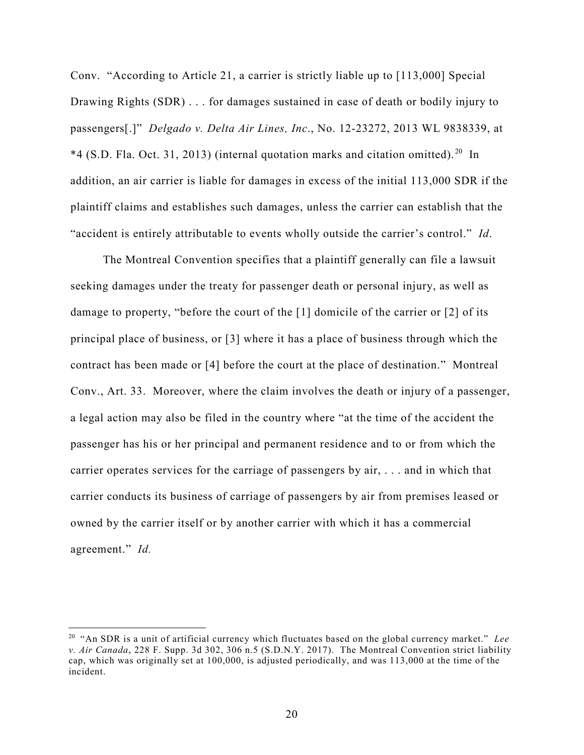Conv. "According to Article 21, a carrier is strictly liable up to [113,000] Special Drawing Rights (SDR) . . . for damages sustained in case of death or bodily injury to passengers[.]" *Delgado v. Delta Air Lines, Inc*., No. 12-23272, 2013 WL 9838339, at *4 (S.D. Fla. Oct. 31, 2013) (internal quotation marks and citation omitted).[20] In addition, an air carrier is liable for damages in excess of the initial 113,000 SDR if the plaintiff claims and establishes such damages, unless the carrier can establish that the "accident is entirely attributable to events wholly outside the carrier's control." *Id*.

The Montreal Convention specifies that a plaintiff generally can file a lawsuit seeking damages under the treaty for passenger death or personal injury, as well as damage to property, "before the court of the [1] domicile of the carrier or [2] of its principal place of business, or [3] where it has a place of business through which the contract has been made or [4] before the court at the place of destination." Montreal Conv., Art. 33. Moreover, where the claim involves the death or injury of a passenger, a legal action may also be filed in the country where "at the time of the accident the passenger has his or her principal and permanent residence and to or from which the carrier operates services for the carriage of passengers by air, . . . and in which that carrier conducts its business of carriage of passengers by air from premises leased or owned by the carrier itself or by another carrier with which it has a commercial agreement." *Id.*

---

[20] "An SDR is a unit of artificial currency which fluctuates based on the global currency market." *Lee v. Air Canada*, 228 F. Supp. 3d 302, 306 n.5 (S.D.N.Y. 2017). The Montreal Convention strict liability cap, which was originally set at 100,000, is adjusted periodically, and was 113,000 at the time of the incident.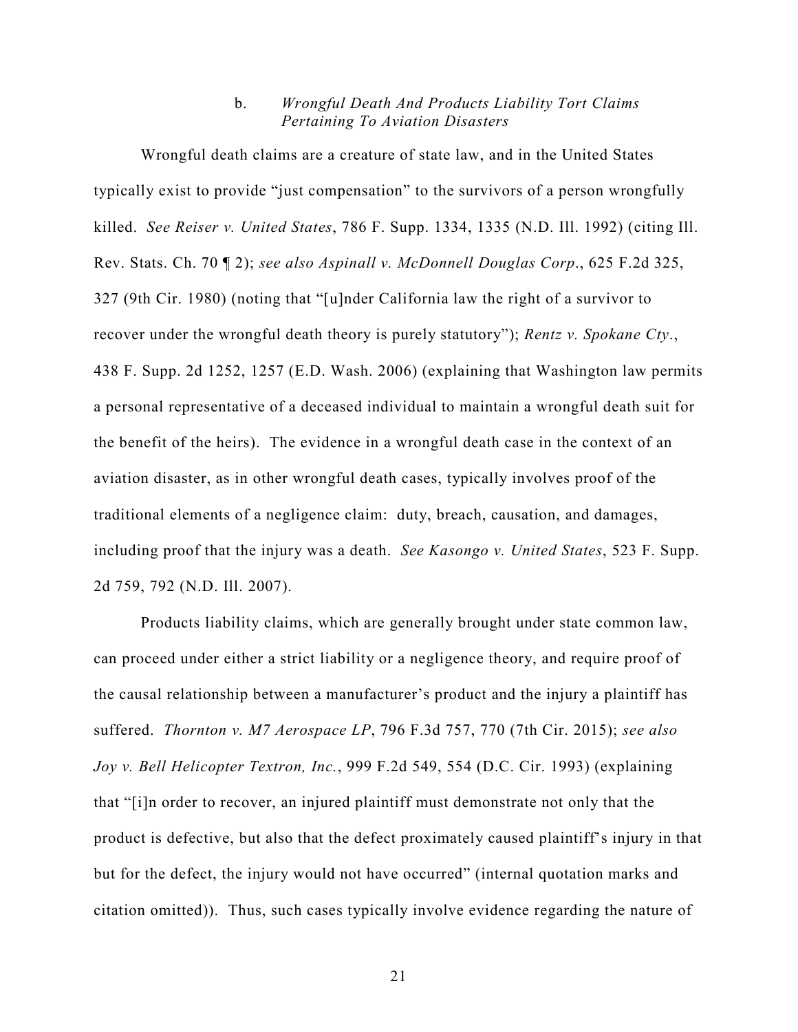### b. *Wrongful Death And Products Liability Tort Claims Pertaining To Aviation Disasters*

Wrongful death claims are a creature of state law, and in the United States typically exist to provide "just compensation" to the survivors of a person wrongfully killed. *See Reiser v. United States*, 786 F. Supp. 1334, 1335 (N.D. Ill. 1992) (citing Ill. Rev. Stats. Ch. 70 ¶ 2); *see also Aspinall v. McDonnell Douglas Corp*., 625 F.2d 325, 327 (9th Cir. 1980) (noting that "[u]nder California law the right of a survivor to recover under the wrongful death theory is purely statutory"); *Rentz v. Spokane Cty*., 438 F. Supp. 2d 1252, 1257 (E.D. Wash. 2006) (explaining that Washington law permits a personal representative of a deceased individual to maintain a wrongful death suit for the benefit of the heirs). The evidence in a wrongful death case in the context of an aviation disaster, as in other wrongful death cases, typically involves proof of the traditional elements of a negligence claim: duty, breach, causation, and damages, including proof that the injury was a death. *See Kasongo v. United States*, 523 F. Supp. 2d 759, 792 (N.D. Ill. 2007).

Products liability claims, which are generally brought under state common law, can proceed under either a strict liability or a negligence theory, and require proof of the causal relationship between a manufacturer's product and the injury a plaintiff has suffered. *Thornton v. M7 Aerospace LP*, 796 F.3d 757, 770 (7th Cir. 2015); *see also Joy v. Bell Helicopter Textron, Inc.*, 999 F.2d 549, 554 (D.C. Cir. 1993) (explaining that "[i]n order to recover, an injured plaintiff must demonstrate not only that the product is defective, but also that the defect proximately caused plaintiff's injury in that but for the defect, the injury would not have occurred" (internal quotation marks and citation omitted)). Thus, such cases typically involve evidence regarding the nature of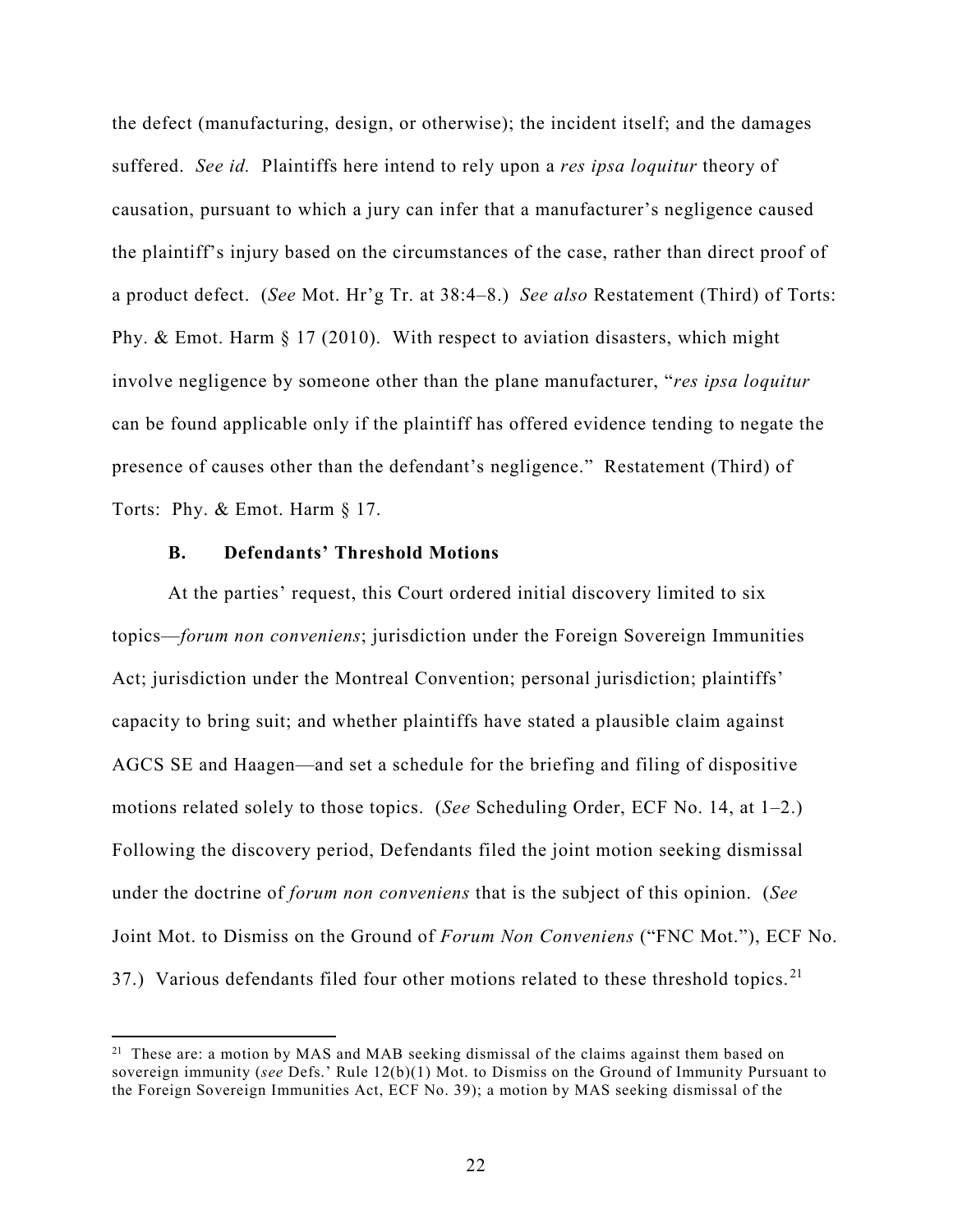the defect (manufacturing, design, or otherwise); the incident itself; and the damages suffered. *See id.* Plaintiffs here intend to rely upon a *res ipsa loquitur* theory of causation, pursuant to which a jury can infer that a manufacturer's negligence caused the plaintiff's injury based on the circumstances of the case, rather than direct proof of a product defect. (*See* Mot. Hr'g Tr. at 38:4–8.) *See also* Restatement (Third) of Torts: Phy. & Emot. Harm § 17 (2010). With respect to aviation disasters, which might involve negligence by someone other than the plane manufacturer, "*res ipsa loquitur* can be found applicable only if the plaintiff has offered evidence tending to negate the presence of causes other than the defendant's negligence." Restatement (Third) of Torts: Phy. & Emot. Harm § 17.

### B. Defendants' Threshold Motions

At the parties' request, this Court ordered initial discovery limited to six topics—*forum non conveniens*; jurisdiction under the Foreign Sovereign Immunities Act; jurisdiction under the Montreal Convention; personal jurisdiction; plaintiffs' capacity to bring suit; and whether plaintiffs have stated a plausible claim against AGCS SE and Haagen—and set a schedule for the briefing and filing of dispositive motions related solely to those topics. (*See* Scheduling Order, ECF No. 14, at 1–2.) Following the discovery period, Defendants filed the joint motion seeking dismissal under the doctrine of *forum non conveniens* that is the subject of this opinion. (*See* Joint Mot. to Dismiss on the Ground of *Forum Non Conveniens* ("FNC Mot."), ECF No. 37.) Various defendants filed four other motions related to these threshold topics.[21]

---

[21] These are: a motion by MAS and MAB seeking dismissal of the claims against them based on sovereign immunity (*see* Defs.' Rule 12(b)(1) Mot. to Dismiss on the Ground of Immunity Pursuant to the Foreign Sovereign Immunities Act, ECF No. 39); a motion by MAS seeking dismissal of the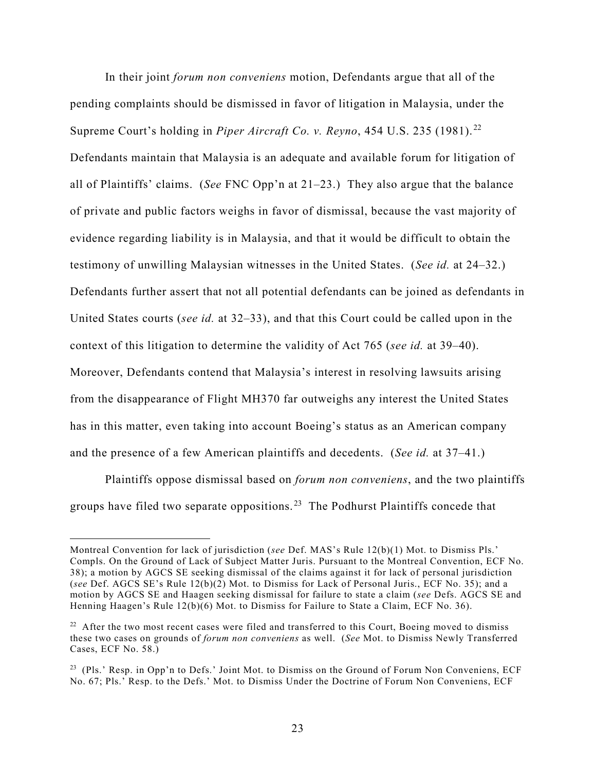In their joint *forum non conveniens* motion, Defendants argue that all of the pending complaints should be dismissed in favor of litigation in Malaysia, under the Supreme Court's holding in *Piper Aircraft Co. v. Reyno*, 454 U.S. 235 (1981).[22] Defendants maintain that Malaysia is an adequate and available forum for litigation of all of Plaintiffs' claims. (*See* FNC Opp'n at 21–23.) They also argue that the balance of private and public factors weighs in favor of dismissal, because the vast majority of evidence regarding liability is in Malaysia, and that it would be difficult to obtain the testimony of unwilling Malaysian witnesses in the United States. (*See id.* at 24–32.) Defendants further assert that not all potential defendants can be joined as defendants in United States courts (*see id.* at 32–33), and that this Court could be called upon in the context of this litigation to determine the validity of Act 765 (*see id.* at 39–40). Moreover, Defendants contend that Malaysia's interest in resolving lawsuits arising from the disappearance of Flight MH370 far outweighs any interest the United States has in this matter, even taking into account Boeing's status as an American company and the presence of a few American plaintiffs and decedents. (*See id.* at 37–41.)

Plaintiffs oppose dismissal based on *forum non conveniens*, and the two plaintiffs groups have filed two separate oppositions.[23] The Podhurst Plaintiffs concede that

---

Montreal Convention for lack of jurisdiction (*see* Def. MAS's Rule 12(b)(1) Mot. to Dismiss Pls.' Compls. On the Ground of Lack of Subject Matter Juris. Pursuant to the Montreal Convention, ECF No. 38); a motion by AGCS SE seeking dismissal of the claims against it for lack of personal jurisdiction (*see* Def. AGCS SE's Rule 12(b)(2) Mot. to Dismiss for Lack of Personal Juris., ECF No. 35); and a motion by AGCS SE and Haagen seeking dismissal for failure to state a claim (*see* Defs. AGCS SE and Henning Haagen's Rule 12(b)(6) Mot. to Dismiss for Failure to State a Claim, ECF No. 36).

[22] After the two most recent cases were filed and transferred to this Court, Boeing moved to dismiss these two cases on grounds of *forum non conveniens* as well. (*See* Mot. to Dismiss Newly Transferred Cases, ECF No. 58.)

[23] (Pls.' Resp. in Opp'n to Defs.' Joint Mot. to Dismiss on the Ground of Forum Non Conveniens, ECF No. 67; Pls.' Resp. to the Defs.' Mot. to Dismiss Under the Doctrine of Forum Non Conveniens, ECF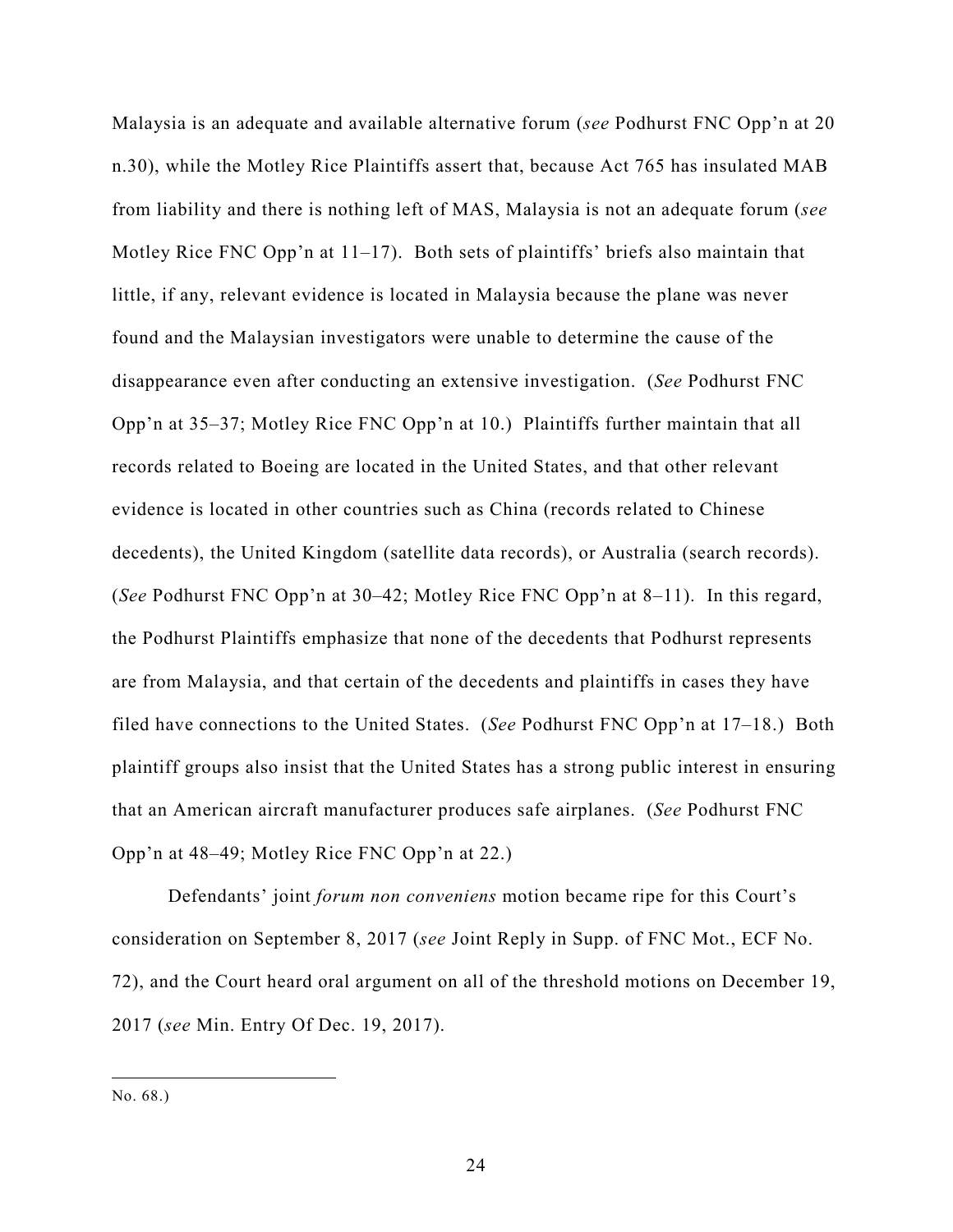Malaysia is an adequate and available alternative forum (*see* Podhurst FNC Opp'n at 20 n.30), while the Motley Rice Plaintiffs assert that, because Act 765 has insulated MAB from liability and there is nothing left of MAS, Malaysia is not an adequate forum (*see* Motley Rice FNC Opp'n at 11–17). Both sets of plaintiffs' briefs also maintain that little, if any, relevant evidence is located in Malaysia because the plane was never found and the Malaysian investigators were unable to determine the cause of the disappearance even after conducting an extensive investigation. (*See* Podhurst FNC Opp'n at 35–37; Motley Rice FNC Opp'n at 10.) Plaintiffs further maintain that all records related to Boeing are located in the United States, and that other relevant evidence is located in other countries such as China (records related to Chinese decedents), the United Kingdom (satellite data records), or Australia (search records). (*See* Podhurst FNC Opp'n at 30–42; Motley Rice FNC Opp'n at 8–11). In this regard, the Podhurst Plaintiffs emphasize that none of the decedents that Podhurst represents are from Malaysia, and that certain of the decedents and plaintiffs in cases they have filed have connections to the United States. (*See* Podhurst FNC Opp'n at 17–18.) Both plaintiff groups also insist that the United States has a strong public interest in ensuring that an American aircraft manufacturer produces safe airplanes. (*See* Podhurst FNC Opp'n at 48–49; Motley Rice FNC Opp'n at 22.)

Defendants' joint *forum non conveniens* motion became ripe for this Court's consideration on September 8, 2017 (*see* Joint Reply in Supp. of FNC Mot., ECF No. 72), and the Court heard oral argument on all of the threshold motions on December 19, 2017 (*see* Min. Entry Of Dec. 19, 2017).

---

No. 68.)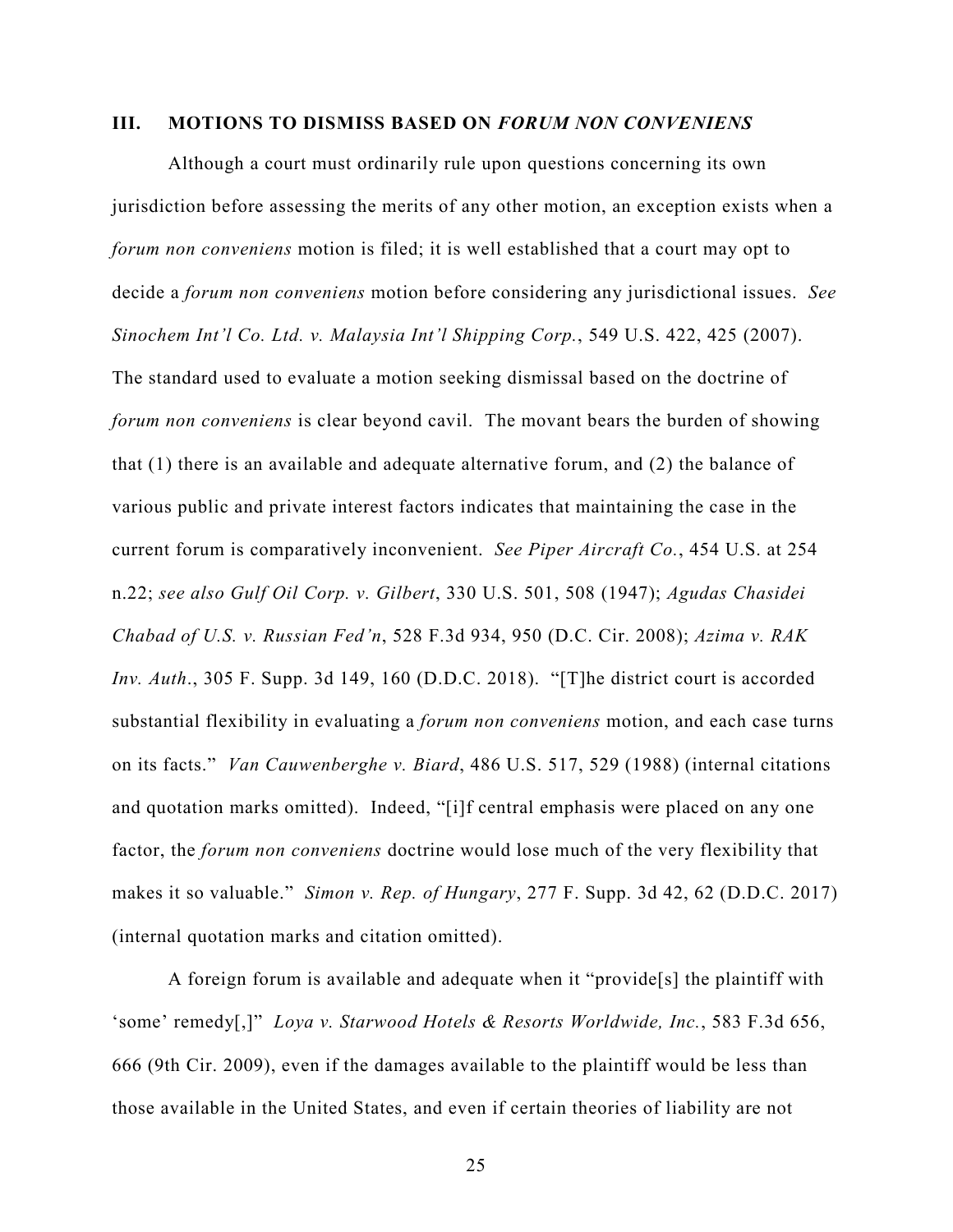## III. MOTIONS TO DISMISS BASED ON *FORUM NON CONVENIENS*

Although a court must ordinarily rule upon questions concerning its own jurisdiction before assessing the merits of any other motion, an exception exists when a *forum non conveniens* motion is filed; it is well established that a court may opt to decide a *forum non conveniens* motion before considering any jurisdictional issues. *See Sinochem Int'l Co. Ltd. v. Malaysia Int'l Shipping Corp.*, 549 U.S. 422, 425 (2007). The standard used to evaluate a motion seeking dismissal based on the doctrine of *forum non conveniens* is clear beyond cavil. The movant bears the burden of showing that (1) there is an available and adequate alternative forum, and (2) the balance of various public and private interest factors indicates that maintaining the case in the current forum is comparatively inconvenient. *See Piper Aircraft Co.*, 454 U.S. at 254 n.22; *see also Gulf Oil Corp. v. Gilbert*, 330 U.S. 501, 508 (1947); *Agudas Chasidei Chabad of U.S. v. Russian Fed'n*, 528 F.3d 934, 950 (D.C. Cir. 2008); *Azima v. RAK Inv. Auth.*, 305 F. Supp. 3d 149, 160 (D.D.C. 2018). "[T]he district court is accorded substantial flexibility in evaluating a *forum non conveniens* motion, and each case turns on its facts." *Van Cauwenberghe v. Biard*, 486 U.S. 517, 529 (1988) (internal citations and quotation marks omitted). Indeed, "[i]f central emphasis were placed on any one factor, the *forum non conveniens* doctrine would lose much of the very flexibility that makes it so valuable." *Simon v. Rep. of Hungary*, 277 F. Supp. 3d 42, 62 (D.D.C. 2017) (internal quotation marks and citation omitted).

A foreign forum is available and adequate when it "provide[s] the plaintiff with 'some' remedy[,]" *Loya v. Starwood Hotels & Resorts Worldwide, Inc.*, 583 F.3d 656, 666 (9th Cir. 2009), even if the damages available to the plaintiff would be less than those available in the United States, and even if certain theories of liability are not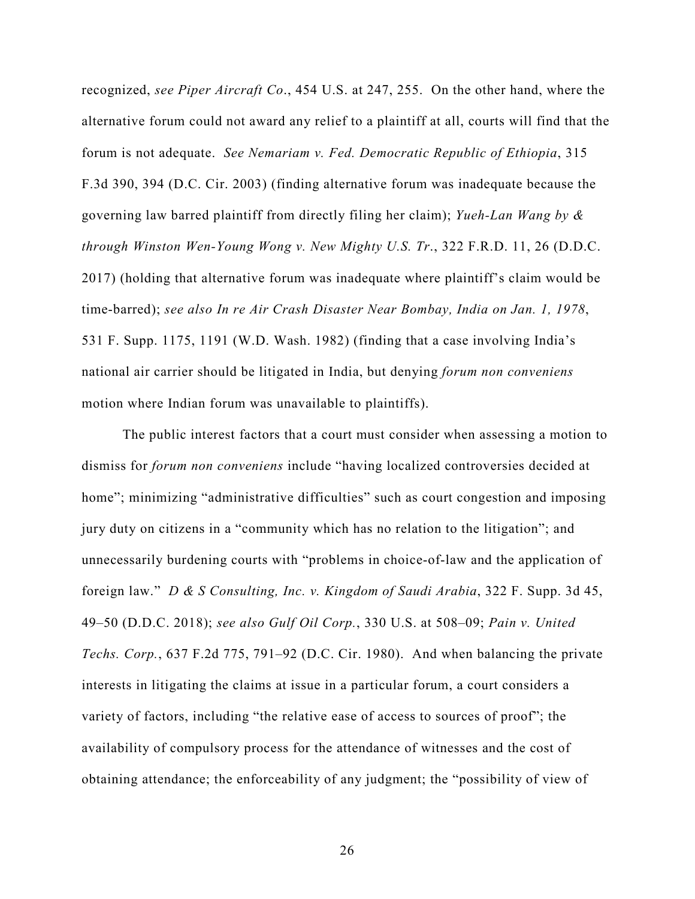recognized, *see Piper Aircraft Co.*, 454 U.S. at 247, 255. On the other hand, where the alternative forum could not award any relief to a plaintiff at all, courts will find that the forum is not adequate. *See Nemariam v. Fed. Democratic Republic of Ethiopia*, 315 F.3d 390, 394 (D.C. Cir. 2003) (finding alternative forum was inadequate because the governing law barred plaintiff from directly filing her claim); *Yueh-Lan Wang by & through Winston Wen-Young Wong v. New Mighty U.S. Tr.*, 322 F.R.D. 11, 26 (D.D.C. 2017) (holding that alternative forum was inadequate where plaintiff's claim would be time-barred); *see also In re Air Crash Disaster Near Bombay, India on Jan. 1, 1978*, 531 F. Supp. 1175, 1191 (W.D. Wash. 1982) (finding that a case involving India's national air carrier should be litigated in India, but denying *forum non conveniens* motion where Indian forum was unavailable to plaintiffs).

The public interest factors that a court must consider when assessing a motion to dismiss for *forum non conveniens* include "having localized controversies decided at home"; minimizing "administrative difficulties" such as court congestion and imposing jury duty on citizens in a "community which has no relation to the litigation"; and unnecessarily burdening courts with "problems in choice-of-law and the application of foreign law." *D & S Consulting, Inc. v. Kingdom of Saudi Arabia*, 322 F. Supp. 3d 45, 49–50 (D.D.C. 2018); *see also Gulf Oil Corp.*, 330 U.S. at 508–09; *Pain v. United Techs. Corp.*, 637 F.2d 775, 791–92 (D.C. Cir. 1980). And when balancing the private interests in litigating the claims at issue in a particular forum, a court considers a variety of factors, including "the relative ease of access to sources of proof"; the availability of compulsory process for the attendance of witnesses and the cost of obtaining attendance; the enforceability of any judgment; the "possibility of view of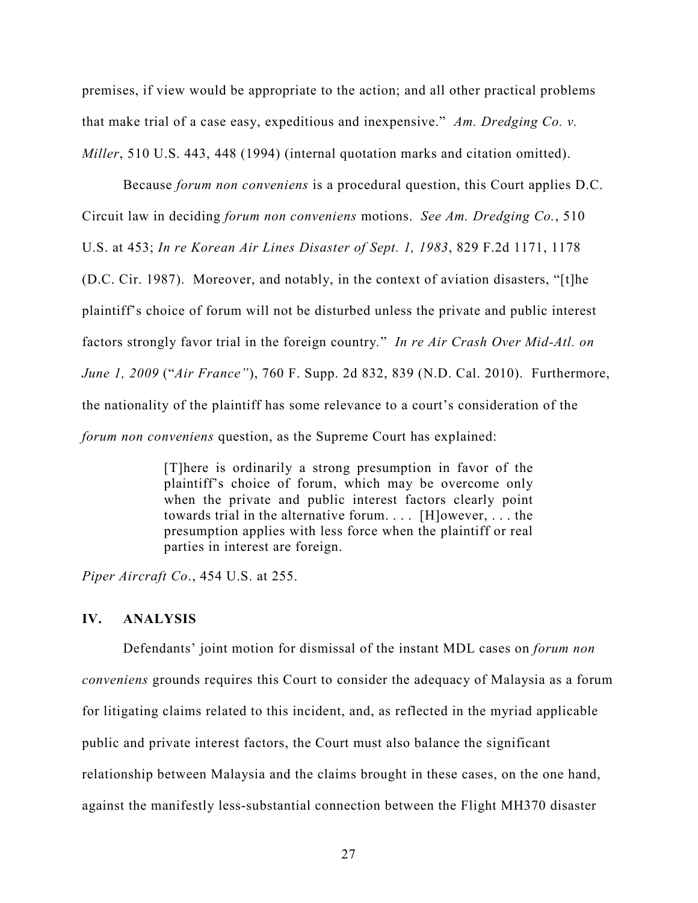premises, if view would be appropriate to the action; and all other practical problems that make trial of a case easy, expeditious and inexpensive." *Am. Dredging Co. v. Miller*, 510 U.S. 443, 448 (1994) (internal quotation marks and citation omitted).

Because *forum non conveniens* is a procedural question, this Court applies D.C. Circuit law in deciding *forum non conveniens* motions. *See Am. Dredging Co.*, 510 U.S. at 453; *In re Korean Air Lines Disaster of Sept. 1, 1983*, 829 F.2d 1171, 1178 (D.C. Cir. 1987). Moreover, and notably, in the context of aviation disasters, "[t]he plaintiff's choice of forum will not be disturbed unless the private and public interest factors strongly favor trial in the foreign country." *In re Air Crash Over Mid-Atl. on June 1, 2009* ("*Air France*"), 760 F. Supp. 2d 832, 839 (N.D. Cal. 2010). Furthermore, the nationality of the plaintiff has some relevance to a court's consideration of the *forum non conveniens* question, as the Supreme Court has explained:

> [T]here is ordinarily a strong presumption in favor of the plaintiff's choice of forum, which may be overcome only when the private and public interest factors clearly point towards trial in the alternative forum. . . . [H]owever, . . . the presumption applies with less force when the plaintiff or real parties in interest are foreign.

*Piper Aircraft Co*., 454 U.S. at 255.

## IV. ANALYSIS

Defendants' joint motion for dismissal of the instant MDL cases on *forum non conveniens* grounds requires this Court to consider the adequacy of Malaysia as a forum for litigating claims related to this incident, and, as reflected in the myriad applicable public and private interest factors, the Court must also balance the significant relationship between Malaysia and the claims brought in these cases, on the one hand, against the manifestly less-substantial connection between the Flight MH370 disaster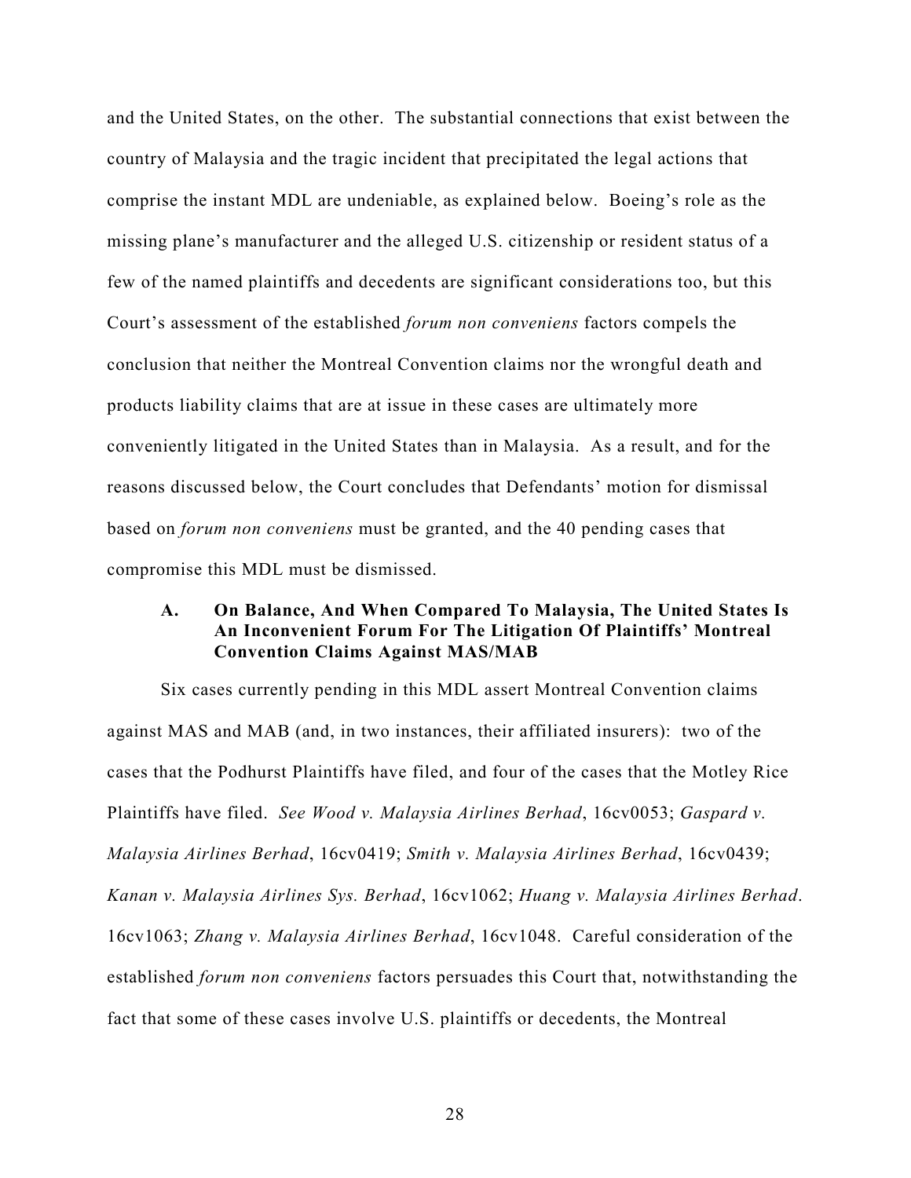and the United States, on the other. The substantial connections that exist between the country of Malaysia and the tragic incident that precipitated the legal actions that comprise the instant MDL are undeniable, as explained below. Boeing's role as the missing plane's manufacturer and the alleged U.S. citizenship or resident status of a few of the named plaintiffs and decedents are significant considerations too, but this Court's assessment of the established *forum non conveniens* factors compels the conclusion that neither the Montreal Convention claims nor the wrongful death and products liability claims that are at issue in these cases are ultimately more conveniently litigated in the United States than in Malaysia. As a result, and for the reasons discussed below, the Court concludes that Defendants' motion for dismissal based on *forum non conveniens* must be granted, and the 40 pending cases that compromise this MDL must be dismissed.

### A. On Balance, And When Compared To Malaysia, The United States Is An Inconvenient Forum For The Litigation Of Plaintiffs' Montreal Convention Claims Against MAS/MAB

Six cases currently pending in this MDL assert Montreal Convention claims against MAS and MAB (and, in two instances, their affiliated insurers): two of the cases that the Podhurst Plaintiffs have filed, and four of the cases that the Motley Rice Plaintiffs have filed. *See Wood v. Malaysia Airlines Berhad*, 16cv0053; *Gaspard v. Malaysia Airlines Berhad*, 16cv0419; *Smith v. Malaysia Airlines Berhad*, 16cv0439; *Kanan v. Malaysia Airlines Sys. Berhad*, 16cv1062; *Huang v. Malaysia Airlines Berhad*. 16cv1063; *Zhang v. Malaysia Airlines Berhad*, 16cv1048. Careful consideration of the established *forum non conveniens* factors persuades this Court that, notwithstanding the fact that some of these cases involve U.S. plaintiffs or decedents, the Montreal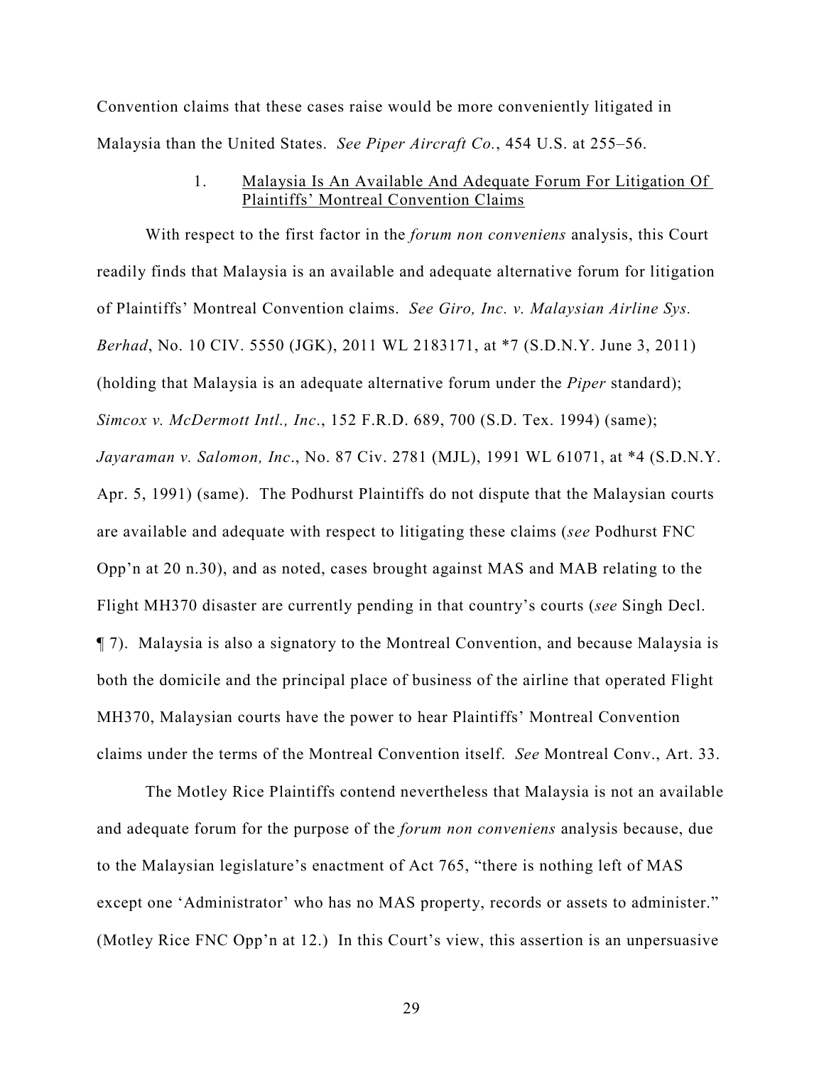Convention claims that these cases raise would be more conveniently litigated in Malaysia than the United States. *See Piper Aircraft Co.*, 454 U.S. at 255–56.

### 1. Malaysia Is An Available And Adequate Forum For Litigation Of Plaintiffs' Montreal Convention Claims

With respect to the first factor in the *forum non conveniens* analysis, this Court readily finds that Malaysia is an available and adequate alternative forum for litigation of Plaintiffs' Montreal Convention claims. *See Giro, Inc. v. Malaysian Airline Sys. Berhad*, No. 10 CIV. 5550 (JGK), 2011 WL 2183171, at *7 (S.D.N.Y. June 3, 2011) (holding that Malaysia is an adequate alternative forum under the *Piper* standard); *Simcox v. McDermott Intl., Inc*., 152 F.R.D. 689, 700 (S.D. Tex. 1994) (same); *Jayaraman v. Salomon, Inc*., No. 87 Civ. 2781 (MJL), 1991 WL 61071, at *4 (S.D.N.Y. Apr. 5, 1991) (same). The Podhurst Plaintiffs do not dispute that the Malaysian courts are available and adequate with respect to litigating these claims (*see* Podhurst FNC Opp'n at 20 n.30), and as noted, cases brought against MAS and MAB relating to the Flight MH370 disaster are currently pending in that country's courts (*see* Singh Decl. ¶ 7). Malaysia is also a signatory to the Montreal Convention, and because Malaysia is both the domicile and the principal place of business of the airline that operated Flight MH370, Malaysian courts have the power to hear Plaintiffs' Montreal Convention claims under the terms of the Montreal Convention itself. *See* Montreal Conv., Art. 33.

The Motley Rice Plaintiffs contend nevertheless that Malaysia is not an available and adequate forum for the purpose of the *forum non conveniens* analysis because, due to the Malaysian legislature's enactment of Act 765, "there is nothing left of MAS except one 'Administrator' who has no MAS property, records or assets to administer." (Motley Rice FNC Opp'n at 12.) In this Court's view, this assertion is an unpersuasive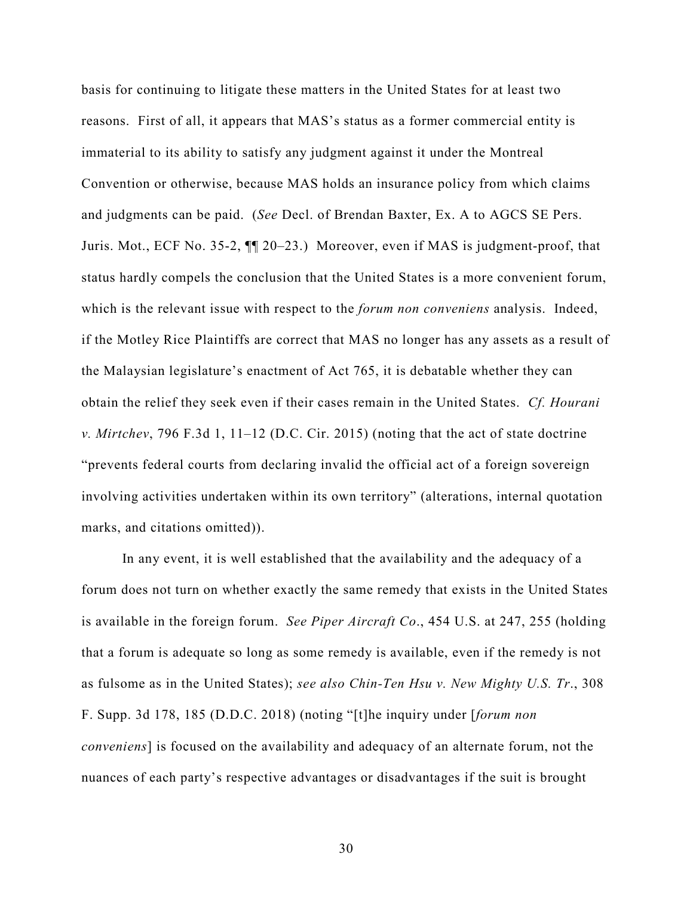basis for continuing to litigate these matters in the United States for at least two reasons. First of all, it appears that MAS's status as a former commercial entity is immaterial to its ability to satisfy any judgment against it under the Montreal Convention or otherwise, because MAS holds an insurance policy from which claims and judgments can be paid. (*See* Decl. of Brendan Baxter, Ex. A to AGCS SE Pers. Juris. Mot., ECF No. 35-2, ¶¶ 20–23.) Moreover, even if MAS is judgment-proof, that status hardly compels the conclusion that the United States is a more convenient forum, which is the relevant issue with respect to the *forum non conveniens* analysis. Indeed, if the Motley Rice Plaintiffs are correct that MAS no longer has any assets as a result of the Malaysian legislature's enactment of Act 765, it is debatable whether they can obtain the relief they seek even if their cases remain in the United States. *Cf. Hourani v. Mirtchev*, 796 F.3d 1, 11–12 (D.C. Cir. 2015) (noting that the act of state doctrine "prevents federal courts from declaring invalid the official act of a foreign sovereign involving activities undertaken within its own territory" (alterations, internal quotation marks, and citations omitted)).

In any event, it is well established that the availability and the adequacy of a forum does not turn on whether exactly the same remedy that exists in the United States is available in the foreign forum. *See Piper Aircraft Co*., 454 U.S. at 247, 255 (holding that a forum is adequate so long as some remedy is available, even if the remedy is not as fulsome as in the United States); *see also Chin-Ten Hsu v. New Mighty U.S. Tr*., 308 F. Supp. 3d 178, 185 (D.D.C. 2018) (noting "[t]he inquiry under [*forum non conveniens*] is focused on the availability and adequacy of an alternate forum, not the nuances of each party's respective advantages or disadvantages if the suit is brought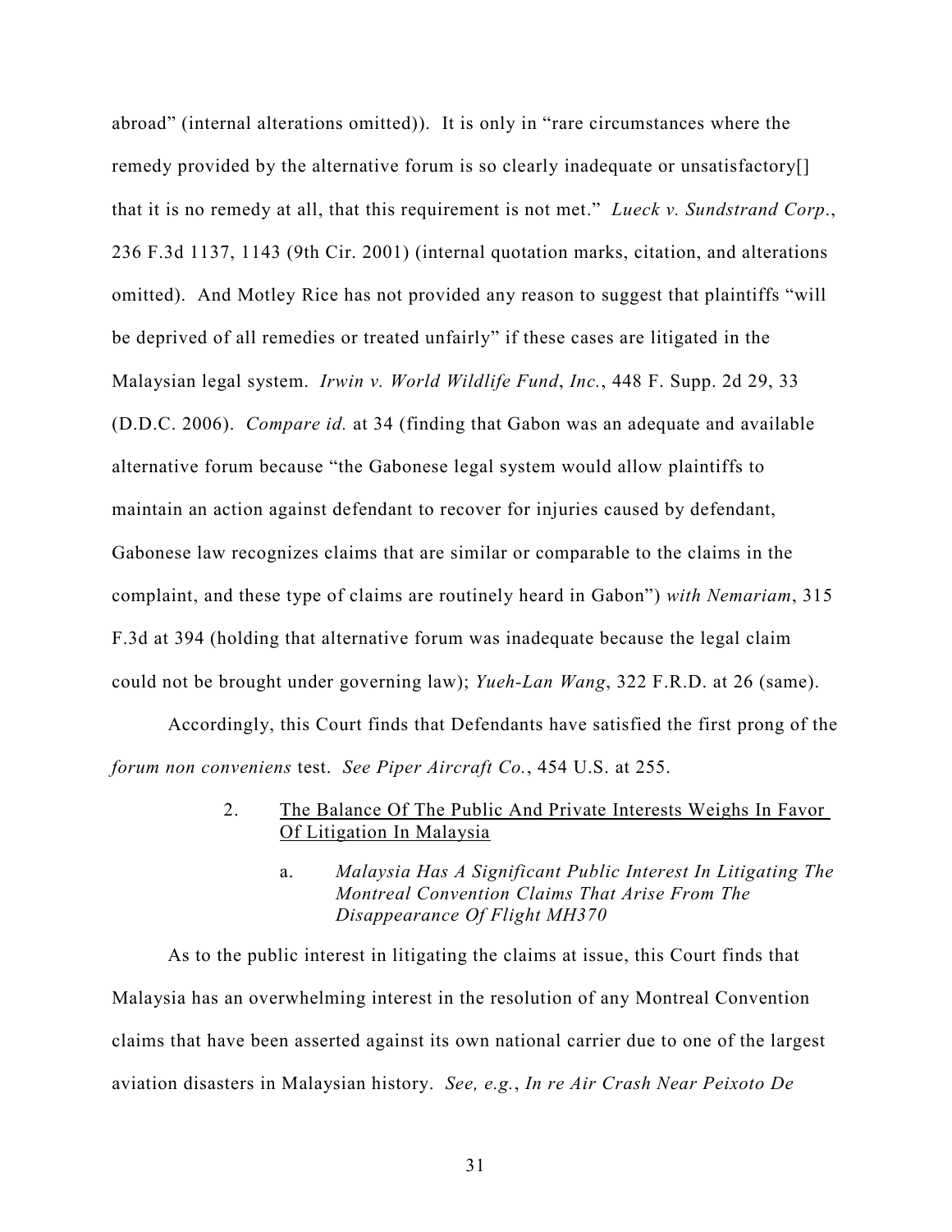abroad" (internal alterations omitted)). It is only in "rare circumstances where the remedy provided by the alternative forum is so clearly inadequate or unsatisfactory[] that it is no remedy at all, that this requirement is not met." *Lueck v. Sundstrand Corp.*, 236 F.3d 1137, 1143 (9th Cir. 2001) (internal quotation marks, citation, and alterations omitted). And Motley Rice has not provided any reason to suggest that plaintiffs "will be deprived of all remedies or treated unfairly" if these cases are litigated in the Malaysian legal system. *Irwin v. World Wildlife Fund, Inc.*, 448 F. Supp. 2d 29, 33 (D.D.C. 2006). *Compare id.* at 34 (finding that Gabon was an adequate and available alternative forum because "the Gabonese legal system would allow plaintiffs to maintain an action against defendant to recover for injuries caused by defendant, Gabonese law recognizes claims that are similar or comparable to the claims in the complaint, and these type of claims are routinely heard in Gabon") *with Nemariam*, 315 F.3d at 394 (holding that alternative forum was inadequate because the legal claim could not be brought under governing law); *Yueh-Lan Wang*, 322 F.R.D. at 26 (same).

Accordingly, this Court finds that Defendants have satisfied the first prong of the *forum non conveniens* test. *See Piper Aircraft Co.*, 454 U.S. at 255.

2. The Balance Of The Public And Private Interests Weighs In Favor Of Litigation In Malaysia

a. *Malaysia Has A Significant Public Interest In Litigating The Montreal Convention Claims That Arise From The Disappearance Of Flight MH370*

As to the public interest in litigating the claims at issue, this Court finds that Malaysia has an overwhelming interest in the resolution of any Montreal Convention claims that have been asserted against its own national carrier due to one of the largest aviation disasters in Malaysian history. *See, e.g.*, *In re Air Crash Near Peixoto De*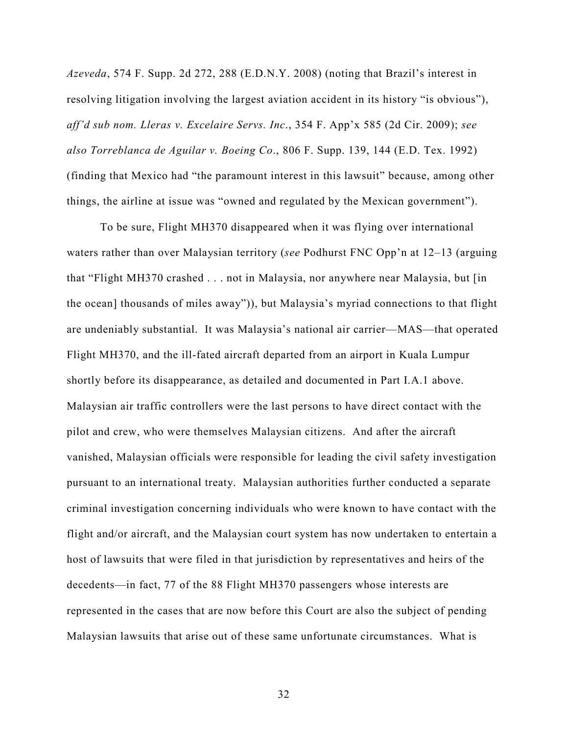*Azeveda*, 574 F. Supp. 2d 272, 288 (E.D.N.Y. 2008) (noting that Brazil's interest in resolving litigation involving the largest aviation accident in its history "is obvious"), *aff'd sub nom. Lleras v. Excelaire Servs. Inc*., 354 F. App'x 585 (2d Cir. 2009); *see also Torreblanca de Aguilar v. Boeing Co*., 806 F. Supp. 139, 144 (E.D. Tex. 1992) (finding that Mexico had "the paramount interest in this lawsuit" because, among other things, the airline at issue was "owned and regulated by the Mexican government").

To be sure, Flight MH370 disappeared when it was flying over international waters rather than over Malaysian territory (*see* Podhurst FNC Opp'n at 12–13 (arguing that "Flight MH370 crashed . . . not in Malaysia, nor anywhere near Malaysia, but [in the ocean] thousands of miles away")), but Malaysia's myriad connections to that flight are undeniably substantial. It was Malaysia's national air carrier—MAS—that operated Flight MH370, and the ill-fated aircraft departed from an airport in Kuala Lumpur shortly before its disappearance, as detailed and documented in Part I.A.1 above. Malaysian air traffic controllers were the last persons to have direct contact with the pilot and crew, who were themselves Malaysian citizens. And after the aircraft vanished, Malaysian officials were responsible for leading the civil safety investigation pursuant to an international treaty. Malaysian authorities further conducted a separate criminal investigation concerning individuals who were known to have contact with the flight and/or aircraft, and the Malaysian court system has now undertaken to entertain a host of lawsuits that were filed in that jurisdiction by representatives and heirs of the decedents—in fact, 77 of the 88 Flight MH370 passengers whose interests are represented in the cases that are now before this Court are also the subject of pending Malaysian lawsuits that arise out of these same unfortunate circumstances. What is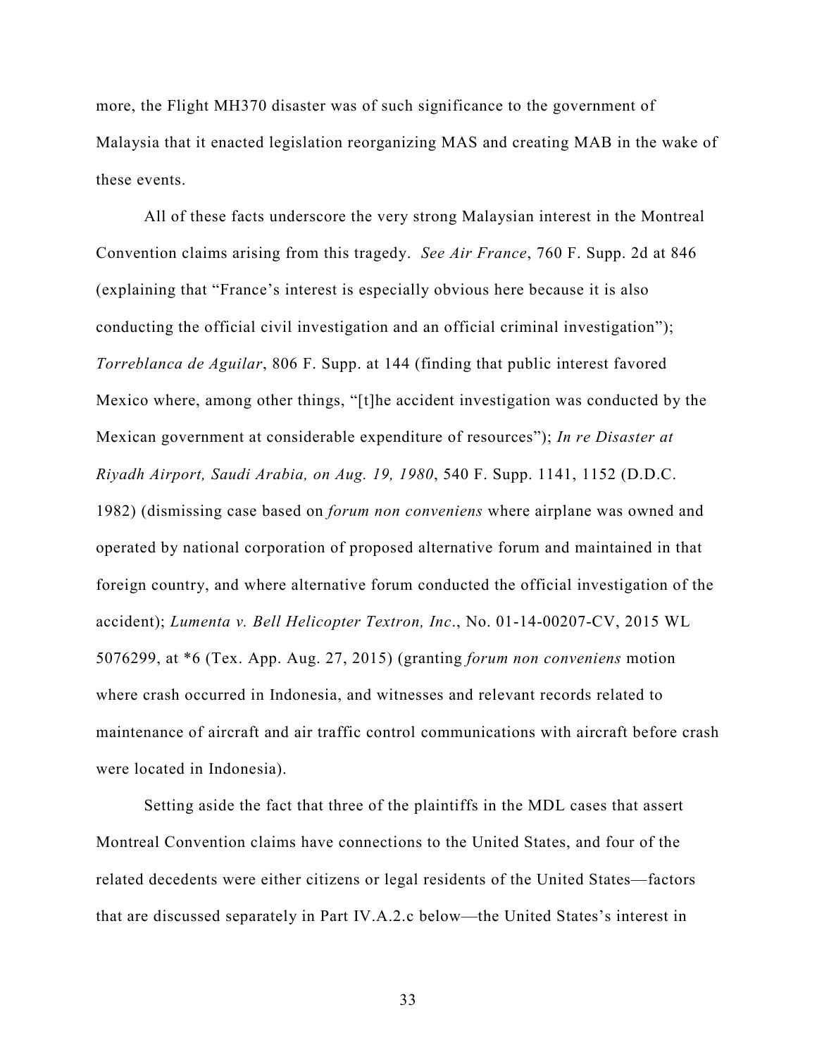more, the Flight MH370 disaster was of such significance to the government of Malaysia that it enacted legislation reorganizing MAS and creating MAB in the wake of these events.

All of these facts underscore the very strong Malaysian interest in the Montreal Convention claims arising from this tragedy. *See Air France*, 760 F. Supp. 2d at 846 (explaining that "France's interest is especially obvious here because it is also conducting the official civil investigation and an official criminal investigation"); *Torreblanca de Aguilar*, 806 F. Supp. at 144 (finding that public interest favored Mexico where, among other things, "[t]he accident investigation was conducted by the Mexican government at considerable expenditure of resources"); *In re Disaster at Riyadh Airport, Saudi Arabia, on Aug. 19, 1980*, 540 F. Supp. 1141, 1152 (D.D.C. 1982) (dismissing case based on *forum non conveniens* where airplane was owned and operated by national corporation of proposed alternative forum and maintained in that foreign country, and where alternative forum conducted the official investigation of the accident); *Lumenta v. Bell Helicopter Textron, Inc*., No. 01-14-00207-CV, 2015 WL 5076299, at *6 (Tex. App. Aug. 27, 2015) (granting *forum non conveniens* motion where crash occurred in Indonesia, and witnesses and relevant records related to maintenance of aircraft and air traffic control communications with aircraft before crash were located in Indonesia).

Setting aside the fact that three of the plaintiffs in the MDL cases that assert Montreal Convention claims have connections to the United States, and four of the related decedents were either citizens or legal residents of the United States—factors that are discussed separately in Part IV.A.2.c below—the United States's interest in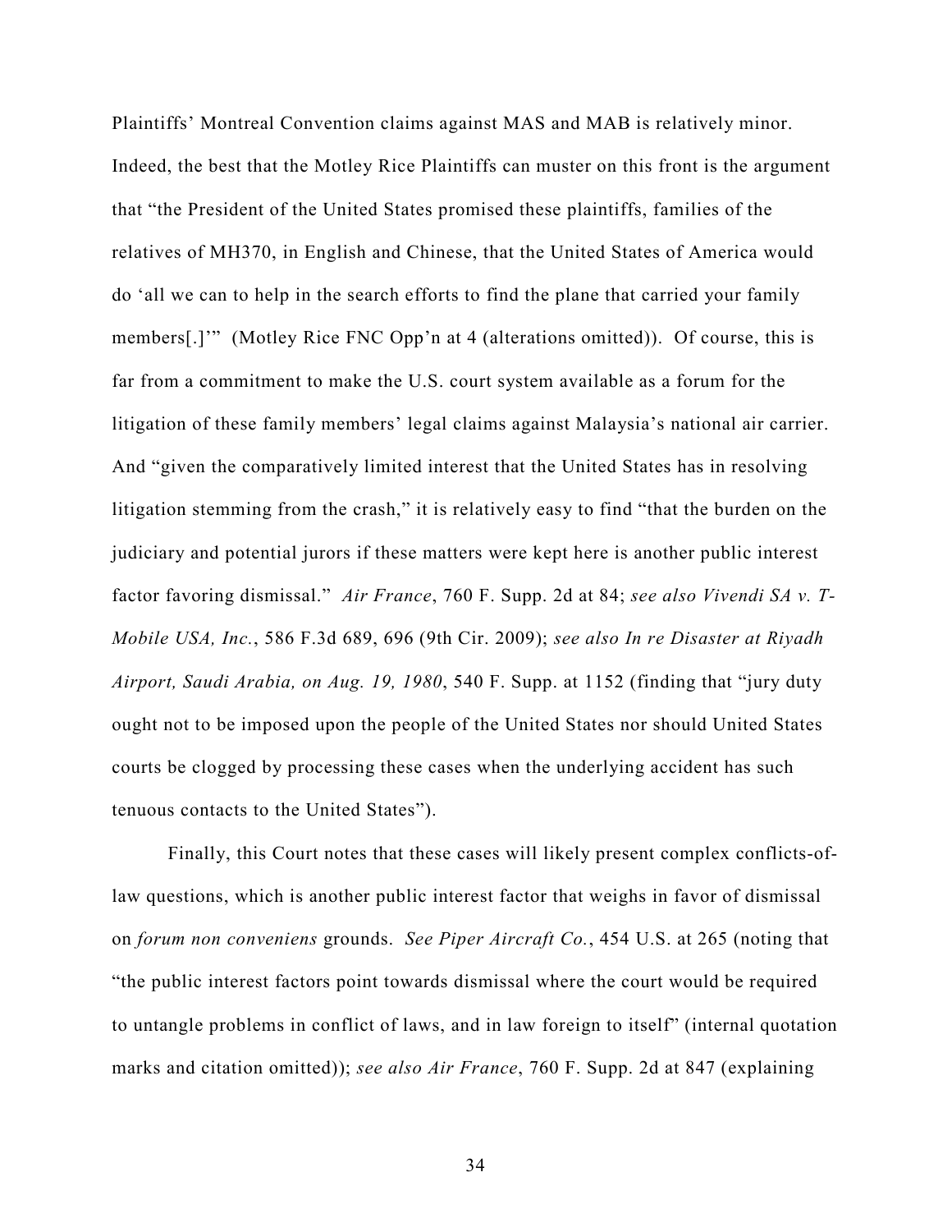Plaintiffs' Montreal Convention claims against MAS and MAB is relatively minor. Indeed, the best that the Motley Rice Plaintiffs can muster on this front is the argument that "the President of the United States promised these plaintiffs, families of the relatives of MH370, in English and Chinese, that the United States of America would do 'all we can to help in the search efforts to find the plane that carried your family members[.]'" (Motley Rice FNC Opp'n at 4 (alterations omitted)). Of course, this is far from a commitment to make the U.S. court system available as a forum for the litigation of these family members' legal claims against Malaysia's national air carrier. And "given the comparatively limited interest that the United States has in resolving litigation stemming from the crash," it is relatively easy to find "that the burden on the judiciary and potential jurors if these matters were kept here is another public interest factor favoring dismissal." *Air France*, 760 F. Supp. 2d at 84; *see also Vivendi SA v. T-Mobile USA, Inc.*, 586 F.3d 689, 696 (9th Cir. 2009); *see also In re Disaster at Riyadh Airport, Saudi Arabia, on Aug. 19, 1980*, 540 F. Supp. at 1152 (finding that "jury duty ought not to be imposed upon the people of the United States nor should United States courts be clogged by processing these cases when the underlying accident has such tenuous contacts to the United States").

Finally, this Court notes that these cases will likely present complex conflicts-of-law questions, which is another public interest factor that weighs in favor of dismissal on *forum non conveniens* grounds. *See Piper Aircraft Co.*, 454 U.S. at 265 (noting that "the public interest factors point towards dismissal where the court would be required to untangle problems in conflict of laws, and in law foreign to itself" (internal quotation marks and citation omitted)); *see also Air France*, 760 F. Supp. 2d at 847 (explaining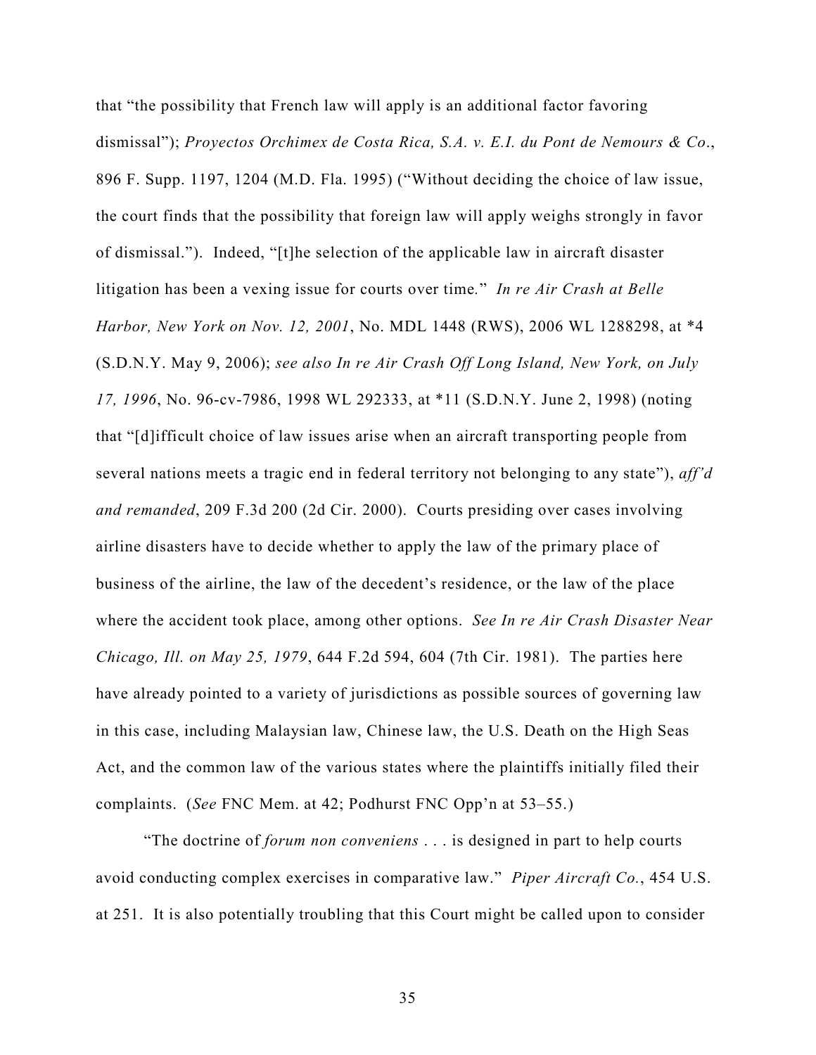that "the possibility that French law will apply is an additional factor favoring dismissal"); *Proyectos Orchimex de Costa Rica, S.A. v. E.I. du Pont de Nemours & Co*., 896 F. Supp. 1197, 1204 (M.D. Fla. 1995) ("Without deciding the choice of law issue, the court finds that the possibility that foreign law will apply weighs strongly in favor of dismissal."). Indeed, "[t]he selection of the applicable law in aircraft disaster litigation has been a vexing issue for courts over time." *In re Air Crash at Belle Harbor, New York on Nov. 12, 2001*, No. MDL 1448 (RWS), 2006 WL 1288298, at *4 (S.D.N.Y. May 9, 2006); *see also In re Air Crash Off Long Island, New York, on July 17, 1996*, No. 96-cv-7986, 1998 WL 292333, at *11 (S.D.N.Y. June 2, 1998) (noting that "[d]ifficult choice of law issues arise when an aircraft transporting people from several nations meets a tragic end in federal territory not belonging to any state"), *aff'd and remanded*, 209 F.3d 200 (2d Cir. 2000). Courts presiding over cases involving airline disasters have to decide whether to apply the law of the primary place of business of the airline, the law of the decedent's residence, or the law of the place where the accident took place, among other options. *See In re Air Crash Disaster Near Chicago, Ill. on May 25, 1979*, 644 F.2d 594, 604 (7th Cir. 1981). The parties here have already pointed to a variety of jurisdictions as possible sources of governing law in this case, including Malaysian law, Chinese law, the U.S. Death on the High Seas Act, and the common law of the various states where the plaintiffs initially filed their complaints. (*See* FNC Mem. at 42; Podhurst FNC Opp'n at 53–55.)

"The doctrine of *forum non conveniens* . . . is designed in part to help courts avoid conducting complex exercises in comparative law." *Piper Aircraft Co.*, 454 U.S. at 251. It is also potentially troubling that this Court might be called upon to consider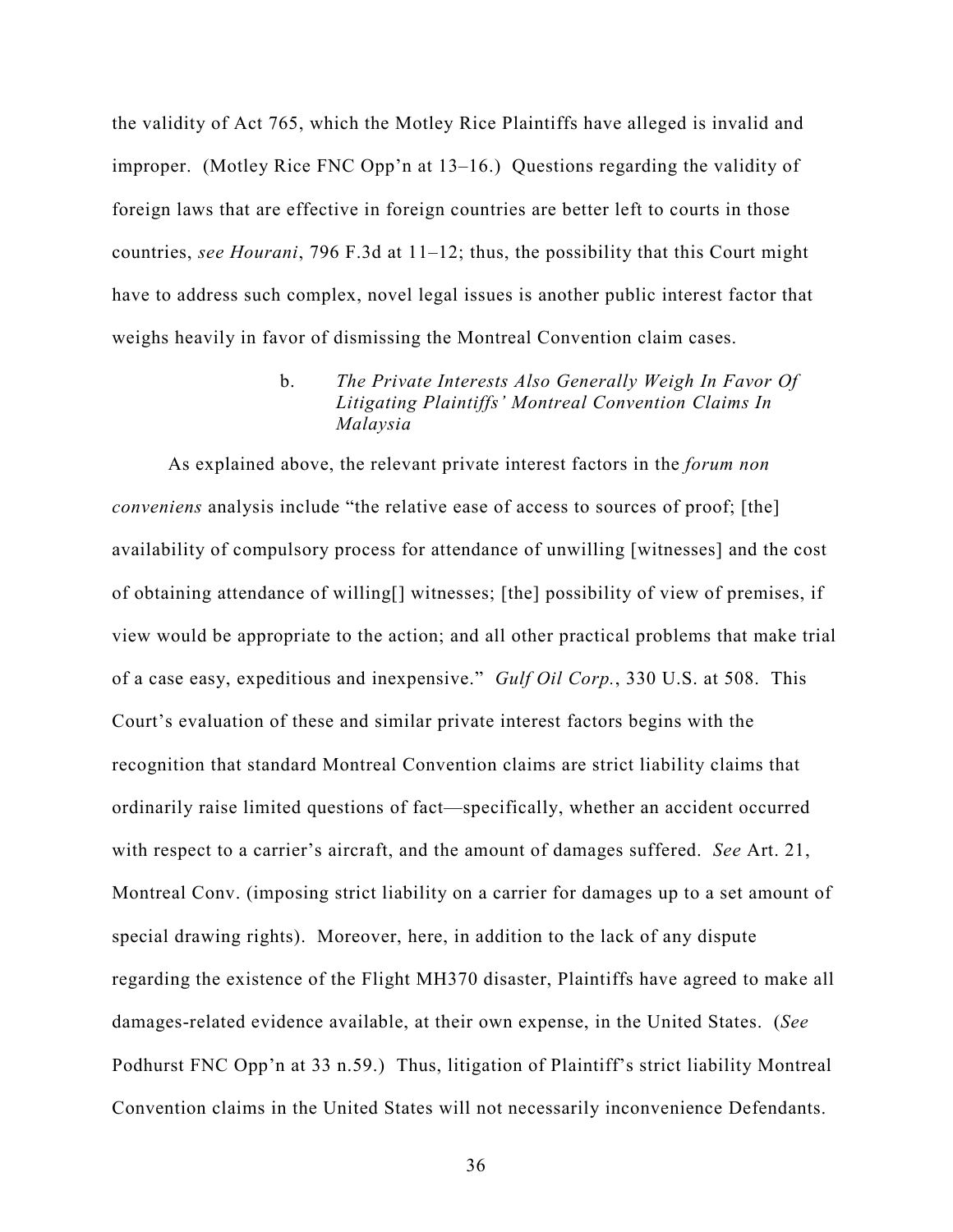the validity of Act 765, which the Motley Rice Plaintiffs have alleged is invalid and improper. (Motley Rice FNC Opp'n at 13–16.) Questions regarding the validity of foreign laws that are effective in foreign countries are better left to courts in those countries, *see Hourani*, 796 F.3d at 11–12; thus, the possibility that this Court might have to address such complex, novel legal issues is another public interest factor that weighs heavily in favor of dismissing the Montreal Convention claim cases.

b. *The Private Interests Also Generally Weigh In Favor Of Litigating Plaintiffs' Montreal Convention Claims In Malaysia*

As explained above, the relevant private interest factors in the *forum non conveniens* analysis include "the relative ease of access to sources of proof; [the] availability of compulsory process for attendance of unwilling [witnesses] and the cost of obtaining attendance of willing[] witnesses; [the] possibility of view of premises, if view would be appropriate to the action; and all other practical problems that make trial of a case easy, expeditious and inexpensive." *Gulf Oil Corp.*, 330 U.S. at 508. This Court's evaluation of these and similar private interest factors begins with the recognition that standard Montreal Convention claims are strict liability claims that ordinarily raise limited questions of fact—specifically, whether an accident occurred with respect to a carrier's aircraft, and the amount of damages suffered. *See* Art. 21, Montreal Conv. (imposing strict liability on a carrier for damages up to a set amount of special drawing rights). Moreover, here, in addition to the lack of any dispute regarding the existence of the Flight MH370 disaster, Plaintiffs have agreed to make all damages-related evidence available, at their own expense, in the United States. (*See* Podhurst FNC Opp'n at 33 n.59.) Thus, litigation of Plaintiff's strict liability Montreal Convention claims in the United States will not necessarily inconvenience Defendants.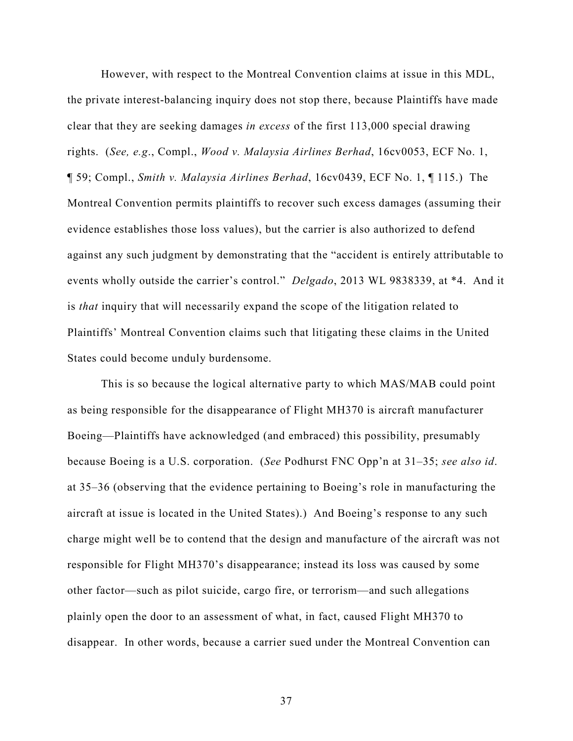However, with respect to the Montreal Convention claims at issue in this MDL, the private interest-balancing inquiry does not stop there, because Plaintiffs have made clear that they are seeking damages *in excess* of the first 113,000 special drawing rights. (*See, e.g.*, Compl., *Wood v. Malaysia Airlines Berhad*, 16cv0053, ECF No. 1, ¶ 59; Compl., *Smith v. Malaysia Airlines Berhad*, 16cv0439, ECF No. 1, ¶ 115.) The Montreal Convention permits plaintiffs to recover such excess damages (assuming their evidence establishes those loss values), but the carrier is also authorized to defend against any such judgment by demonstrating that the "accident is entirely attributable to events wholly outside the carrier's control." *Delgado*, 2013 WL 9838339, at *4. And it is *that* inquiry that will necessarily expand the scope of the litigation related to Plaintiffs' Montreal Convention claims such that litigating these claims in the United States could become unduly burdensome.

This is so because the logical alternative party to which MAS/MAB could point as being responsible for the disappearance of Flight MH370 is aircraft manufacturer Boeing—Plaintiffs have acknowledged (and embraced) this possibility, presumably because Boeing is a U.S. corporation. (*See* Podhurst FNC Opp'n at 31–35; *see also id*. at 35–36 (observing that the evidence pertaining to Boeing's role in manufacturing the aircraft at issue is located in the United States).) And Boeing's response to any such charge might well be to contend that the design and manufacture of the aircraft was not responsible for Flight MH370's disappearance; instead its loss was caused by some other factor—such as pilot suicide, cargo fire, or terrorism—and such allegations plainly open the door to an assessment of what, in fact, caused Flight MH370 to disappear. In other words, because a carrier sued under the Montreal Convention can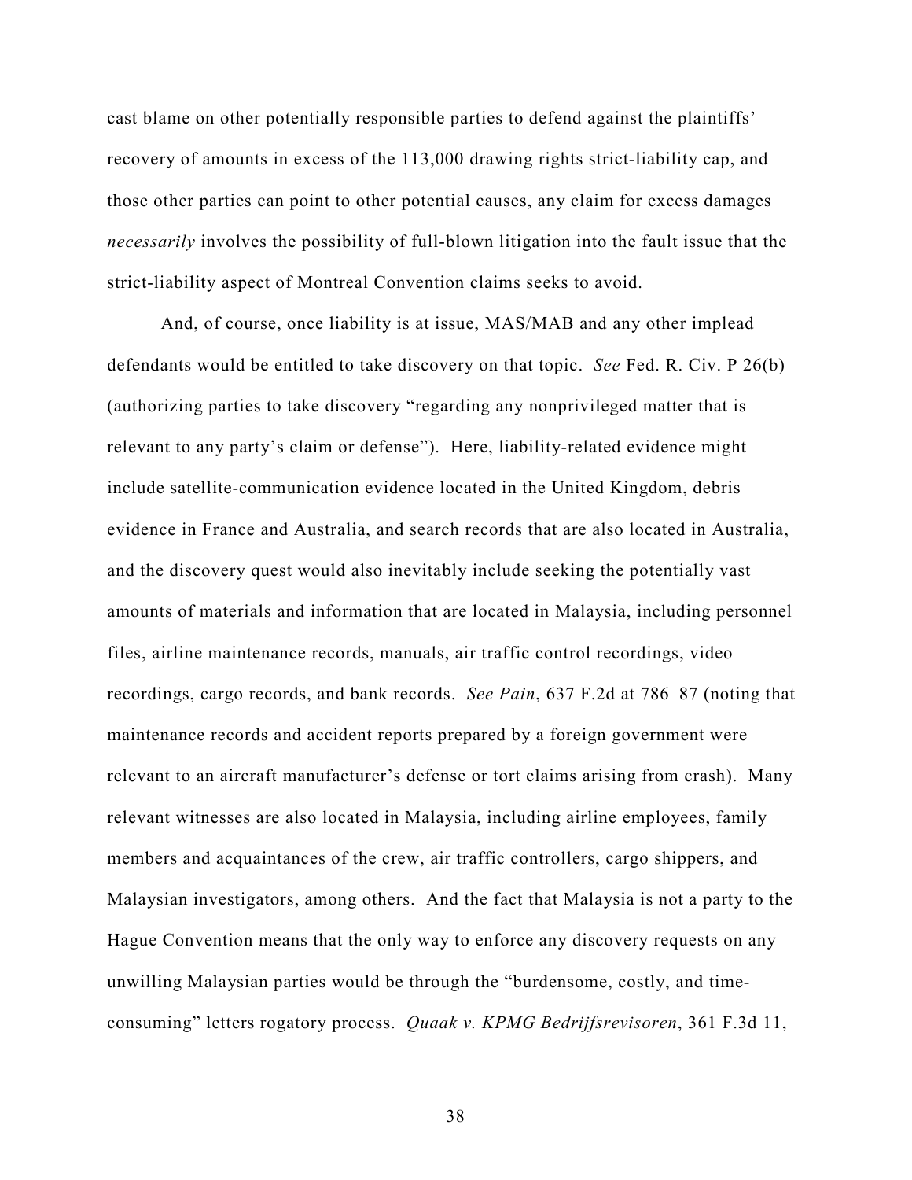cast blame on other potentially responsible parties to defend against the plaintiffs' recovery of amounts in excess of the 113,000 drawing rights strict-liability cap, and those other parties can point to other potential causes, any claim for excess damages *necessarily* involves the possibility of full-blown litigation into the fault issue that the strict-liability aspect of Montreal Convention claims seeks to avoid.

And, of course, once liability is at issue, MAS/MAB and any other implead defendants would be entitled to take discovery on that topic. *See* Fed. R. Civ. P 26(b) (authorizing parties to take discovery "regarding any nonprivileged matter that is relevant to any party's claim or defense"). Here, liability-related evidence might include satellite-communication evidence located in the United Kingdom, debris evidence in France and Australia, and search records that are also located in Australia, and the discovery quest would also inevitably include seeking the potentially vast amounts of materials and information that are located in Malaysia, including personnel files, airline maintenance records, manuals, air traffic control recordings, video recordings, cargo records, and bank records. *See Pain*, 637 F.2d at 786–87 (noting that maintenance records and accident reports prepared by a foreign government were relevant to an aircraft manufacturer's defense or tort claims arising from crash). Many relevant witnesses are also located in Malaysia, including airline employees, family members and acquaintances of the crew, air traffic controllers, cargo shippers, and Malaysian investigators, among others. And the fact that Malaysia is not a party to the Hague Convention means that the only way to enforce any discovery requests on any unwilling Malaysian parties would be through the "burdensome, costly, and time-consuming" letters rogatory process. *Quaak v. KPMG Bedrijfsrevisoren*, 361 F.3d 11,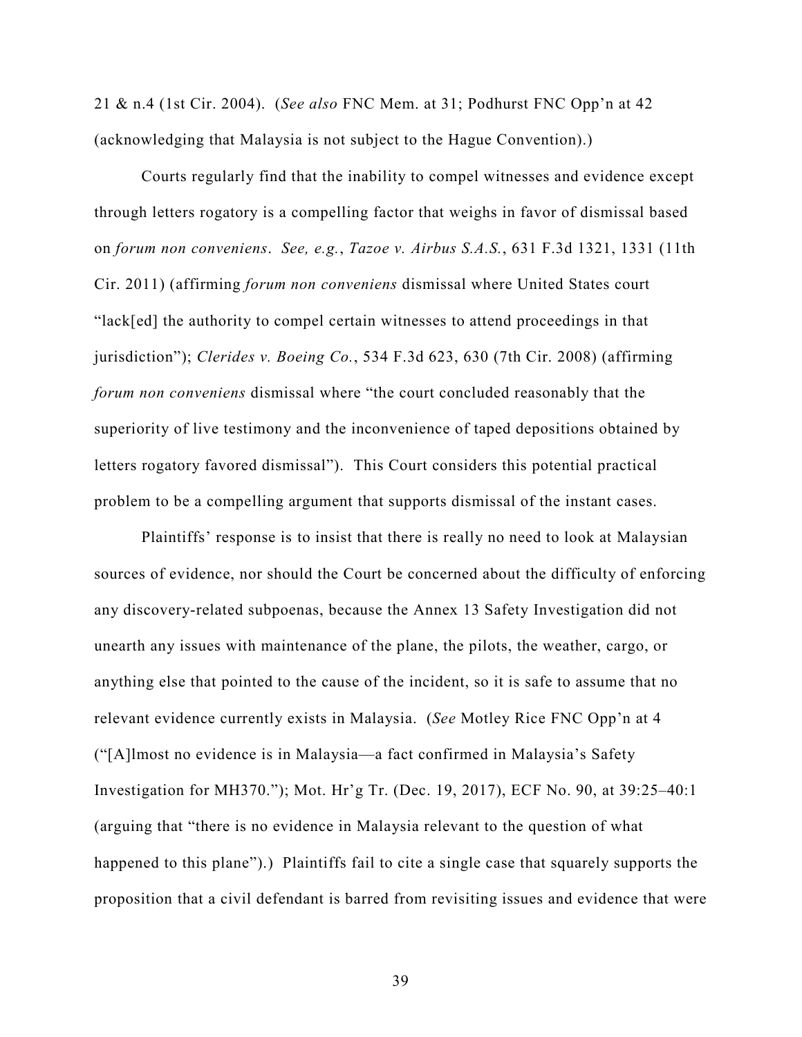21 & n.4 (1st Cir. 2004). (*See also* FNC Mem. at 31; Podhurst FNC Opp'n at 42 (acknowledging that Malaysia is not subject to the Hague Convention).)

Courts regularly find that the inability to compel witnesses and evidence except through letters rogatory is a compelling factor that weighs in favor of dismissal based on *forum non conveniens*. *See, e.g.*, *Tazoe v. Airbus S.A.S.*, 631 F.3d 1321, 1331 (11th Cir. 2011) (affirming *forum non conveniens* dismissal where United States court "lack[ed] the authority to compel certain witnesses to attend proceedings in that jurisdiction"); *Clerides v. Boeing Co.*, 534 F.3d 623, 630 (7th Cir. 2008) (affirming *forum non conveniens* dismissal where "the court concluded reasonably that the superiority of live testimony and the inconvenience of taped depositions obtained by letters rogatory favored dismissal"). This Court considers this potential practical problem to be a compelling argument that supports dismissal of the instant cases.

Plaintiffs' response is to insist that there is really no need to look at Malaysian sources of evidence, nor should the Court be concerned about the difficulty of enforcing any discovery-related subpoenas, because the Annex 13 Safety Investigation did not unearth any issues with maintenance of the plane, the pilots, the weather, cargo, or anything else that pointed to the cause of the incident, so it is safe to assume that no relevant evidence currently exists in Malaysia. (*See* Motley Rice FNC Opp'n at 4 ("[A]lmost no evidence is in Malaysia—a fact confirmed in Malaysia's Safety Investigation for MH370."); Mot. Hr'g Tr. (Dec. 19, 2017), ECF No. 90, at 39:25–40:1 (arguing that "there is no evidence in Malaysia relevant to the question of what happened to this plane").) Plaintiffs fail to cite a single case that squarely supports the proposition that a civil defendant is barred from revisiting issues and evidence that were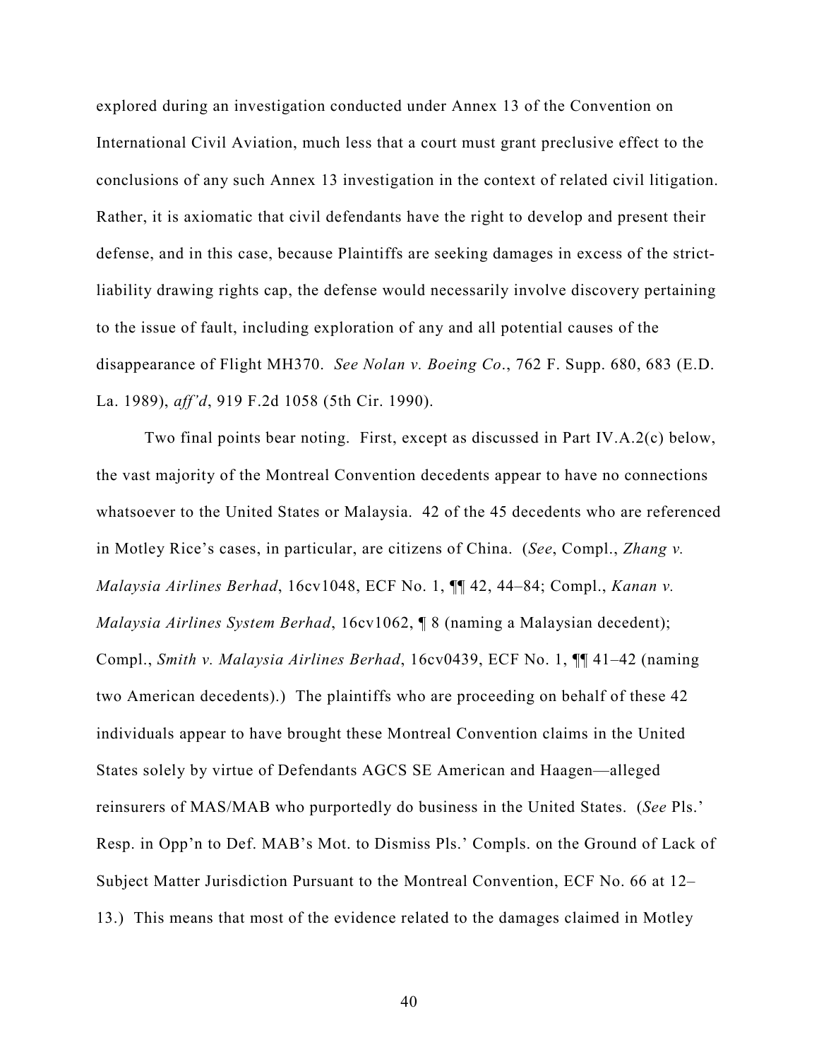explored during an investigation conducted under Annex 13 of the Convention on International Civil Aviation, much less that a court must grant preclusive effect to the conclusions of any such Annex 13 investigation in the context of related civil litigation. Rather, it is axiomatic that civil defendants have the right to develop and present their defense, and in this case, because Plaintiffs are seeking damages in excess of the strict-liability drawing rights cap, the defense would necessarily involve discovery pertaining to the issue of fault, including exploration of any and all potential causes of the disappearance of Flight MH370. *See Nolan v. Boeing Co.*, 762 F. Supp. 680, 683 (E.D. La. 1989), *aff'd*, 919 F.2d 1058 (5th Cir. 1990).

Two final points bear noting. First, except as discussed in Part IV.A.2(c) below, the vast majority of the Montreal Convention decedents appear to have no connections whatsoever to the United States or Malaysia. 42 of the 45 decedents who are referenced in Motley Rice's cases, in particular, are citizens of China. (*See*, Compl., *Zhang v. Malaysia Airlines Berhad*, 16cv1048, ECF No. 1, ¶¶ 42, 44–84; Compl., *Kanan v. Malaysia Airlines System Berhad*, 16cv1062, ¶ 8 (naming a Malaysian decedent); Compl., *Smith v. Malaysia Airlines Berhad*, 16cv0439, ECF No. 1, ¶¶ 41–42 (naming two American decedents).) The plaintiffs who are proceeding on behalf of these 42 individuals appear to have brought these Montreal Convention claims in the United States solely by virtue of Defendants AGCS SE American and Haagen—alleged reinsurers of MAS/MAB who purportedly do business in the United States. (*See* Pls.' Resp. in Opp'n to Def. MAB's Mot. to Dismiss Pls.' Compls. on the Ground of Lack of Subject Matter Jurisdiction Pursuant to the Montreal Convention, ECF No. 66 at 12–13.) This means that most of the evidence related to the damages claimed in Motley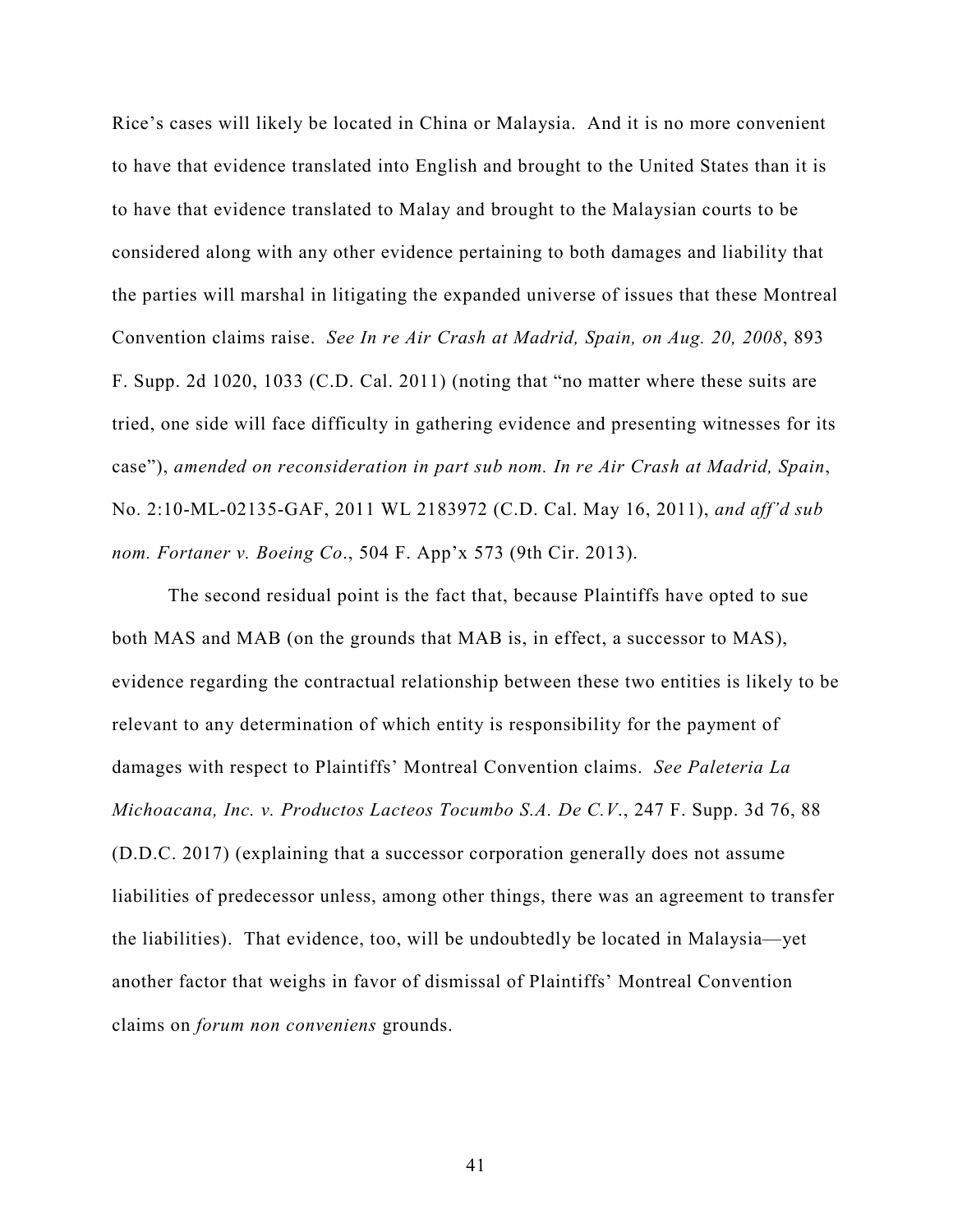Rice's cases will likely be located in China or Malaysia. And it is no more convenient to have that evidence translated into English and brought to the United States than it is to have that evidence translated to Malay and brought to the Malaysian courts to be considered along with any other evidence pertaining to both damages and liability that the parties will marshal in litigating the expanded universe of issues that these Montreal Convention claims raise. *See In re Air Crash at Madrid, Spain, on Aug. 20, 2008*, 893 F. Supp. 2d 1020, 1033 (C.D. Cal. 2011) (noting that "no matter where these suits are tried, one side will face difficulty in gathering evidence and presenting witnesses for its case"), *amended on reconsideration in part sub nom. In re Air Crash at Madrid, Spain*, No. 2:10-ML-02135-GAF, 2011 WL 2183972 (C.D. Cal. May 16, 2011), *and aff'd sub nom. Fortaner v. Boeing Co*., 504 F. App'x 573 (9th Cir. 2013).

The second residual point is the fact that, because Plaintiffs have opted to sue both MAS and MAB (on the grounds that MAB is, in effect, a successor to MAS), evidence regarding the contractual relationship between these two entities is likely to be relevant to any determination of which entity is responsibility for the payment of damages with respect to Plaintiffs' Montreal Convention claims. *See Paleteria La Michoacana, Inc. v. Productos Lacteos Tocumbo S.A. De C.V*., 247 F. Supp. 3d 76, 88 (D.D.C. 2017) (explaining that a successor corporation generally does not assume liabilities of predecessor unless, among other things, there was an agreement to transfer the liabilities). That evidence, too, will be undoubtedly be located in Malaysia—yet another factor that weighs in favor of dismissal of Plaintiffs' Montreal Convention claims on *forum non conveniens* grounds.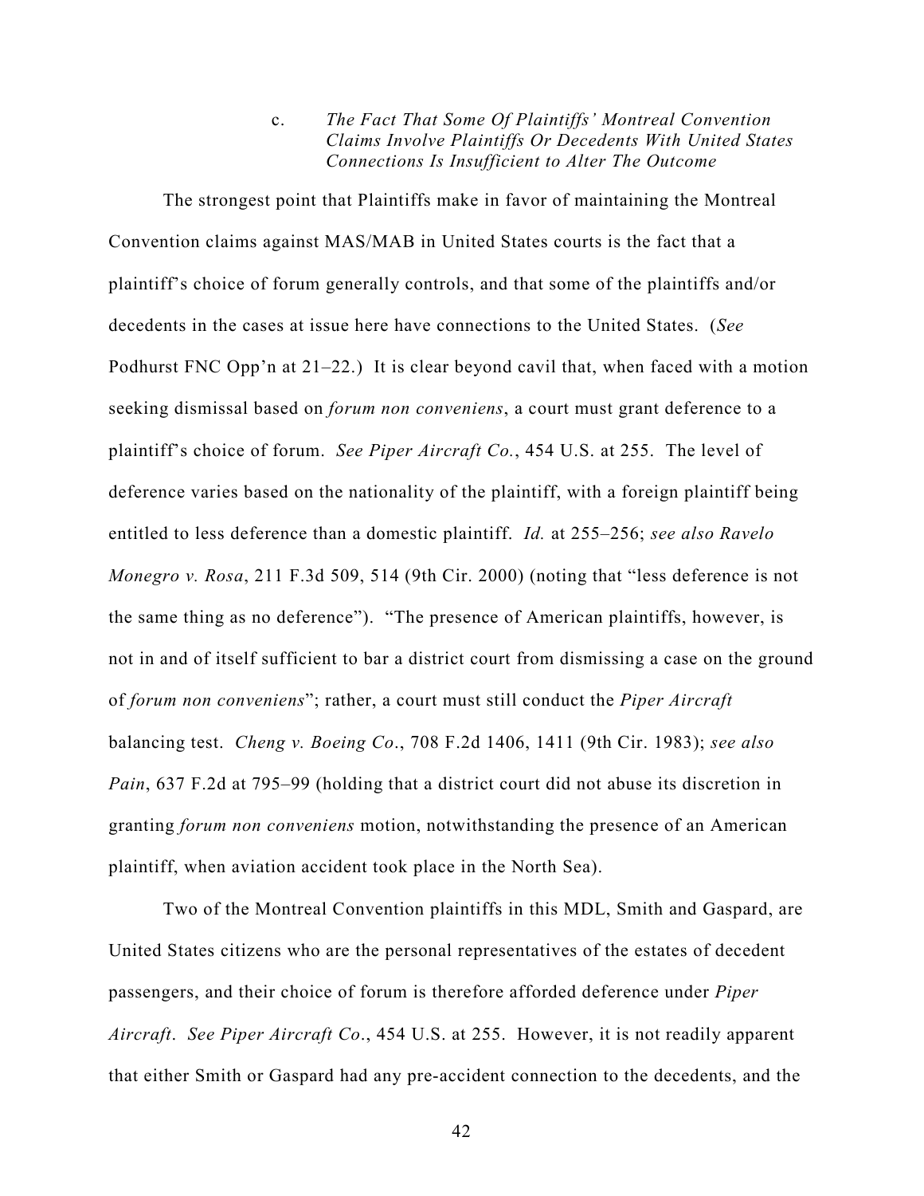c. *The Fact That Some Of Plaintiffs' Montreal Convention Claims Involve Plaintiffs Or Decedents With United States Connections Is Insufficient to Alter The Outcome*

The strongest point that Plaintiffs make in favor of maintaining the Montreal Convention claims against MAS/MAB in United States courts is the fact that a plaintiff's choice of forum generally controls, and that some of the plaintiffs and/or decedents in the cases at issue here have connections to the United States. (*See* Podhurst FNC Opp'n at 21–22.) It is clear beyond cavil that, when faced with a motion seeking dismissal based on *forum non conveniens*, a court must grant deference to a plaintiff's choice of forum. *See Piper Aircraft Co.*, 454 U.S. at 255. The level of deference varies based on the nationality of the plaintiff, with a foreign plaintiff being entitled to less deference than a domestic plaintiff. *Id.* at 255–256; *see also Ravelo Monegro v. Rosa*, 211 F.3d 509, 514 (9th Cir. 2000) (noting that "less deference is not the same thing as no deference"). "The presence of American plaintiffs, however, is not in and of itself sufficient to bar a district court from dismissing a case on the ground of *forum non conveniens*"; rather, a court must still conduct the *Piper Aircraft* balancing test. *Cheng v. Boeing Co*., 708 F.2d 1406, 1411 (9th Cir. 1983); *see also Pain*, 637 F.2d at 795–99 (holding that a district court did not abuse its discretion in granting *forum non conveniens* motion, notwithstanding the presence of an American plaintiff, when aviation accident took place in the North Sea).

Two of the Montreal Convention plaintiffs in this MDL, Smith and Gaspard, are United States citizens who are the personal representatives of the estates of decedent passengers, and their choice of forum is therefore afforded deference under *Piper Aircraft*. *See Piper Aircraft Co*., 454 U.S. at 255. However, it is not readily apparent that either Smith or Gaspard had any pre-accident connection to the decedents, and the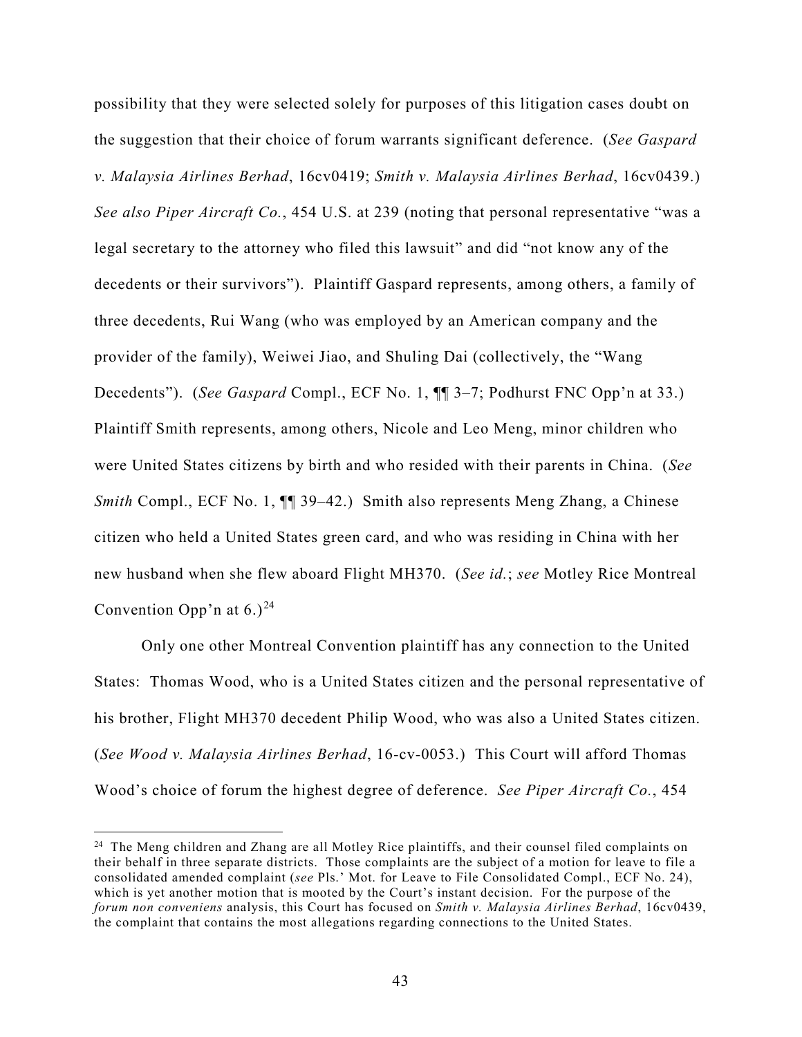possibility that they were selected solely for purposes of this litigation cases doubt on the suggestion that their choice of forum warrants significant deference. (*See Gaspard v. Malaysia Airlines Berhad*, 16cv0419; *Smith v. Malaysia Airlines Berhad*, 16cv0439.) *See also Piper Aircraft Co.*, 454 U.S. at 239 (noting that personal representative "was a legal secretary to the attorney who filed this lawsuit" and did "not know any of the decedents or their survivors"). Plaintiff Gaspard represents, among others, a family of three decedents, Rui Wang (who was employed by an American company and the provider of the family), Weiwei Jiao, and Shuling Dai (collectively, the "Wang Decedents"). (*See Gaspard* Compl., ECF No. 1, ¶¶ 3–7; Podhurst FNC Opp'n at 33.) Plaintiff Smith represents, among others, Nicole and Leo Meng, minor children who were United States citizens by birth and who resided with their parents in China. (*See Smith* Compl., ECF No. 1, ¶¶ 39–42.) Smith also represents Meng Zhang, a Chinese citizen who held a United States green card, and who was residing in China with her new husband when she flew aboard Flight MH370. (*See id.*; *see* Motley Rice Montreal Convention Opp'n at 6.)[24]

Only one other Montreal Convention plaintiff has any connection to the United States: Thomas Wood, who is a United States citizen and the personal representative of his brother, Flight MH370 decedent Philip Wood, who was also a United States citizen. (*See Wood v. Malaysia Airlines Berhad*, 16-cv-0053.) This Court will afford Thomas Wood's choice of forum the highest degree of deference. *See Piper Aircraft Co.*, 454

---

[24] The Meng children and Zhang are all Motley Rice plaintiffs, and their counsel filed complaints on their behalf in three separate districts. Those complaints are the subject of a motion for leave to file a consolidated amended complaint (*see* Pls.' Mot. for Leave to File Consolidated Compl., ECF No. 24), which is yet another motion that is mooted by the Court's instant decision. For the purpose of the *forum non conveniens* analysis, this Court has focused on *Smith v. Malaysia Airlines Berhad*, 16cv0439, the complaint that contains the most allegations regarding connections to the United States.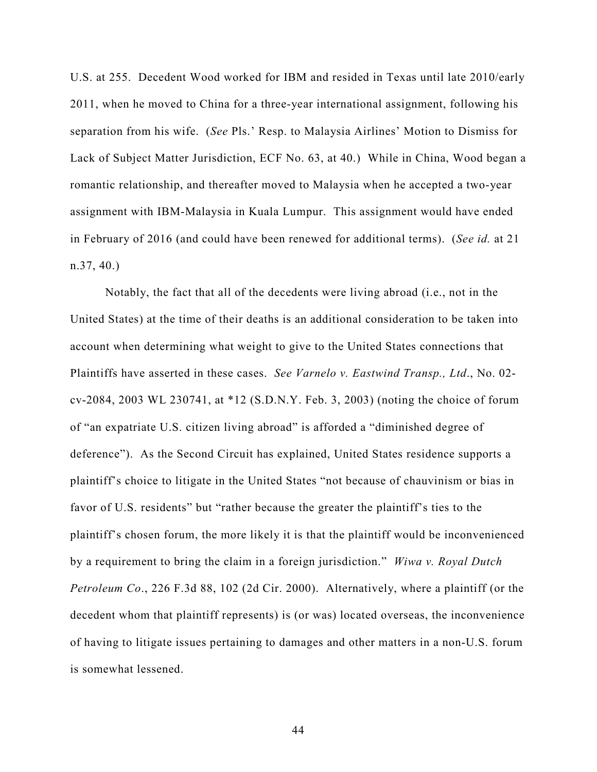U.S. at 255. Decedent Wood worked for IBM and resided in Texas until late 2010/early 2011, when he moved to China for a three-year international assignment, following his separation from his wife. (*See* Pls.' Resp. to Malaysia Airlines' Motion to Dismiss for Lack of Subject Matter Jurisdiction, ECF No. 63, at 40.) While in China, Wood began a romantic relationship, and thereafter moved to Malaysia when he accepted a two-year assignment with IBM-Malaysia in Kuala Lumpur. This assignment would have ended in February of 2016 (and could have been renewed for additional terms). (*See id.* at 21 n.37, 40.)

Notably, the fact that all of the decedents were living abroad (i.e., not in the United States) at the time of their deaths is an additional consideration to be taken into account when determining what weight to give to the United States connections that Plaintiffs have asserted in these cases. *See Varnelo v. Eastwind Transp., Ltd*., No. 02-cv-2084, 2003 WL 230741, at *12 (S.D.N.Y. Feb. 3, 2003) (noting the choice of forum of "an expatriate U.S. citizen living abroad" is afforded a "diminished degree of deference"). As the Second Circuit has explained, United States residence supports a plaintiff's choice to litigate in the United States "not because of chauvinism or bias in favor of U.S. residents" but "rather because the greater the plaintiff's ties to the plaintiff's chosen forum, the more likely it is that the plaintiff would be inconvenienced by a requirement to bring the claim in a foreign jurisdiction." *Wiwa v. Royal Dutch Petroleum Co*., 226 F.3d 88, 102 (2d Cir. 2000). Alternatively, where a plaintiff (or the decedent whom that plaintiff represents) is (or was) located overseas, the inconvenience of having to litigate issues pertaining to damages and other matters in a non-U.S. forum is somewhat lessened.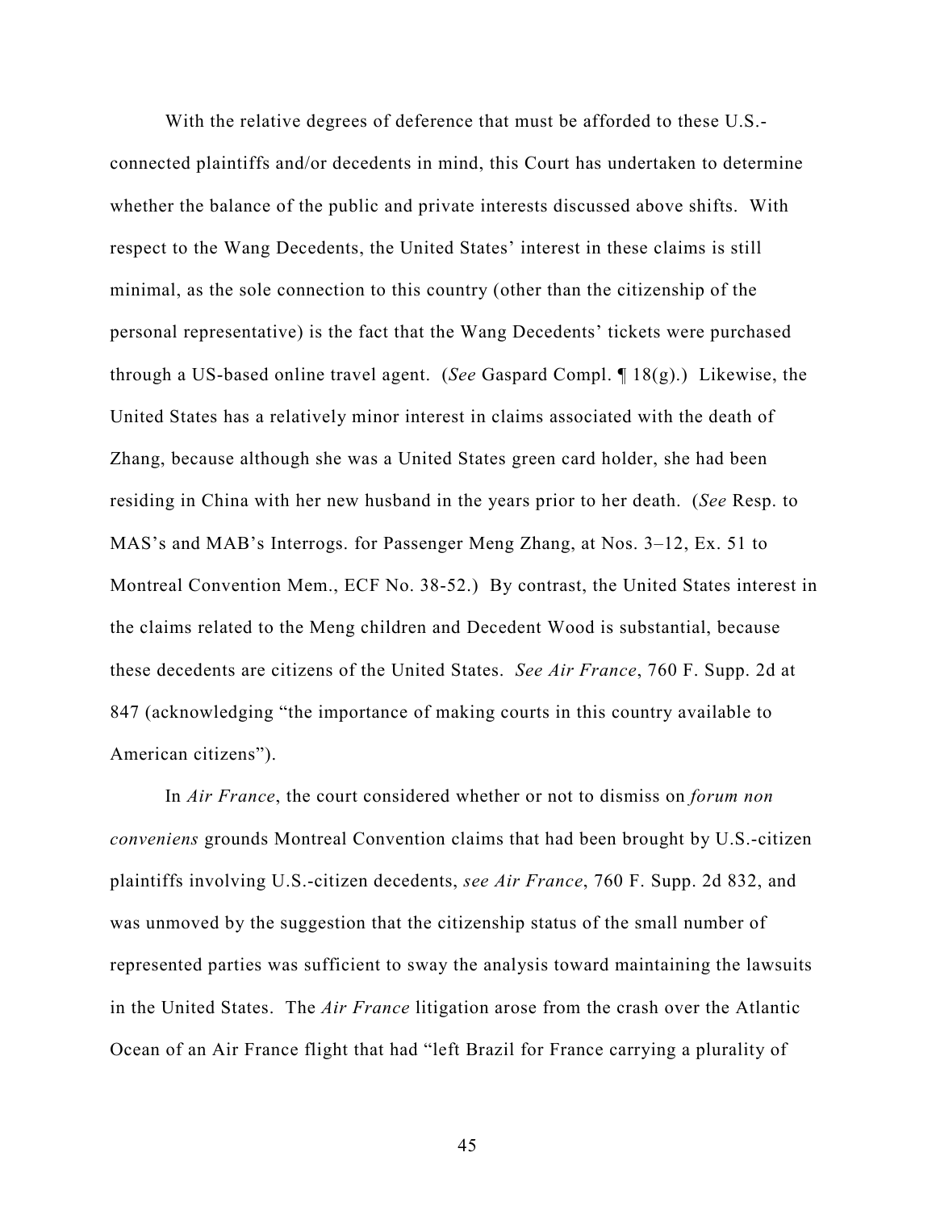With the relative degrees of deference that must be afforded to these U.S.-connected plaintiffs and/or decedents in mind, this Court has undertaken to determine whether the balance of the public and private interests discussed above shifts. With respect to the Wang Decedents, the United States' interest in these claims is still minimal, as the sole connection to this country (other than the citizenship of the personal representative) is the fact that the Wang Decedents' tickets were purchased through a US-based online travel agent. (*See* Gaspard Compl. ¶ 18(g).) Likewise, the United States has a relatively minor interest in claims associated with the death of Zhang, because although she was a United States green card holder, she had been residing in China with her new husband in the years prior to her death. (*See* Resp. to MAS's and MAB's Interrogs. for Passenger Meng Zhang, at Nos. 3–12, Ex. 51 to Montreal Convention Mem., ECF No. 38-52.) By contrast, the United States interest in the claims related to the Meng children and Decedent Wood is substantial, because these decedents are citizens of the United States. *See Air France*, 760 F. Supp. 2d at 847 (acknowledging "the importance of making courts in this country available to American citizens").

In *Air France*, the court considered whether or not to dismiss on *forum non conveniens* grounds Montreal Convention claims that had been brought by U.S.-citizen plaintiffs involving U.S.-citizen decedents, *see Air France*, 760 F. Supp. 2d 832, and was unmoved by the suggestion that the citizenship status of the small number of represented parties was sufficient to sway the analysis toward maintaining the lawsuits in the United States. The *Air France* litigation arose from the crash over the Atlantic Ocean of an Air France flight that had "left Brazil for France carrying a plurality of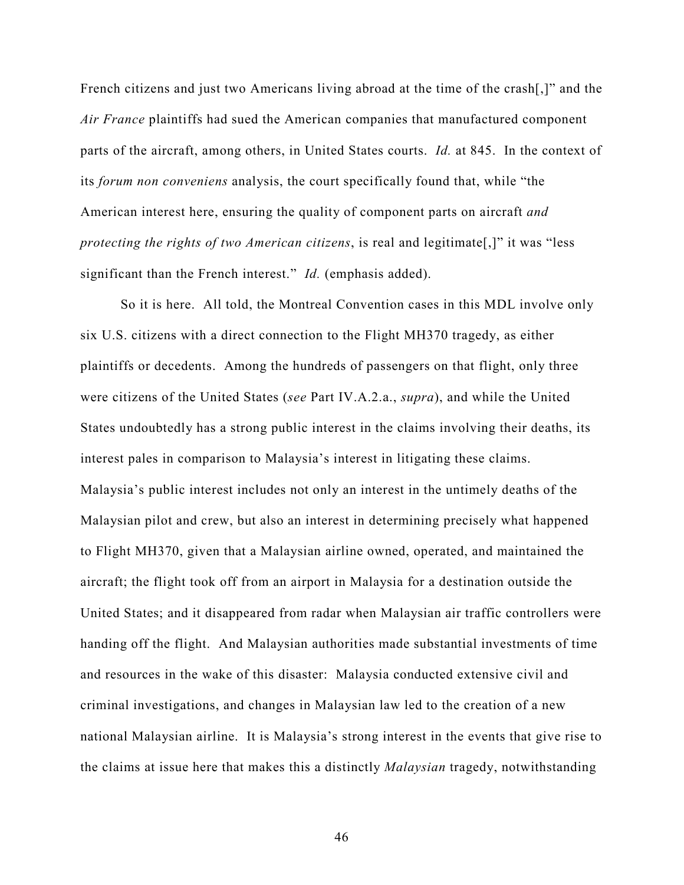French citizens and just two Americans living abroad at the time of the crash[,]" and the *Air France* plaintiffs had sued the American companies that manufactured component parts of the aircraft, among others, in United States courts. *Id.* at 845. In the context of its *forum non conveniens* analysis, the court specifically found that, while "the American interest here, ensuring the quality of component parts on aircraft *and protecting the rights of two American citizens*, is real and legitimate[,]" it was "less significant than the French interest." *Id.* (emphasis added).

So it is here. All told, the Montreal Convention cases in this MDL involve only six U.S. citizens with a direct connection to the Flight MH370 tragedy, as either plaintiffs or decedents. Among the hundreds of passengers on that flight, only three were citizens of the United States (*see* Part IV.A.2.a., *supra*), and while the United States undoubtedly has a strong public interest in the claims involving their deaths, its interest pales in comparison to Malaysia's interest in litigating these claims. Malaysia's public interest includes not only an interest in the untimely deaths of the Malaysian pilot and crew, but also an interest in determining precisely what happened to Flight MH370, given that a Malaysian airline owned, operated, and maintained the aircraft; the flight took off from an airport in Malaysia for a destination outside the United States; and it disappeared from radar when Malaysian air traffic controllers were handing off the flight. And Malaysian authorities made substantial investments of time and resources in the wake of this disaster: Malaysia conducted extensive civil and criminal investigations, and changes in Malaysian law led to the creation of a new national Malaysian airline. It is Malaysia's strong interest in the events that give rise to the claims at issue here that makes this a distinctly *Malaysian* tragedy, notwithstanding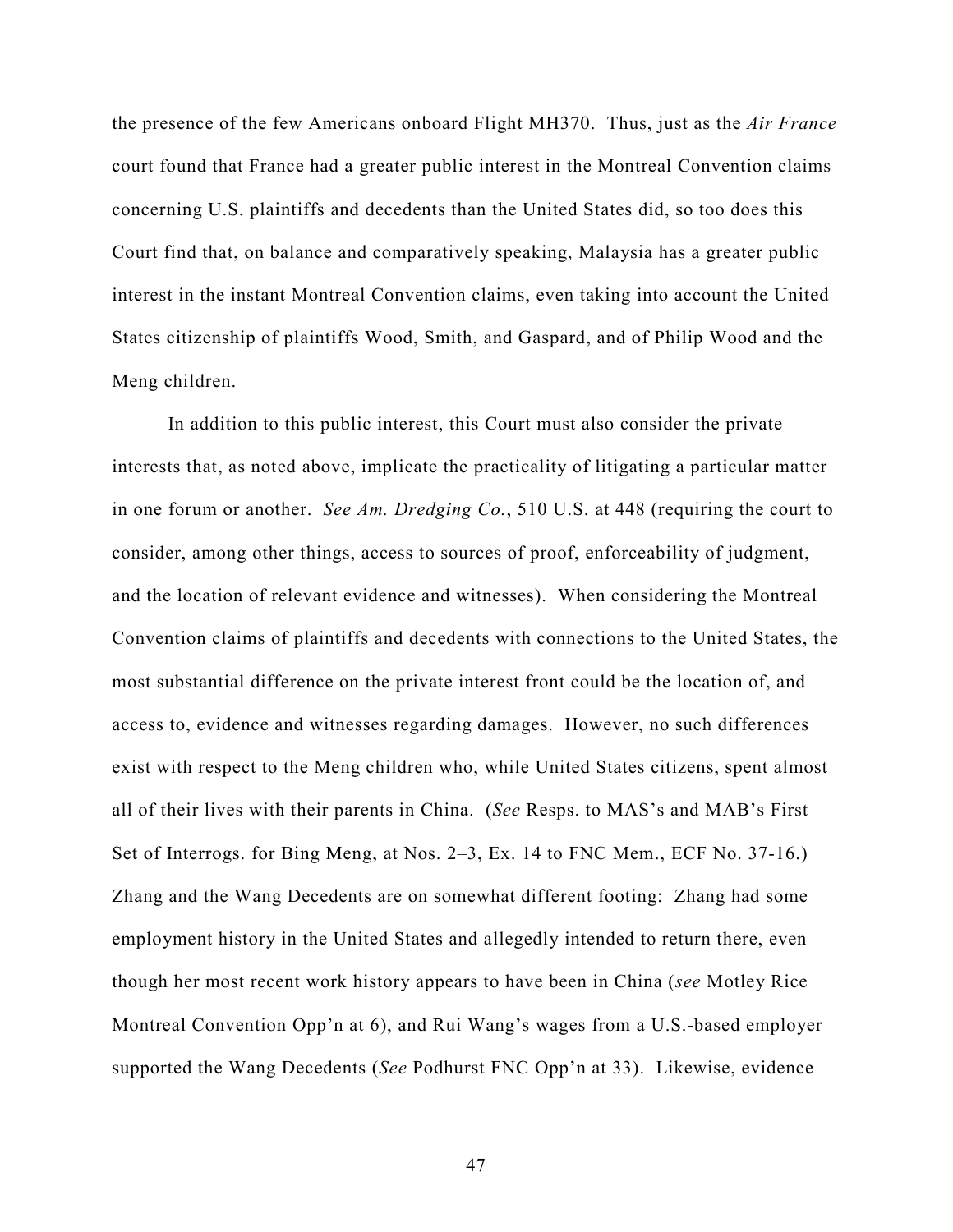the presence of the few Americans onboard Flight MH370. Thus, just as the *Air France* court found that France had a greater public interest in the Montreal Convention claims concerning U.S. plaintiffs and decedents than the United States did, so too does this Court find that, on balance and comparatively speaking, Malaysia has a greater public interest in the instant Montreal Convention claims, even taking into account the United States citizenship of plaintiffs Wood, Smith, and Gaspard, and of Philip Wood and the Meng children.

In addition to this public interest, this Court must also consider the private interests that, as noted above, implicate the practicality of litigating a particular matter in one forum or another. *See Am. Dredging Co.*, 510 U.S. at 448 (requiring the court to consider, among other things, access to sources of proof, enforceability of judgment, and the location of relevant evidence and witnesses). When considering the Montreal Convention claims of plaintiffs and decedents with connections to the United States, the most substantial difference on the private interest front could be the location of, and access to, evidence and witnesses regarding damages. However, no such differences exist with respect to the Meng children who, while United States citizens, spent almost all of their lives with their parents in China. (*See* Resps. to MAS's and MAB's First Set of Interrogs. for Bing Meng, at Nos. 2–3, Ex. 14 to FNC Mem., ECF No. 37-16.) Zhang and the Wang Decedents are on somewhat different footing: Zhang had some employment history in the United States and allegedly intended to return there, even though her most recent work history appears to have been in China (*see* Motley Rice Montreal Convention Opp'n at 6), and Rui Wang's wages from a U.S.-based employer supported the Wang Decedents (*See* Podhurst FNC Opp'n at 33). Likewise, evidence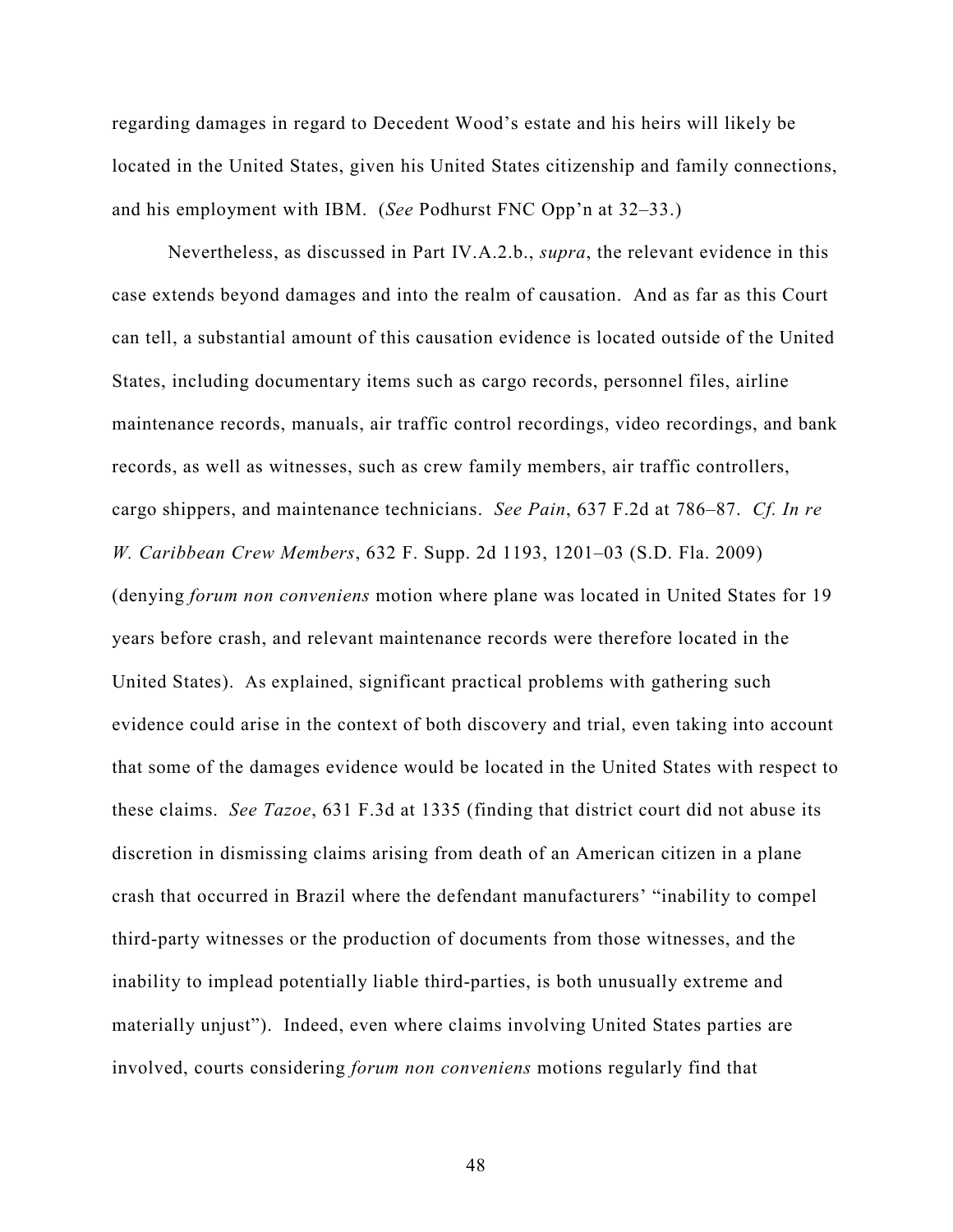regarding damages in regard to Decedent Wood's estate and his heirs will likely be located in the United States, given his United States citizenship and family connections, and his employment with IBM. (*See* Podhurst FNC Opp'n at 32–33.)

Nevertheless, as discussed in Part IV.A.2.b., *supra*, the relevant evidence in this case extends beyond damages and into the realm of causation. And as far as this Court can tell, a substantial amount of this causation evidence is located outside of the United States, including documentary items such as cargo records, personnel files, airline maintenance records, manuals, air traffic control recordings, video recordings, and bank records, as well as witnesses, such as crew family members, air traffic controllers, cargo shippers, and maintenance technicians. *See Pain*, 637 F.2d at 786–87. *Cf. In re W. Caribbean Crew Members*, 632 F. Supp. 2d 1193, 1201–03 (S.D. Fla. 2009) (denying *forum non conveniens* motion where plane was located in United States for 19 years before crash, and relevant maintenance records were therefore located in the United States). As explained, significant practical problems with gathering such evidence could arise in the context of both discovery and trial, even taking into account that some of the damages evidence would be located in the United States with respect to these claims. *See Tazoe*, 631 F.3d at 1335 (finding that district court did not abuse its discretion in dismissing claims arising from death of an American citizen in a plane crash that occurred in Brazil where the defendant manufacturers' "inability to compel third-party witnesses or the production of documents from those witnesses, and the inability to implead potentially liable third-parties, is both unusually extreme and materially unjust"). Indeed, even where claims involving United States parties are involved, courts considering *forum non conveniens* motions regularly find that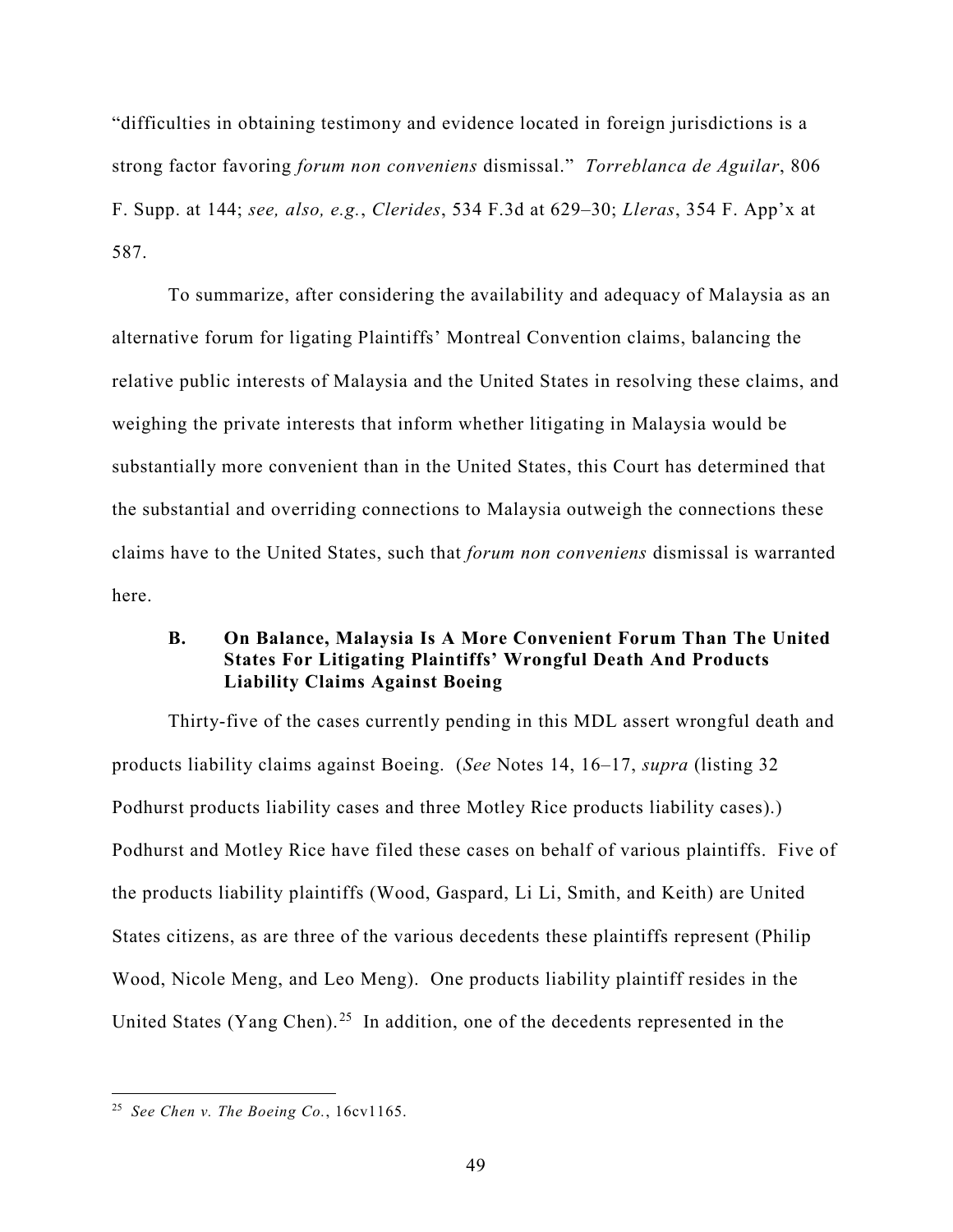"difficulties in obtaining testimony and evidence located in foreign jurisdictions is a strong factor favoring *forum non conveniens* dismissal." *Torreblanca de Aguilar*, 806 F. Supp. at 144; *see, also, e.g.*, *Clerides*, 534 F.3d at 629–30; *Lleras*, 354 F. App'x at 587.

To summarize, after considering the availability and adequacy of Malaysia as an alternative forum for ligating Plaintiffs' Montreal Convention claims, balancing the relative public interests of Malaysia and the United States in resolving these claims, and weighing the private interests that inform whether litigating in Malaysia would be substantially more convenient than in the United States, this Court has determined that the substantial and overriding connections to Malaysia outweigh the connections these claims have to the United States, such that *forum non conveniens* dismissal is warranted here.

### B. On Balance, Malaysia Is A More Convenient Forum Than The United States For Litigating Plaintiffs' Wrongful Death And Products Liability Claims Against Boeing

Thirty-five of the cases currently pending in this MDL assert wrongful death and products liability claims against Boeing. (*See* Notes 14, 16–17, *supra* (listing 32 Podhurst products liability cases and three Motley Rice products liability cases).) Podhurst and Motley Rice have filed these cases on behalf of various plaintiffs. Five of the products liability plaintiffs (Wood, Gaspard, Li Li, Smith, and Keith) are United States citizens, as are three of the various decedents these plaintiffs represent (Philip Wood, Nicole Meng, and Leo Meng). One products liability plaintiff resides in the United States (Yang Chen).[25] In addition, one of the decedents represented in the

---

[25] *See Chen v. The Boeing Co.*, 16cv1165.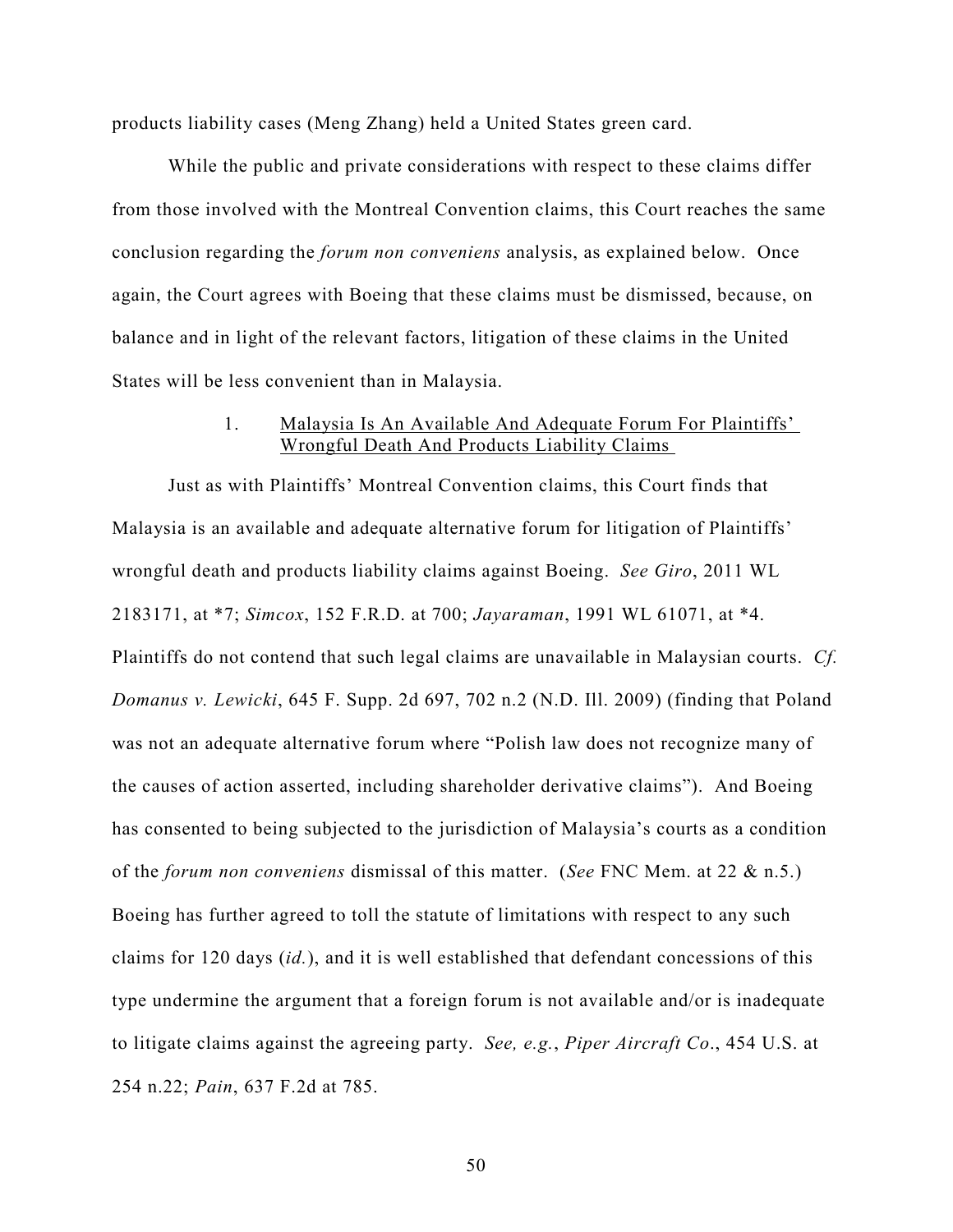products liability cases (Meng Zhang) held a United States green card.

While the public and private considerations with respect to these claims differ from those involved with the Montreal Convention claims, this Court reaches the same conclusion regarding the *forum non conveniens* analysis, as explained below. Once again, the Court agrees with Boeing that these claims must be dismissed, because, on balance and in light of the relevant factors, litigation of these claims in the United States will be less convenient than in Malaysia.

1. Malaysia Is An Available And Adequate Forum For Plaintiffs' Wrongful Death And Products Liability Claims

Just as with Plaintiffs' Montreal Convention claims, this Court finds that Malaysia is an available and adequate alternative forum for litigation of Plaintiffs' wrongful death and products liability claims against Boeing. *See Giro*, 2011 WL 2183171, at *7; *Simcox*, 152 F.R.D. at 700; *Jayaraman*, 1991 WL 61071, at *4. Plaintiffs do not contend that such legal claims are unavailable in Malaysian courts. *Cf. Domanus v. Lewicki*, 645 F. Supp. 2d 697, 702 n.2 (N.D. Ill. 2009) (finding that Poland was not an adequate alternative forum where "Polish law does not recognize many of the causes of action asserted, including shareholder derivative claims"). And Boeing has consented to being subjected to the jurisdiction of Malaysia's courts as a condition of the *forum non conveniens* dismissal of this matter. (*See* FNC Mem. at 22 & n.5.) Boeing has further agreed to toll the statute of limitations with respect to any such claims for 120 days (*id.*), and it is well established that defendant concessions of this type undermine the argument that a foreign forum is not available and/or is inadequate to litigate claims against the agreeing party. *See, e.g.*, *Piper Aircraft Co*., 454 U.S. at 254 n.22; *Pain*, 637 F.2d at 785.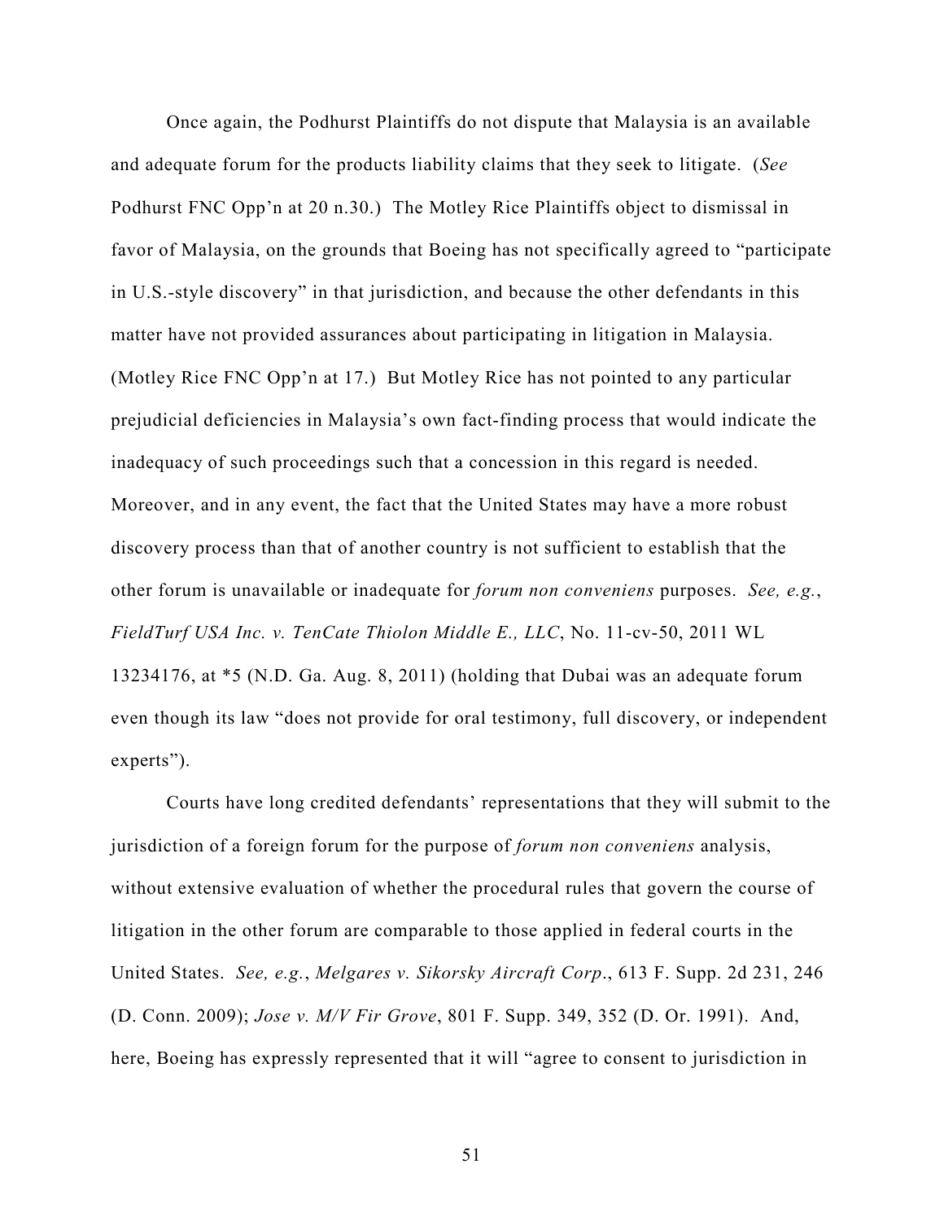Once again, the Podhurst Plaintiffs do not dispute that Malaysia is an available and adequate forum for the products liability claims that they seek to litigate. (*See* Podhurst FNC Opp'n at 20 n.30.) The Motley Rice Plaintiffs object to dismissal in favor of Malaysia, on the grounds that Boeing has not specifically agreed to "participate in U.S.-style discovery" in that jurisdiction, and because the other defendants in this matter have not provided assurances about participating in litigation in Malaysia. (Motley Rice FNC Opp'n at 17.) But Motley Rice has not pointed to any particular prejudicial deficiencies in Malaysia's own fact-finding process that would indicate the inadequacy of such proceedings such that a concession in this regard is needed. Moreover, and in any event, the fact that the United States may have a more robust discovery process than that of another country is not sufficient to establish that the other forum is unavailable or inadequate for *forum non conveniens* purposes. *See, e.g.*, *FieldTurf USA Inc. v. TenCate Thiolon Middle E., LLC*, No. 11-cv-50, 2011 WL 13234176, at *5 (N.D. Ga. Aug. 8, 2011) (holding that Dubai was an adequate forum even though its law "does not provide for oral testimony, full discovery, or independent experts").

Courts have long credited defendants' representations that they will submit to the jurisdiction of a foreign forum for the purpose of *forum non conveniens* analysis, without extensive evaluation of whether the procedural rules that govern the course of litigation in the other forum are comparable to those applied in federal courts in the United States. *See, e.g.*, *Melgares v. Sikorsky Aircraft Corp*., 613 F. Supp. 2d 231, 246 (D. Conn. 2009); *Jose v. M/V Fir Grove*, 801 F. Supp. 349, 352 (D. Or. 1991). And, here, Boeing has expressly represented that it will "agree to consent to jurisdiction in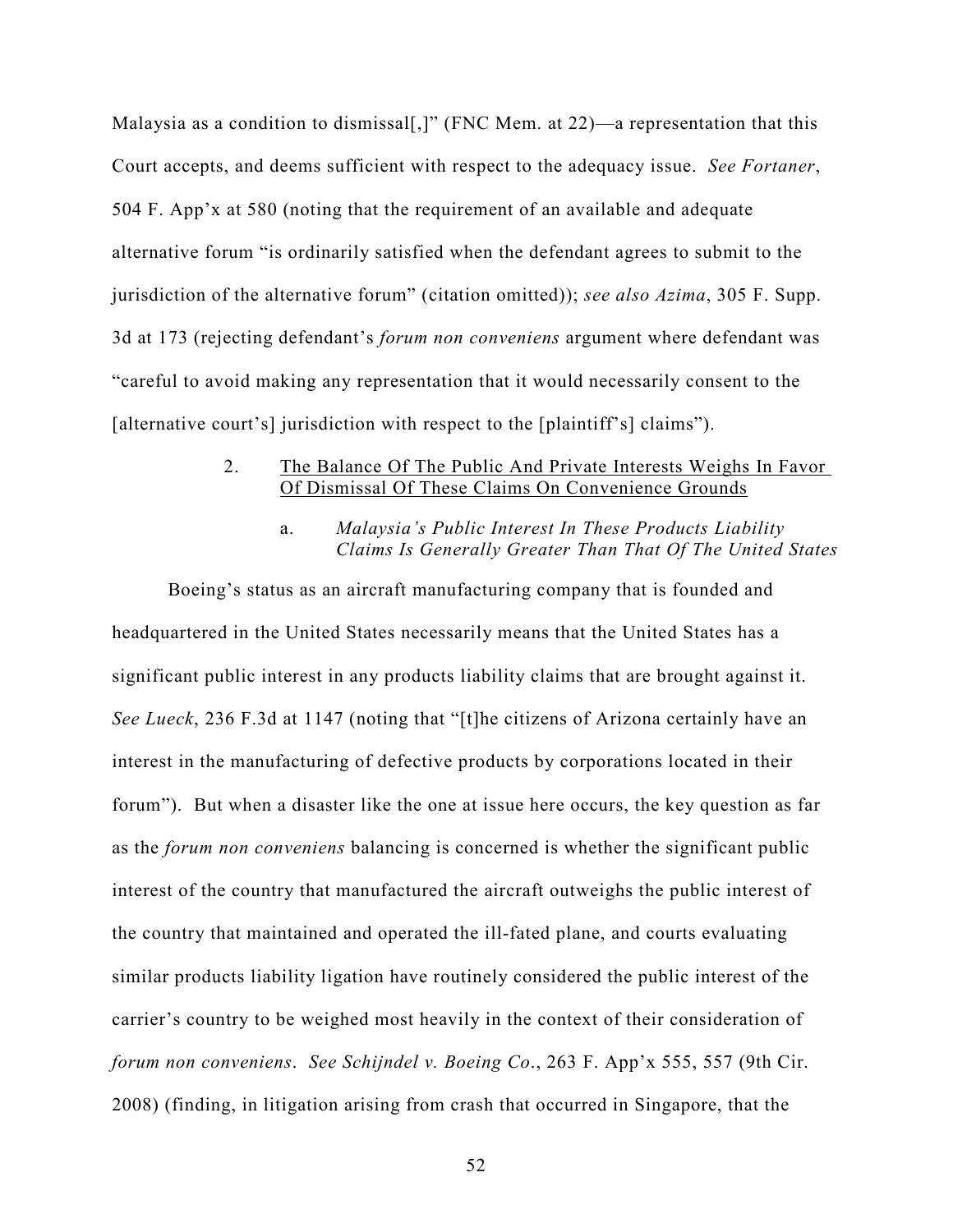Malaysia as a condition to dismissal[,]" (FNC Mem. at 22)—a representation that this Court accepts, and deems sufficient with respect to the adequacy issue. *See Fortaner*, 504 F. App'x at 580 (noting that the requirement of an available and adequate alternative forum "is ordinarily satisfied when the defendant agrees to submit to the jurisdiction of the alternative forum" (citation omitted)); *see also Azima*, 305 F. Supp. 3d at 173 (rejecting defendant's *forum non conveniens* argument where defendant was "careful to avoid making any representation that it would necessarily consent to the [alternative court's] jurisdiction with respect to the [plaintiff's] claims").

### 2. The Balance Of The Public And Private Interests Weighs In Favor Of Dismissal Of These Claims On Convenience Grounds

#### a. *Malaysia's Public Interest In These Products Liability Claims Is Generally Greater Than That Of The United States*

Boeing's status as an aircraft manufacturing company that is founded and headquartered in the United States necessarily means that the United States has a significant public interest in any products liability claims that are brought against it. *See Lueck*, 236 F.3d at 1147 (noting that "[t]he citizens of Arizona certainly have an interest in the manufacturing of defective products by corporations located in their forum"). But when a disaster like the one at issue here occurs, the key question as far as the *forum non conveniens* balancing is concerned is whether the significant public interest of the country that manufactured the aircraft outweighs the public interest of the country that maintained and operated the ill-fated plane, and courts evaluating similar products liability ligation have routinely considered the public interest of the carrier's country to be weighed most heavily in the context of their consideration of *forum non conveniens*. *See Schijndel v. Boeing Co.*, 263 F. App'x 555, 557 (9th Cir. 2008) (finding, in litigation arising from crash that occurred in Singapore, that the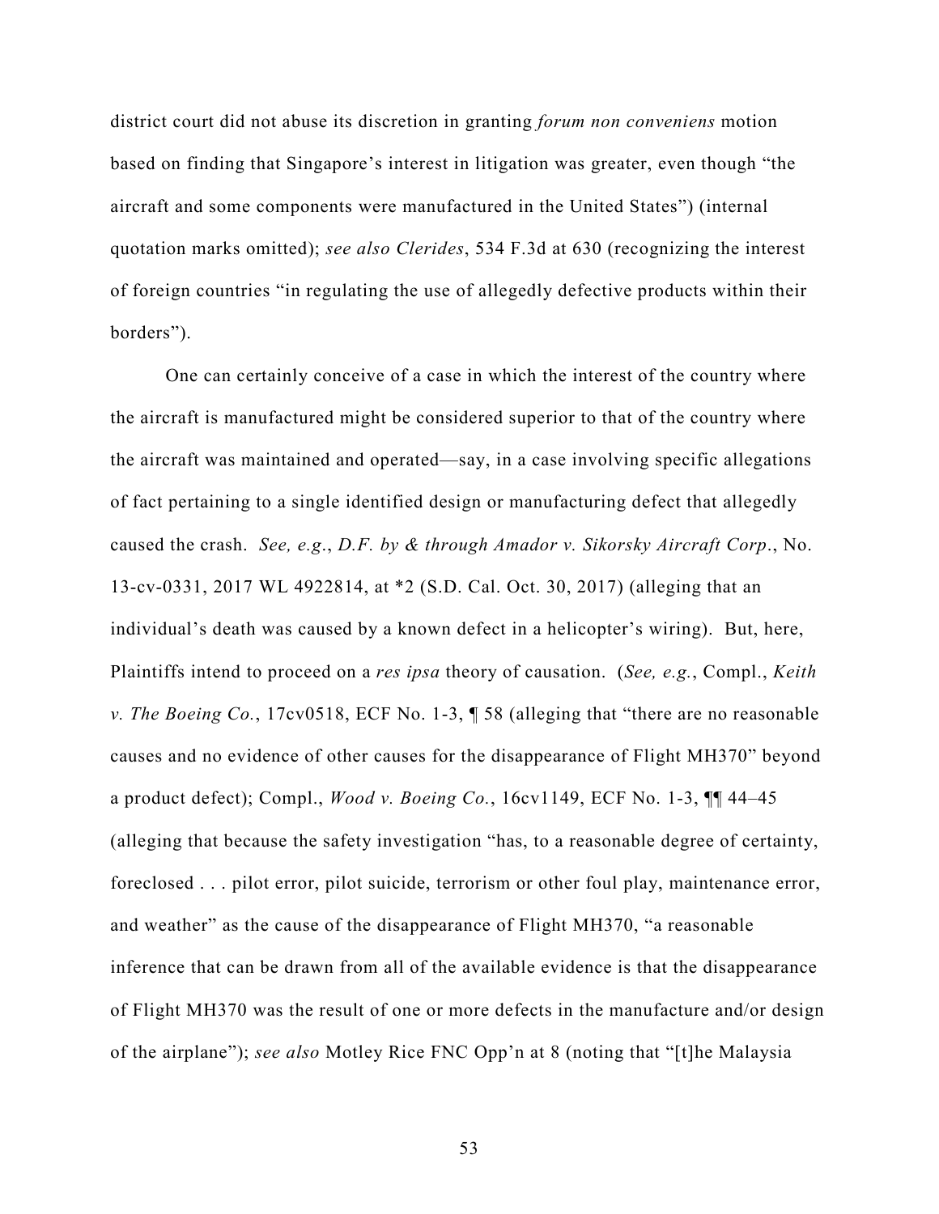district court did not abuse its discretion in granting *forum non conveniens* motion based on finding that Singapore's interest in litigation was greater, even though "the aircraft and some components were manufactured in the United States") (internal quotation marks omitted); *see also Clerides*, 534 F.3d at 630 (recognizing the interest of foreign countries "in regulating the use of allegedly defective products within their borders").

One can certainly conceive of a case in which the interest of the country where the aircraft is manufactured might be considered superior to that of the country where the aircraft was maintained and operated—say, in a case involving specific allegations of fact pertaining to a single identified design or manufacturing defect that allegedly caused the crash. *See, e.g*., *D.F. by & through Amador v. Sikorsky Aircraft Corp*., No. 13-cv-0331, 2017 WL 4922814, at *2 (S.D. Cal. Oct. 30, 2017) (alleging that an individual's death was caused by a known defect in a helicopter's wiring). But, here, Plaintiffs intend to proceed on a *res ipsa* theory of causation. (*See, e.g.*, Compl., *Keith v. The Boeing Co.*, 17cv0518, ECF No. 1-3, ¶ 58 (alleging that "there are no reasonable causes and no evidence of other causes for the disappearance of Flight MH370" beyond a product defect); Compl., *Wood v. Boeing Co.*, 16cv1149, ECF No. 1-3, ¶¶ 44–45 (alleging that because the safety investigation "has, to a reasonable degree of certainty, foreclosed . . . pilot error, pilot suicide, terrorism or other foul play, maintenance error, and weather" as the cause of the disappearance of Flight MH370, "a reasonable inference that can be drawn from all of the available evidence is that the disappearance of Flight MH370 was the result of one or more defects in the manufacture and/or design of the airplane"); *see also* Motley Rice FNC Opp'n at 8 (noting that "[t]he Malaysia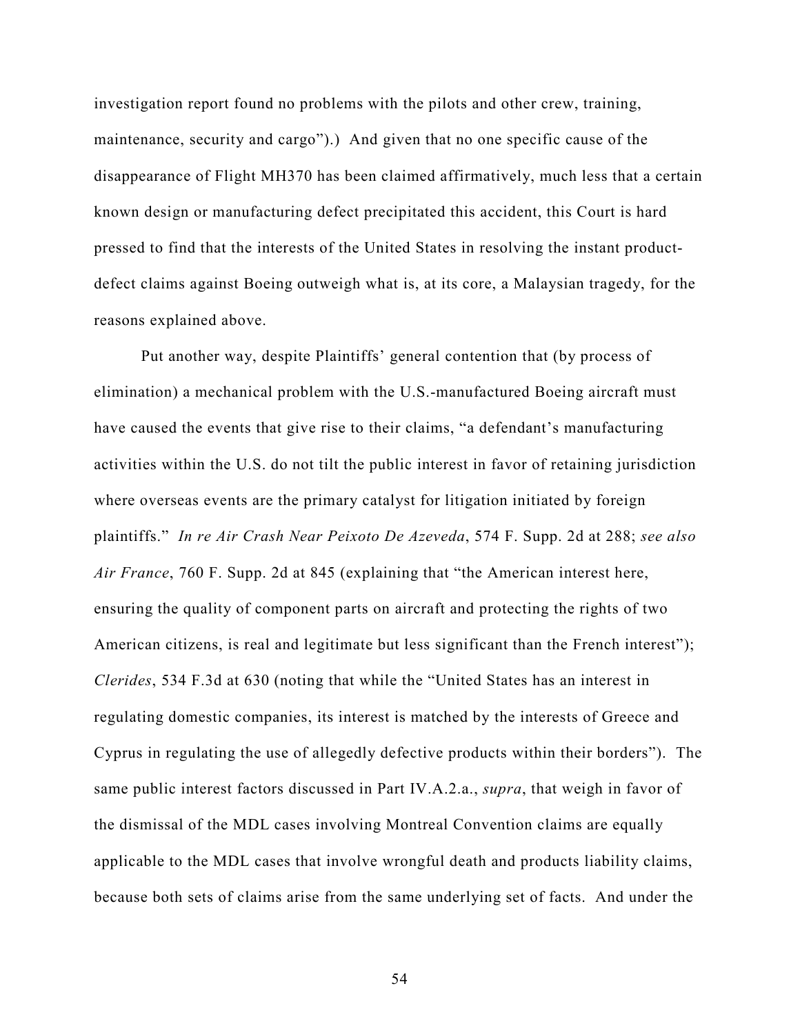investigation report found no problems with the pilots and other crew, training, maintenance, security and cargo").) And given that no one specific cause of the disappearance of Flight MH370 has been claimed affirmatively, much less that a certain known design or manufacturing defect precipitated this accident, this Court is hard pressed to find that the interests of the United States in resolving the instant product-defect claims against Boeing outweigh what is, at its core, a Malaysian tragedy, for the reasons explained above.

Put another way, despite Plaintiffs' general contention that (by process of elimination) a mechanical problem with the U.S.-manufactured Boeing aircraft must have caused the events that give rise to their claims, "a defendant's manufacturing activities within the U.S. do not tilt the public interest in favor of retaining jurisdiction where overseas events are the primary catalyst for litigation initiated by foreign plaintiffs." *In re Air Crash Near Peixoto De Azeveda*, 574 F. Supp. 2d at 288; *see also Air France*, 760 F. Supp. 2d at 845 (explaining that "the American interest here, ensuring the quality of component parts on aircraft and protecting the rights of two American citizens, is real and legitimate but less significant than the French interest"); *Clerides*, 534 F.3d at 630 (noting that while the "United States has an interest in regulating domestic companies, its interest is matched by the interests of Greece and Cyprus in regulating the use of allegedly defective products within their borders"). The same public interest factors discussed in Part IV.A.2.a., *supra*, that weigh in favor of the dismissal of the MDL cases involving Montreal Convention claims are equally applicable to the MDL cases that involve wrongful death and products liability claims, because both sets of claims arise from the same underlying set of facts. And under the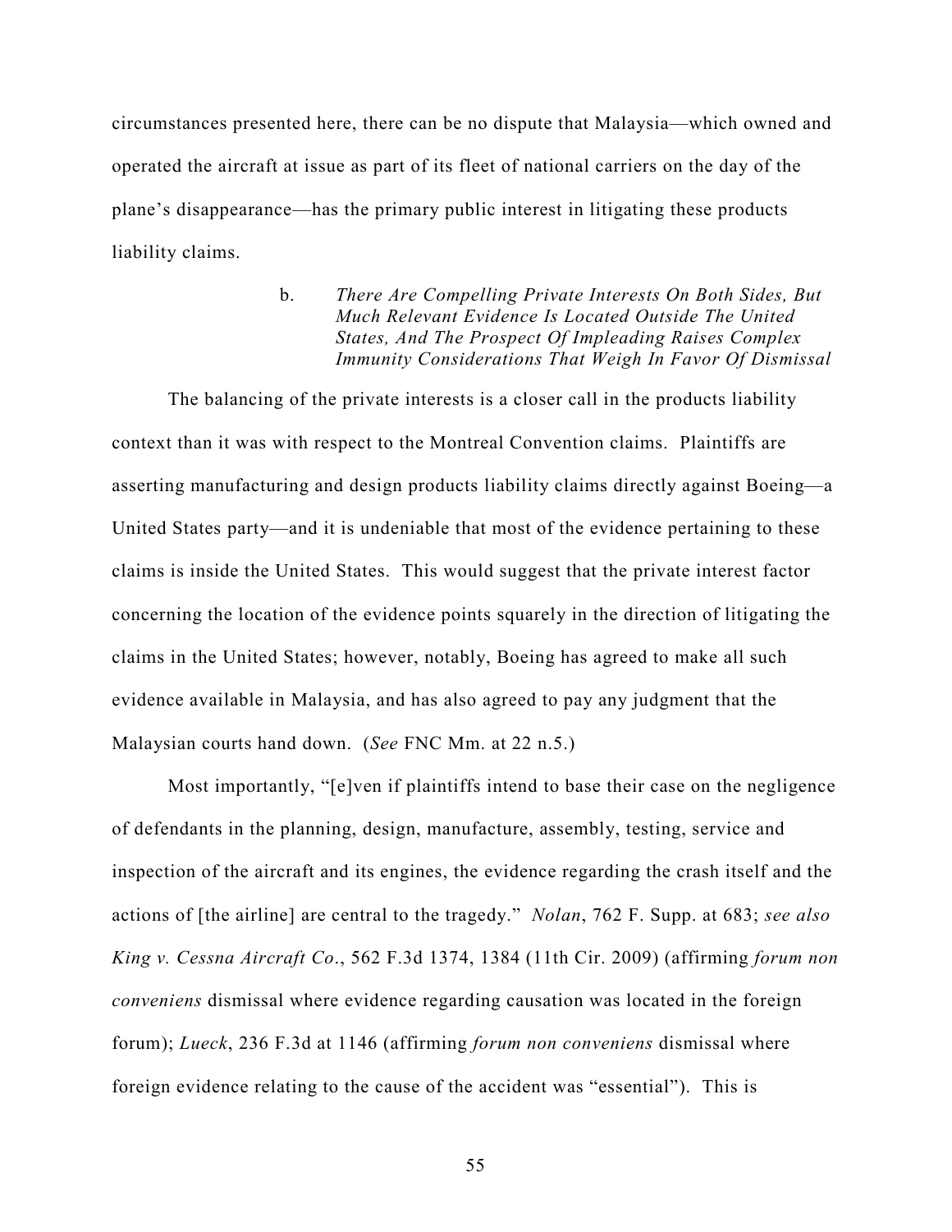circumstances presented here, there can be no dispute that Malaysia—which owned and operated the aircraft at issue as part of its fleet of national carriers on the day of the plane's disappearance—has the primary public interest in litigating these products liability claims.

b. *There Are Compelling Private Interests On Both Sides, But Much Relevant Evidence Is Located Outside The United States, And The Prospect Of Impleading Raises Complex Immunity Considerations That Weigh In Favor Of Dismissal*

The balancing of the private interests is a closer call in the products liability context than it was with respect to the Montreal Convention claims. Plaintiffs are asserting manufacturing and design products liability claims directly against Boeing—a United States party—and it is undeniable that most of the evidence pertaining to these claims is inside the United States. This would suggest that the private interest factor concerning the location of the evidence points squarely in the direction of litigating the claims in the United States; however, notably, Boeing has agreed to make all such evidence available in Malaysia, and has also agreed to pay any judgment that the Malaysian courts hand down. (*See* FNC Mm. at 22 n.5.)

Most importantly, "[e]ven if plaintiffs intend to base their case on the negligence of defendants in the planning, design, manufacture, assembly, testing, service and inspection of the aircraft and its engines, the evidence regarding the crash itself and the actions of [the airline] are central to the tragedy." *Nolan*, 762 F. Supp. at 683; *see also King v. Cessna Aircraft Co*., 562 F.3d 1374, 1384 (11th Cir. 2009) (affirming *forum non conveniens* dismissal where evidence regarding causation was located in the foreign forum); *Lueck*, 236 F.3d at 1146 (affirming *forum non conveniens* dismissal where foreign evidence relating to the cause of the accident was "essential"). This is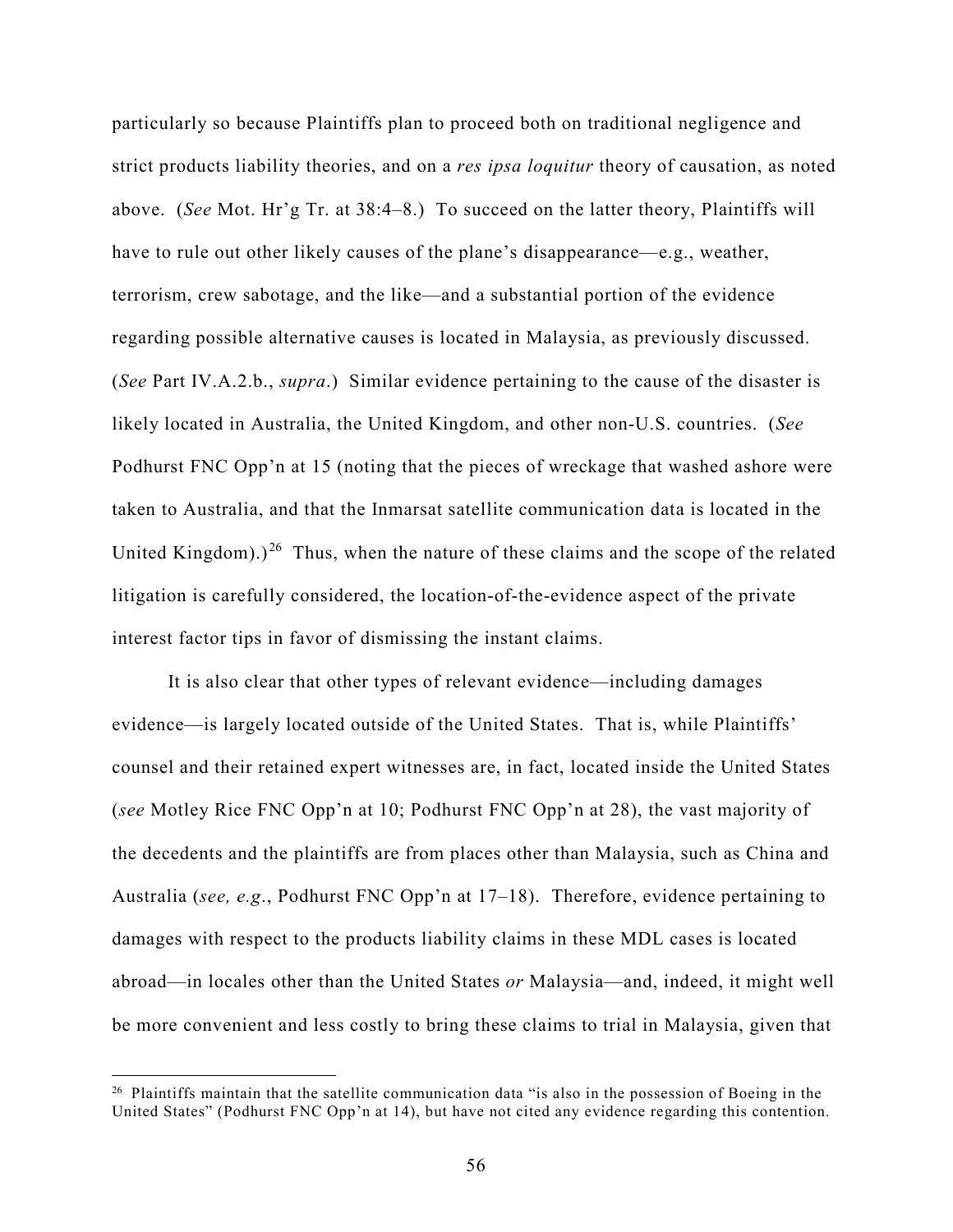particularly so because Plaintiffs plan to proceed both on traditional negligence and strict products liability theories, and on a *res ipsa loquitur* theory of causation, as noted above. (*See* Mot. Hr'g Tr. at 38:4–8.) To succeed on the latter theory, Plaintiffs will have to rule out other likely causes of the plane's disappearance—e.g., weather, terrorism, crew sabotage, and the like—and a substantial portion of the evidence regarding possible alternative causes is located in Malaysia, as previously discussed. (*See* Part IV.A.2.b., *supra*.) Similar evidence pertaining to the cause of the disaster is likely located in Australia, the United Kingdom, and other non-U.S. countries. (*See* Podhurst FNC Opp'n at 15 (noting that the pieces of wreckage that washed ashore were taken to Australia, and that the Inmarsat satellite communication data is located in the United Kingdom).)[26] Thus, when the nature of these claims and the scope of the related litigation is carefully considered, the location-of-the-evidence aspect of the private interest factor tips in favor of dismissing the instant claims.

It is also clear that other types of relevant evidence—including damages evidence—is largely located outside of the United States. That is, while Plaintiffs' counsel and their retained expert witnesses are, in fact, located inside the United States (*see* Motley Rice FNC Opp'n at 10; Podhurst FNC Opp'n at 28), the vast majority of the decedents and the plaintiffs are from places other than Malaysia, such as China and Australia (*see, e.g.*, Podhurst FNC Opp'n at 17–18). Therefore, evidence pertaining to damages with respect to the products liability claims in these MDL cases is located abroad—in locales other than the United States *or* Malaysia—and, indeed, it might well be more convenient and less costly to bring these claims to trial in Malaysia, given that

---

[26] Plaintiffs maintain that the satellite communication data "is also in the possession of Boeing in the United States" (Podhurst FNC Opp'n at 14), but have not cited any evidence regarding this contention.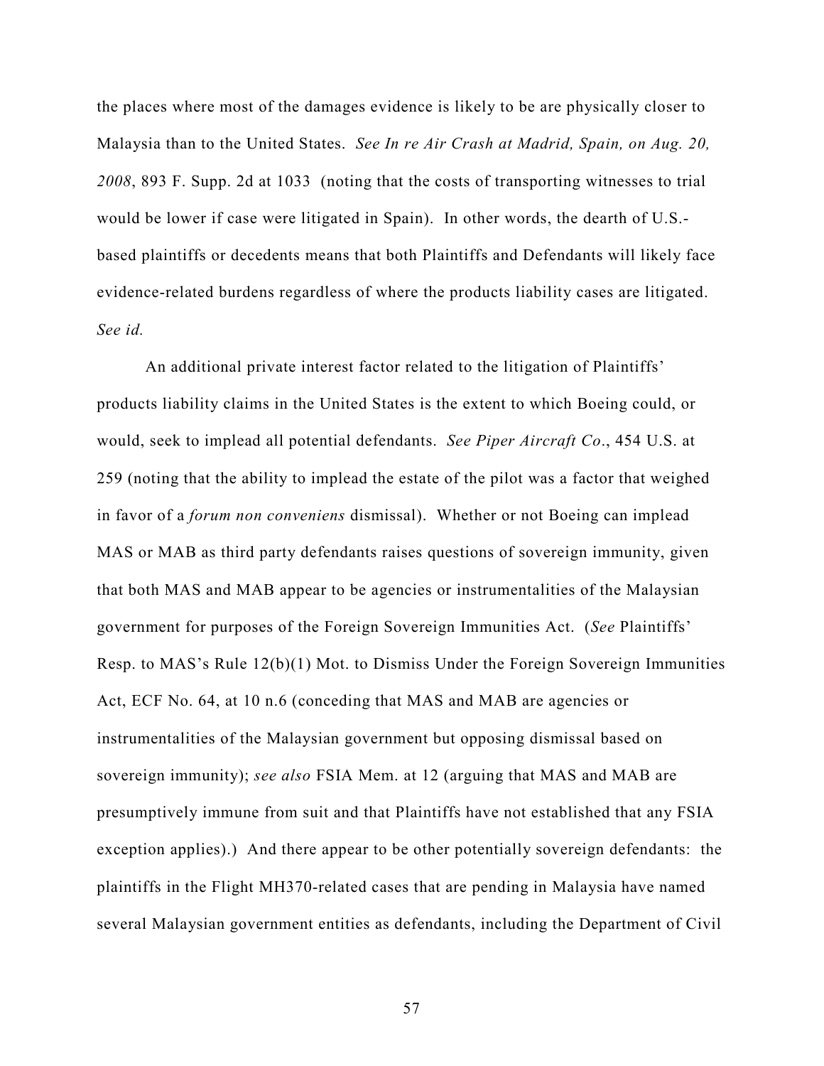the places where most of the damages evidence is likely to be are physically closer to Malaysia than to the United States. *See In re Air Crash at Madrid, Spain, on Aug. 20, 2008*, 893 F. Supp. 2d at 1033 (noting that the costs of transporting witnesses to trial would be lower if case were litigated in Spain). In other words, the dearth of U.S.-based plaintiffs or decedents means that both Plaintiffs and Defendants will likely face evidence-related burdens regardless of where the products liability cases are litigated. *See id.*

An additional private interest factor related to the litigation of Plaintiffs' products liability claims in the United States is the extent to which Boeing could, or would, seek to implead all potential defendants. *See Piper Aircraft Co*., 454 U.S. at 259 (noting that the ability to implead the estate of the pilot was a factor that weighed in favor of a *forum non conveniens* dismissal). Whether or not Boeing can implead MAS or MAB as third party defendants raises questions of sovereign immunity, given that both MAS and MAB appear to be agencies or instrumentalities of the Malaysian government for purposes of the Foreign Sovereign Immunities Act. (*See* Plaintiffs' Resp. to MAS's Rule 12(b)(1) Mot. to Dismiss Under the Foreign Sovereign Immunities Act, ECF No. 64, at 10 n.6 (conceding that MAS and MAB are agencies or instrumentalities of the Malaysian government but opposing dismissal based on sovereign immunity); *see also* FSIA Mem. at 12 (arguing that MAS and MAB are presumptively immune from suit and that Plaintiffs have not established that any FSIA exception applies).) And there appear to be other potentially sovereign defendants: the plaintiffs in the Flight MH370-related cases that are pending in Malaysia have named several Malaysian government entities as defendants, including the Department of Civil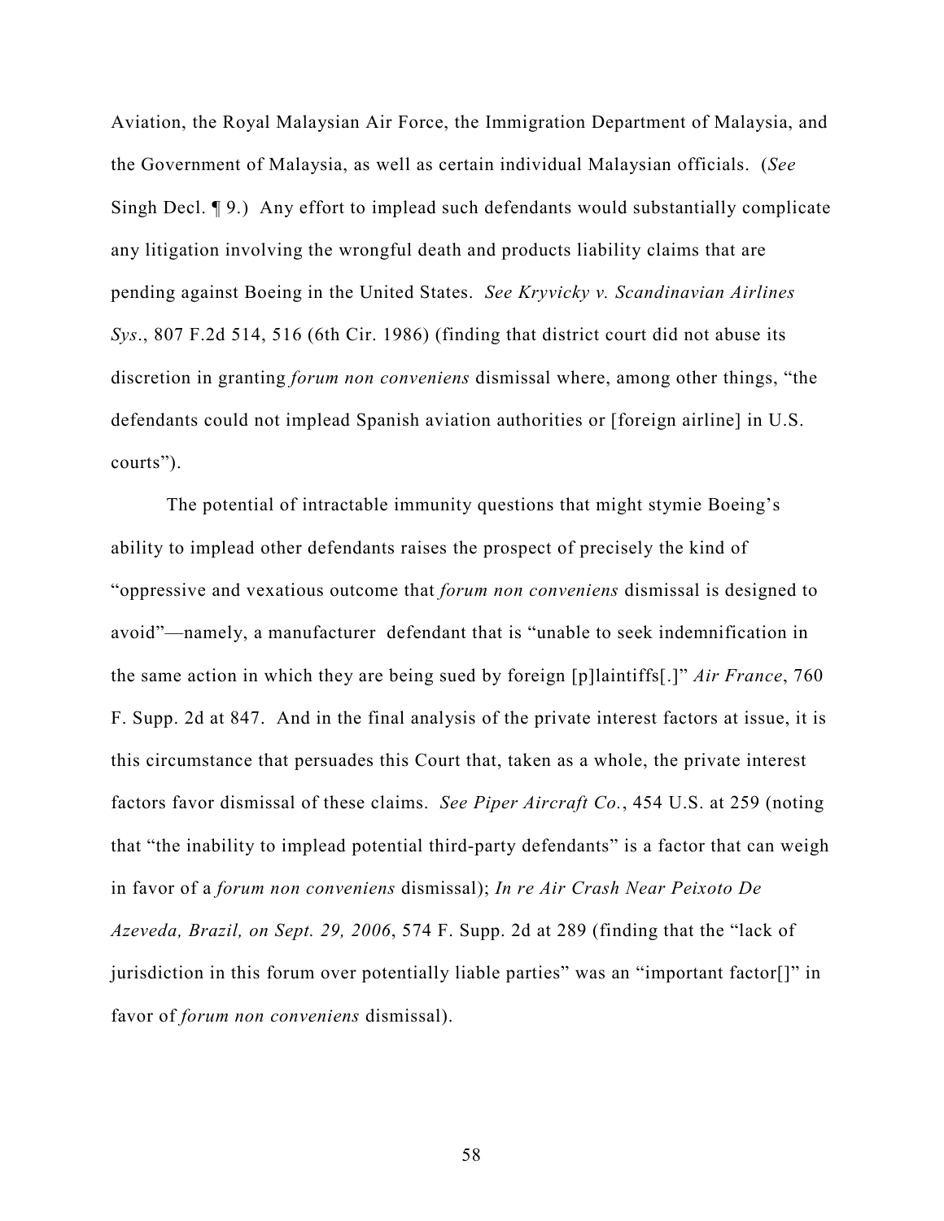Aviation, the Royal Malaysian Air Force, the Immigration Department of Malaysia, and the Government of Malaysia, as well as certain individual Malaysian officials. (*See* Singh Decl. ¶ 9.) Any effort to implead such defendants would substantially complicate any litigation involving the wrongful death and products liability claims that are pending against Boeing in the United States. *See Kryvicky v. Scandinavian Airlines Sys*., 807 F.2d 514, 516 (6th Cir. 1986) (finding that district court did not abuse its discretion in granting *forum non conveniens* dismissal where, among other things, "the defendants could not implead Spanish aviation authorities or [foreign airline] in U.S. courts").

The potential of intractable immunity questions that might stymie Boeing's ability to implead other defendants raises the prospect of precisely the kind of "oppressive and vexatious outcome that *forum non conveniens* dismissal is designed to avoid"—namely, a manufacturer defendant that is "unable to seek indemnification in the same action in which they are being sued by foreign [p]laintiffs[.]" *Air France*, 760 F. Supp. 2d at 847. And in the final analysis of the private interest factors at issue, it is this circumstance that persuades this Court that, taken as a whole, the private interest factors favor dismissal of these claims. *See Piper Aircraft Co.*, 454 U.S. at 259 (noting that "the inability to implead potential third-party defendants" is a factor that can weigh in favor of a *forum non conveniens* dismissal); *In re Air Crash Near Peixoto De Azeveda, Brazil, on Sept. 29, 2006*, 574 F. Supp. 2d at 289 (finding that the "lack of jurisdiction in this forum over potentially liable parties" was an "important factor[]" in favor of *forum non conveniens* dismissal).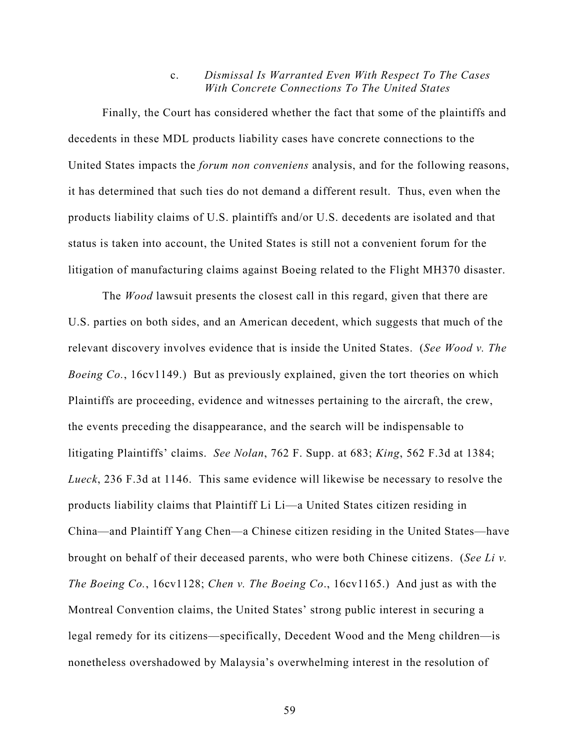### c. *Dismissal Is Warranted Even With Respect To The Cases With Concrete Connections To The United States*

Finally, the Court has considered whether the fact that some of the plaintiffs and decedents in these MDL products liability cases have concrete connections to the United States impacts the *forum non conveniens* analysis, and for the following reasons, it has determined that such ties do not demand a different result. Thus, even when the products liability claims of U.S. plaintiffs and/or U.S. decedents are isolated and that status is taken into account, the United States is still not a convenient forum for the litigation of manufacturing claims against Boeing related to the Flight MH370 disaster.

The *Wood* lawsuit presents the closest call in this regard, given that there are U.S. parties on both sides, and an American decedent, which suggests that much of the relevant discovery involves evidence that is inside the United States. (*See Wood v. The Boeing Co.*, 16cv1149.) But as previously explained, given the tort theories on which Plaintiffs are proceeding, evidence and witnesses pertaining to the aircraft, the crew, the events preceding the disappearance, and the search will be indispensable to litigating Plaintiffs' claims. *See Nolan*, 762 F. Supp. at 683; *King*, 562 F.3d at 1384; *Lueck*, 236 F.3d at 1146. This same evidence will likewise be necessary to resolve the products liability claims that Plaintiff Li Li—a United States citizen residing in China—and Plaintiff Yang Chen—a Chinese citizen residing in the United States—have brought on behalf of their deceased parents, who were both Chinese citizens. (*See Li v. The Boeing Co.*, 16cv1128; *Chen v. The Boeing Co*., 16cv1165.) And just as with the Montreal Convention claims, the United States' strong public interest in securing a legal remedy for its citizens—specifically, Decedent Wood and the Meng children—is nonetheless overshadowed by Malaysia's overwhelming interest in the resolution of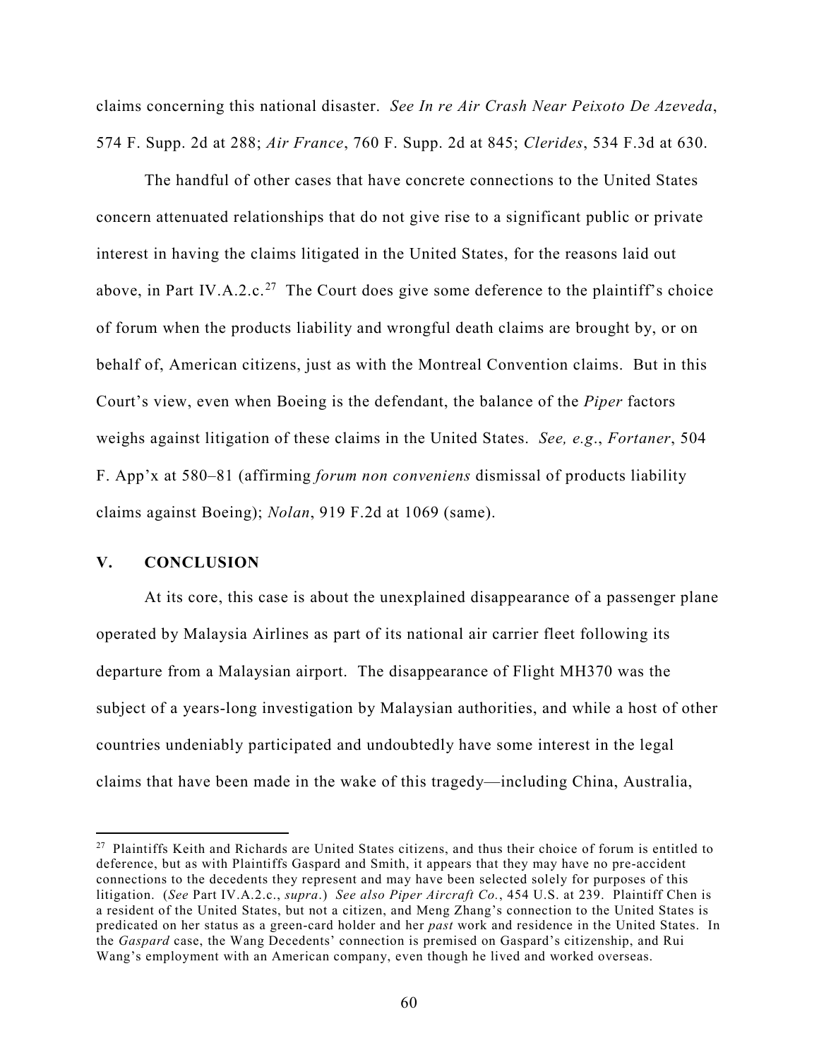claims concerning this national disaster. *See In re Air Crash Near Peixoto De Azeveda*, 574 F. Supp. 2d at 288; *Air France*, 760 F. Supp. 2d at 845; *Clerides*, 534 F.3d at 630.

The handful of other cases that have concrete connections to the United States concern attenuated relationships that do not give rise to a significant public or private interest in having the claims litigated in the United States, for the reasons laid out above, in Part IV.A.2.c.[27] The Court does give some deference to the plaintiff's choice of forum when the products liability and wrongful death claims are brought by, or on behalf of, American citizens, just as with the Montreal Convention claims. But in this Court's view, even when Boeing is the defendant, the balance of the *Piper* factors weighs against litigation of these claims in the United States. *See, e.g.*, *Fortaner*, 504 F. App'x at 580–81 (affirming *forum non conveniens* dismissal of products liability claims against Boeing); *Nolan*, 919 F.2d at 1069 (same).

## V. CONCLUSION

At its core, this case is about the unexplained disappearance of a passenger plane operated by Malaysia Airlines as part of its national air carrier fleet following its departure from a Malaysian airport. The disappearance of Flight MH370 was the subject of a years-long investigation by Malaysian authorities, and while a host of other countries undeniably participated and undoubtedly have some interest in the legal claims that have been made in the wake of this tragedy—including China, Australia,

---

[27] Plaintiffs Keith and Richards are United States citizens, and thus their choice of forum is entitled to deference, but as with Plaintiffs Gaspard and Smith, it appears that they may have no pre-accident connections to the decedents they represent and may have been selected solely for purposes of this litigation. (*See* Part IV.A.2.c., *supra*.) *See also Piper Aircraft Co.*, 454 U.S. at 239. Plaintiff Chen is a resident of the United States, but not a citizen, and Meng Zhang's connection to the United States is predicated on her status as a green-card holder and her *past* work and residence in the United States. In the *Gaspard* case, the Wang Decedents' connection is premised on Gaspard's citizenship, and Rui Wang's employment with an American company, even though he lived and worked overseas.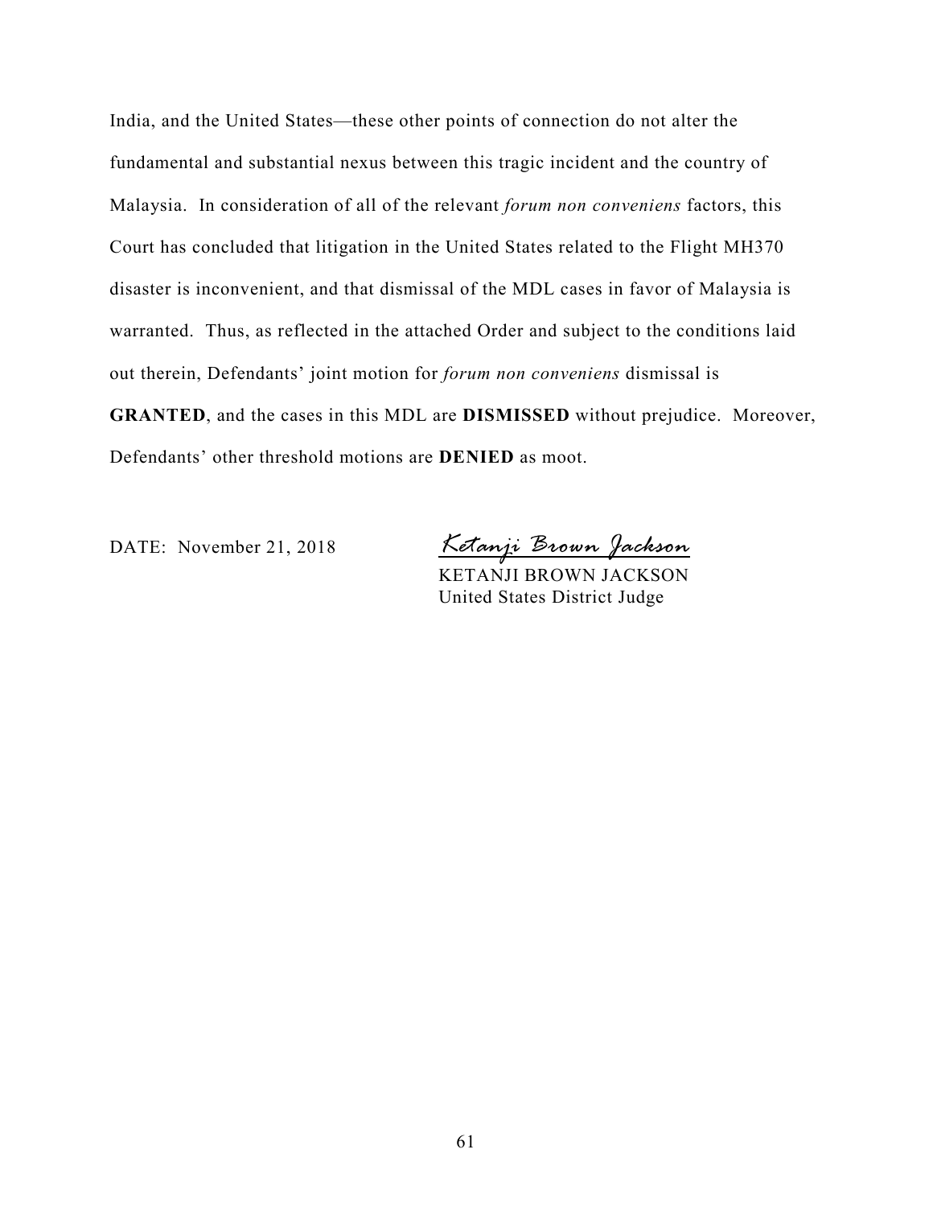India, and the United States—these other points of connection do not alter the fundamental and substantial nexus between this tragic incident and the country of Malaysia. In consideration of all of the relevant *forum non conveniens* factors, this Court has concluded that litigation in the United States related to the Flight MH370 disaster is inconvenient, and that dismissal of the MDL cases in favor of Malaysia is warranted. Thus, as reflected in the attached Order and subject to the conditions laid out therein, Defendants' joint motion for *forum non conveniens* dismissal is **GRANTED**, and the cases in this MDL are **DISMISSED** without prejudice. Moreover, Defendants' other threshold motions are **DENIED** as moot.

DATE: November 21, 2018

*Ketanji Brown Jackson*
KETANJI BROWN JACKSON
United States District Judge